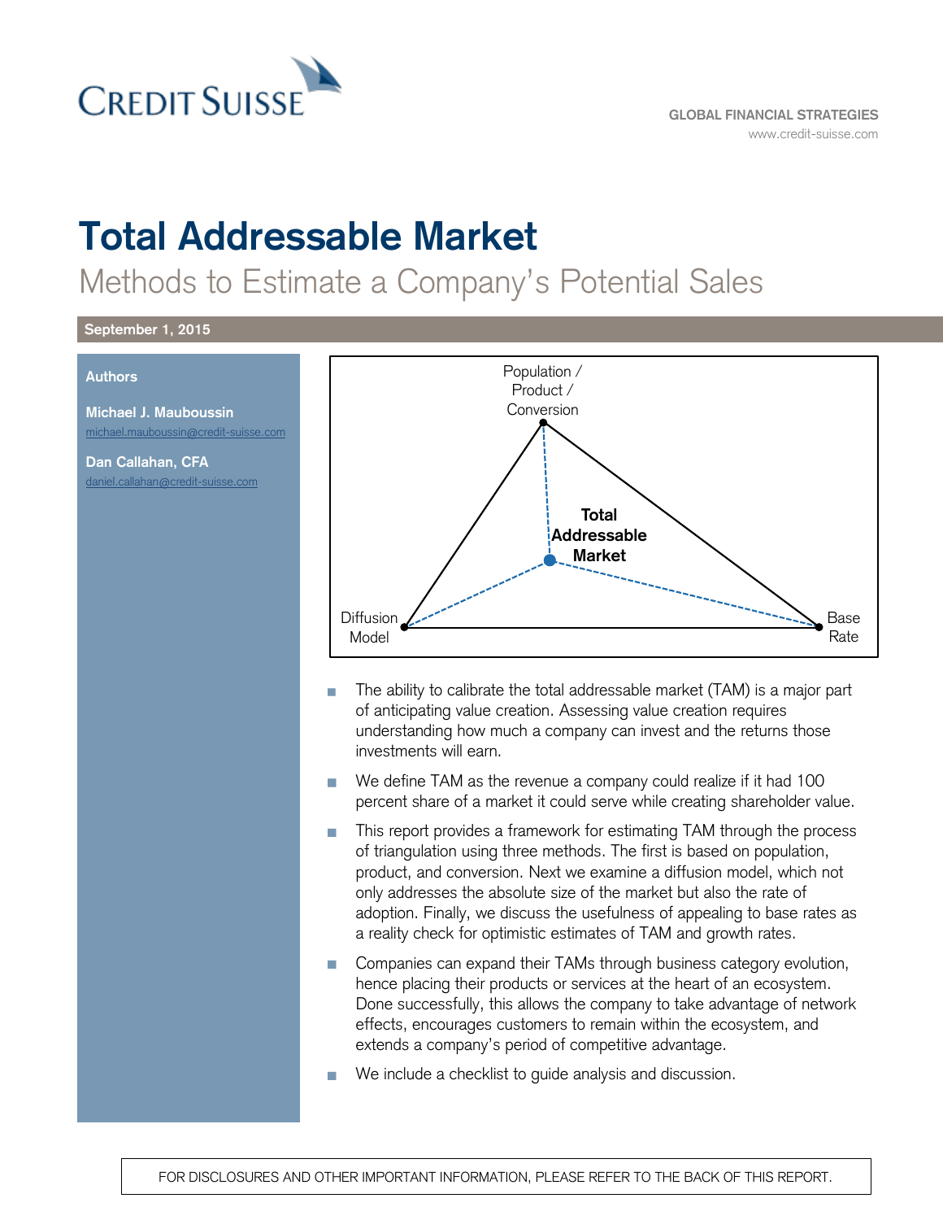CREDIT SUISSE

GLOBAL FINANCIAL STRATEGIES
www.credit-suisse.com

# Total Addressable Market

## Methods to Estimate a Company's Potential Sales

**September 1, 2015**

**Authors**

**Michael J. Mauboussin**
michael.mauboussin@credit-suisse.com

**Dan Callahan, CFA**
daniel.callahan@credit-suisse.com

Population / Product / Conversion

**Total Addressable Market**

Diffusion Model

Base Rate

- The ability to calibrate the total addressable market (TAM) is a major part of anticipating value creation. Assessing value creation requires understanding how much a company can invest and the returns those investments will earn.
- We define TAM as the revenue a company could realize if it had 100 percent share of a market it could serve while creating shareholder value.
- This report provides a framework for estimating TAM through the process of triangulation using three methods. The first is based on population, product, and conversion. Next we examine a diffusion model, which not only addresses the absolute size of the market but also the rate of adoption. Finally, we discuss the usefulness of appealing to base rates as a reality check for optimistic estimates of TAM and growth rates.
- Companies can expand their TAMs through business category evolution, hence placing their products or services at the heart of an ecosystem. Done successfully, this allows the company to take advantage of network effects, encourages customers to remain within the ecosystem, and extends a company's period of competitive advantage.
- We include a checklist to guide analysis and discussion.

FOR DISCLOSURES AND OTHER IMPORTANT INFORMATION, PLEASE REFER TO THE BACK OF THIS REPORT.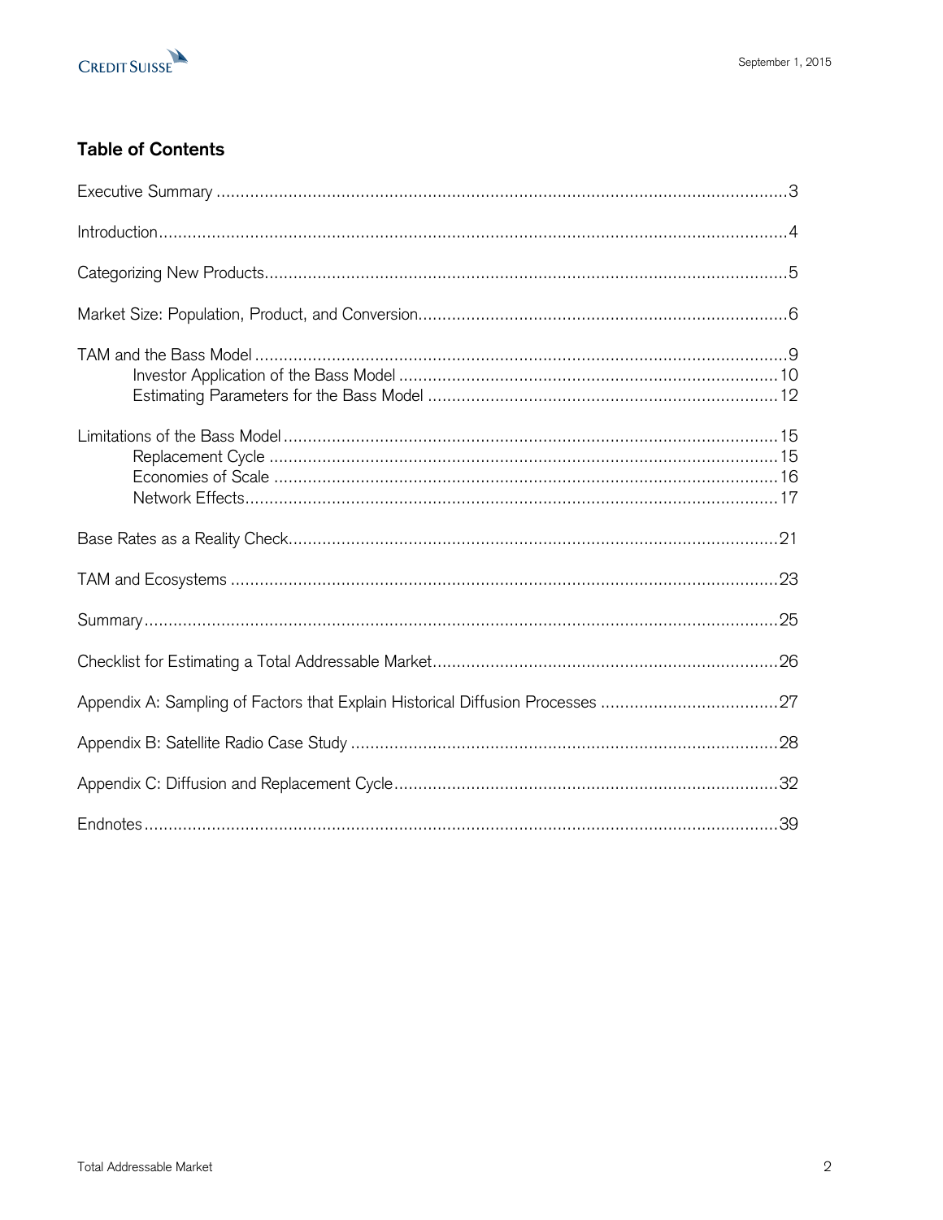## Table of Contents

Executive Summary ....................................................................................................................3

Introduction..................................................................................................................................4

Categorizing New Products..........................................................................................................5

Market Size: Population, Product, and Conversion.....................................................................6

TAM and the Bass Model .............................................................................................................9
- Investor Application of the Bass Model ...............................................................................10
- Estimating Parameters for the Bass Model .........................................................................12

Limitations of the Bass Model .....................................................................................................15
- Replacement Cycle .............................................................................................................15
- Economies of Scale ............................................................................................................16
- Network Effects...................................................................................................................17

Base Rates as a Reality Check....................................................................................................21

TAM and Ecosystems .................................................................................................................23

Summary.....................................................................................................................................25

Checklist for Estimating a Total Addressable Market..................................................................26

Appendix A: Sampling of Factors that Explain Historical Diffusion Processes ............................27

Appendix B: Satellite Radio Case Study .....................................................................................28

Appendix C: Diffusion and Replacement Cycle...........................................................................32

Endnotes.....................................................................................................................................39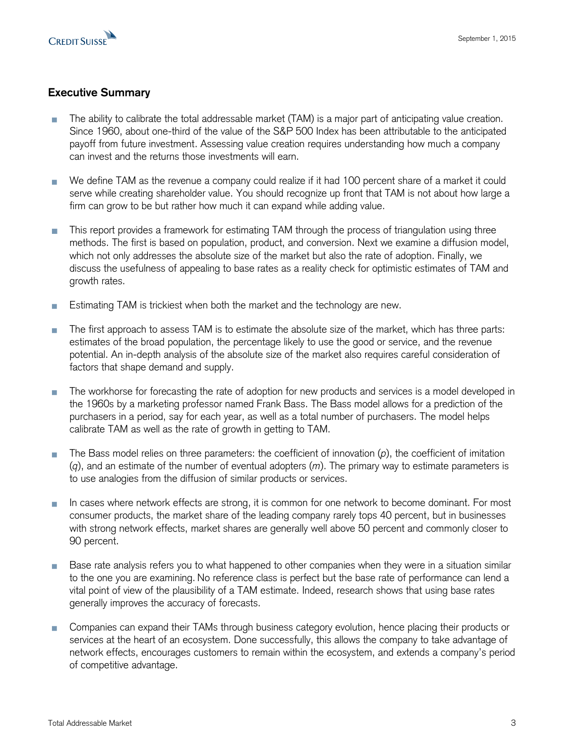## Executive Summary

- The ability to calibrate the total addressable market (TAM) is a major part of anticipating value creation. Since 1960, about one-third of the value of the S&P 500 Index has been attributable to the anticipated payoff from future investment. Assessing value creation requires understanding how much a company can invest and the returns those investments will earn.

- We define TAM as the revenue a company could realize if it had 100 percent share of a market it could serve while creating shareholder value. You should recognize up front that TAM is not about how large a firm can grow to be but rather how much it can expand while adding value.

- This report provides a framework for estimating TAM through the process of triangulation using three methods. The first is based on population, product, and conversion. Next we examine a diffusion model, which not only addresses the absolute size of the market but also the rate of adoption. Finally, we discuss the usefulness of appealing to base rates as a reality check for optimistic estimates of TAM and growth rates.

- Estimating TAM is trickiest when both the market and the technology are new.

- The first approach to assess TAM is to estimate the absolute size of the market, which has three parts: estimates of the broad population, the percentage likely to use the good or service, and the revenue potential. An in-depth analysis of the absolute size of the market also requires careful consideration of factors that shape demand and supply.

- The workhorse for forecasting the rate of adoption for new products and services is a model developed in the 1960s by a marketing professor named Frank Bass. The Bass model allows for a prediction of the purchasers in a period, say for each year, as well as a total number of purchasers. The model helps calibrate TAM as well as the rate of growth in getting to TAM.

- The Bass model relies on three parameters: the coefficient of innovation ($p$), the coefficient of imitation ($q$), and an estimate of the number of eventual adopters ($m$). The primary way to estimate parameters is to use analogies from the diffusion of similar products or services.

- In cases where network effects are strong, it is common for one network to become dominant. For most consumer products, the market share of the leading company rarely tops 40 percent, but in businesses with strong network effects, market shares are generally well above 50 percent and commonly closer to 90 percent.

- Base rate analysis refers you to what happened to other companies when they were in a situation similar to the one you are examining. No reference class is perfect but the base rate of performance can lend a vital point of view of the plausibility of a TAM estimate. Indeed, research shows that using base rates generally improves the accuracy of forecasts.

- Companies can expand their TAMs through business category evolution, hence placing their products or services at the heart of an ecosystem. Done successfully, this allows the company to take advantage of network effects, encourages customers to remain within the ecosystem, and extends a company's period of competitive advantage.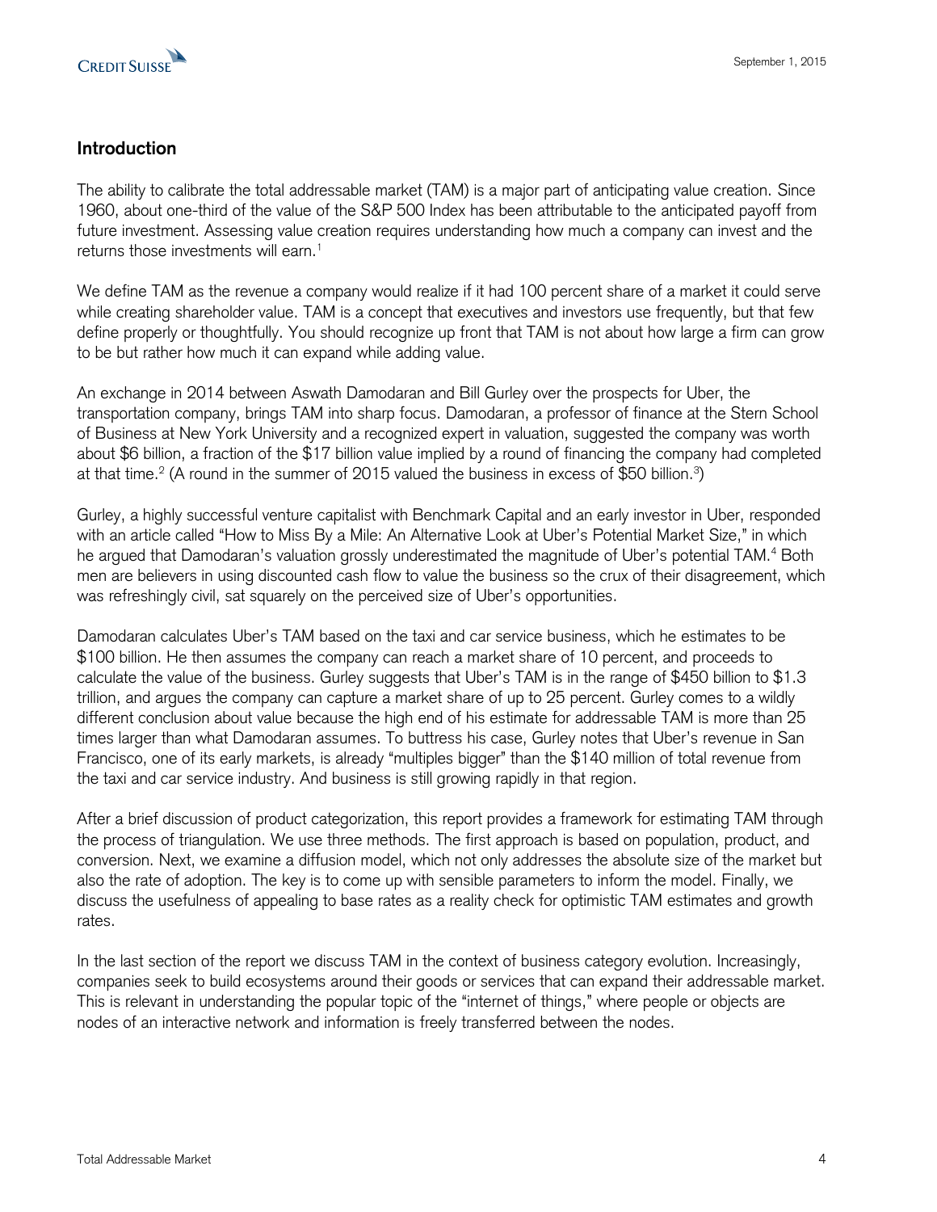## Introduction

The ability to calibrate the total addressable market (TAM) is a major part of anticipating value creation. Since 1960, about one-third of the value of the S&P 500 Index has been attributable to the anticipated payoff from future investment. Assessing value creation requires understanding how much a company can invest and the returns those investments will earn.[1]

We define TAM as the revenue a company would realize if it had 100 percent share of a market it could serve while creating shareholder value. TAM is a concept that executives and investors use frequently, but that few define properly or thoughtfully. You should recognize up front that TAM is not about how large a firm can grow to be but rather how much it can expand while adding value.

An exchange in 2014 between Aswath Damodaran and Bill Gurley over the prospects for Uber, the transportation company, brings TAM into sharp focus. Damodaran, a professor of finance at the Stern School of Business at New York University and a recognized expert in valuation, suggested the company was worth about $6 billion, a fraction of the $17 billion value implied by a round of financing the company had completed at that time.[2] (A round in the summer of 2015 valued the business in excess of $50 billion.[3])

Gurley, a highly successful venture capitalist with Benchmark Capital and an early investor in Uber, responded with an article called "How to Miss By a Mile: An Alternative Look at Uber's Potential Market Size," in which he argued that Damodaran's valuation grossly underestimated the magnitude of Uber's potential TAM.[4] Both men are believers in using discounted cash flow to value the business so the crux of their disagreement, which was refreshingly civil, sat squarely on the perceived size of Uber's opportunities.

Damodaran calculates Uber's TAM based on the taxi and car service business, which he estimates to be $100 billion. He then assumes the company can reach a market share of 10 percent, and proceeds to calculate the value of the business. Gurley suggests that Uber's TAM is in the range of $450 billion to $1.3 trillion, and argues the company can capture a market share of up to 25 percent. Gurley comes to a wildly different conclusion about value because the high end of his estimate for addressable TAM is more than 25 times larger than what Damodaran assumes. To buttress his case, Gurley notes that Uber's revenue in San Francisco, one of its early markets, is already "multiples bigger" than the $140 million of total revenue from the taxi and car service industry. And business is still growing rapidly in that region.

After a brief discussion of product categorization, this report provides a framework for estimating TAM through the process of triangulation. We use three methods. The first approach is based on population, product, and conversion. Next, we examine a diffusion model, which not only addresses the absolute size of the market but also the rate of adoption. The key is to come up with sensible parameters to inform the model. Finally, we discuss the usefulness of appealing to base rates as a reality check for optimistic TAM estimates and growth rates.

In the last section of the report we discuss TAM in the context of business category evolution. Increasingly, companies seek to build ecosystems around their goods or services that can expand their addressable market. This is relevant in understanding the popular topic of the "internet of things," where people or objects are nodes of an interactive network and information is freely transferred between the nodes.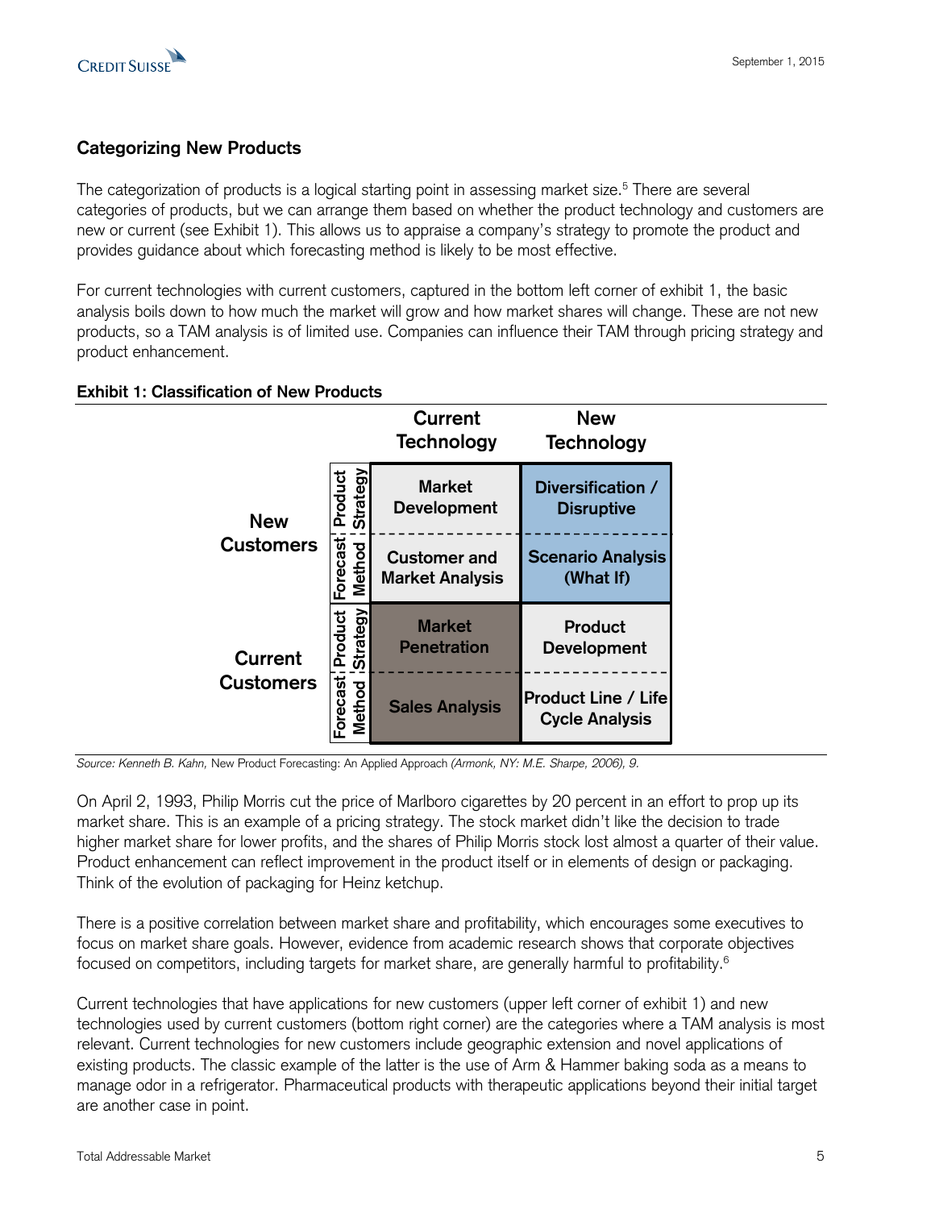## Categorizing New Products

The categorization of products is a logical starting point in assessing market size.[5] There are several categories of products, but we can arrange them based on whether the product technology and customers are new or current (see Exhibit 1). This allows us to appraise a company's strategy to promote the product and provides guidance about which forecasting method is likely to be most effective.

For current technologies with current customers, captured in the bottom left corner of exhibit 1, the basic analysis boils down to how much the market will grow and how market shares will change. These are not new products, so a TAM analysis is of limited use. Companies can influence their TAM through pricing strategy and product enhancement.

**Exhibit 1: Classification of New Products**

| | | Current Technology | New Technology |
|---|---|---|---|
| New Customers | Product Strategy | Market Development | Diversification / Disruptive |
| | Forecast Method | Customer and Market Analysis | Scenario Analysis (What If) |
| Current Customers | Product Strategy | Market Penetration | Product Development |
| | Forecast Method | Sales Analysis | Product Line / Life Cycle Analysis |

*Source: Kenneth B. Kahn,* New Product Forecasting: An Applied Approach *(Armonk, NY: M.E. Sharpe, 2006), 9.*

On April 2, 1993, Philip Morris cut the price of Marlboro cigarettes by 20 percent in an effort to prop up its market share. This is an example of a pricing strategy. The stock market didn't like the decision to trade higher market share for lower profits, and the shares of Philip Morris stock lost almost a quarter of their value. Product enhancement can reflect improvement in the product itself or in elements of design or packaging. Think of the evolution of packaging for Heinz ketchup.

There is a positive correlation between market share and profitability, which encourages some executives to focus on market share goals. However, evidence from academic research shows that corporate objectives focused on competitors, including targets for market share, are generally harmful to profitability.[6]

Current technologies that have applications for new customers (upper left corner of exhibit 1) and new technologies used by current customers (bottom right corner) are the categories where a TAM analysis is most relevant. Current technologies for new customers include geographic extension and novel applications of existing products. The classic example of the latter is the use of Arm & Hammer baking soda as a means to manage odor in a refrigerator. Pharmaceutical products with therapeutic applications beyond their initial target are another case in point.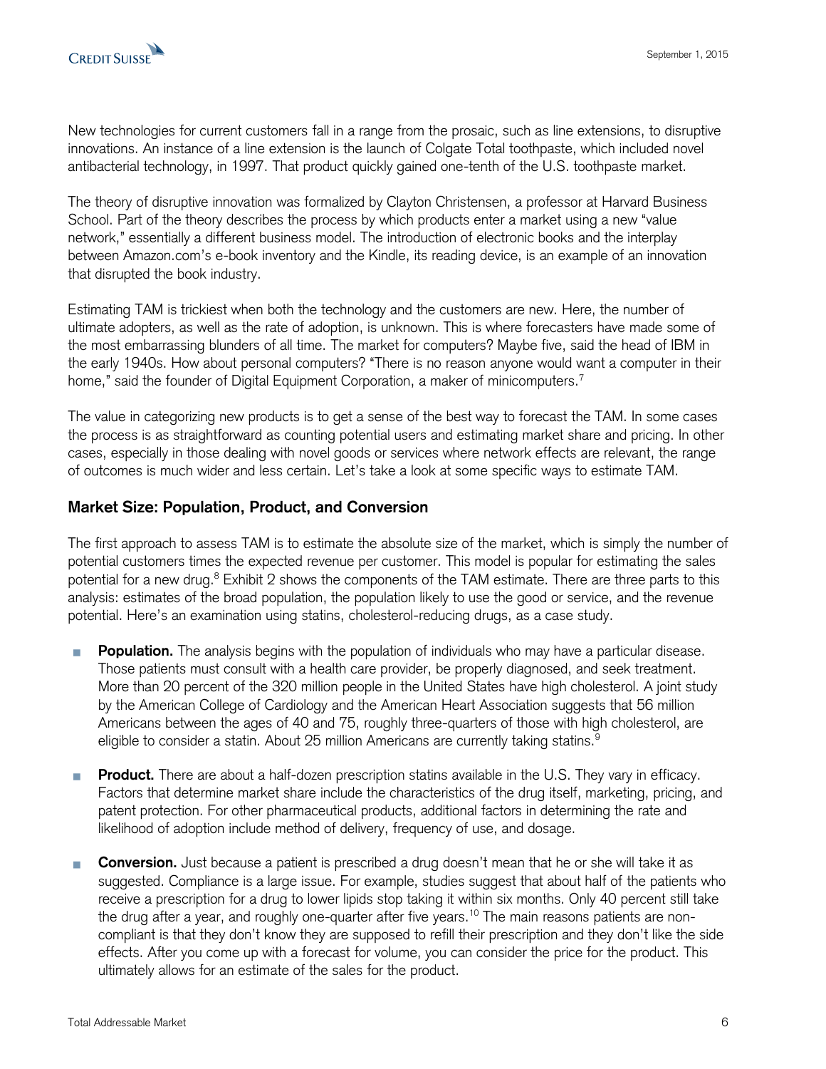New technologies for current customers fall in a range from the prosaic, such as line extensions, to disruptive innovations. An instance of a line extension is the launch of Colgate Total toothpaste, which included novel antibacterial technology, in 1997. That product quickly gained one-tenth of the U.S. toothpaste market.

The theory of disruptive innovation was formalized by Clayton Christensen, a professor at Harvard Business School. Part of the theory describes the process by which products enter a market using a new "value network," essentially a different business model. The introduction of electronic books and the interplay between Amazon.com's e-book inventory and the Kindle, its reading device, is an example of an innovation that disrupted the book industry.

Estimating TAM is trickiest when both the technology and the customers are new. Here, the number of ultimate adopters, as well as the rate of adoption, is unknown. This is where forecasters have made some of the most embarrassing blunders of all time. The market for computers? Maybe five, said the head of IBM in the early 1940s. How about personal computers? "There is no reason anyone would want a computer in their home," said the founder of Digital Equipment Corporation, a maker of minicomputers.[7]

The value in categorizing new products is to get a sense of the best way to forecast the TAM. In some cases the process is as straightforward as counting potential users and estimating market share and pricing. In other cases, especially in those dealing with novel goods or services where network effects are relevant, the range of outcomes is much wider and less certain. Let's take a look at some specific ways to estimate TAM.

## Market Size: Population, Product, and Conversion

The first approach to assess TAM is to estimate the absolute size of the market, which is simply the number of potential customers times the expected revenue per customer. This model is popular for estimating the sales potential for a new drug.[8] Exhibit 2 shows the components of the TAM estimate. There are three parts to this analysis: estimates of the broad population, the population likely to use the good or service, and the revenue potential. Here's an examination using statins, cholesterol-reducing drugs, as a case study.

- **Population.** The analysis begins with the population of individuals who may have a particular disease. Those patients must consult with a health care provider, be properly diagnosed, and seek treatment. More than 20 percent of the 320 million people in the United States have high cholesterol. A joint study by the American College of Cardiology and the American Heart Association suggests that 56 million Americans between the ages of 40 and 75, roughly three-quarters of those with high cholesterol, are eligible to consider a statin. About 25 million Americans are currently taking statins.[9]

- **Product.** There are about a half-dozen prescription statins available in the U.S. They vary in efficacy. Factors that determine market share include the characteristics of the drug itself, marketing, pricing, and patent protection. For other pharmaceutical products, additional factors in determining the rate and likelihood of adoption include method of delivery, frequency of use, and dosage.

- **Conversion.** Just because a patient is prescribed a drug doesn't mean that he or she will take it as suggested. Compliance is a large issue. For example, studies suggest that about half of the patients who receive a prescription for a drug to lower lipids stop taking it within six months. Only 40 percent still take the drug after a year, and roughly one-quarter after five years.[10] The main reasons patients are non-compliant is that they don't know they are supposed to refill their prescription and they don't like the side effects. After you come up with a forecast for volume, you can consider the price for the product. This ultimately allows for an estimate of the sales for the product.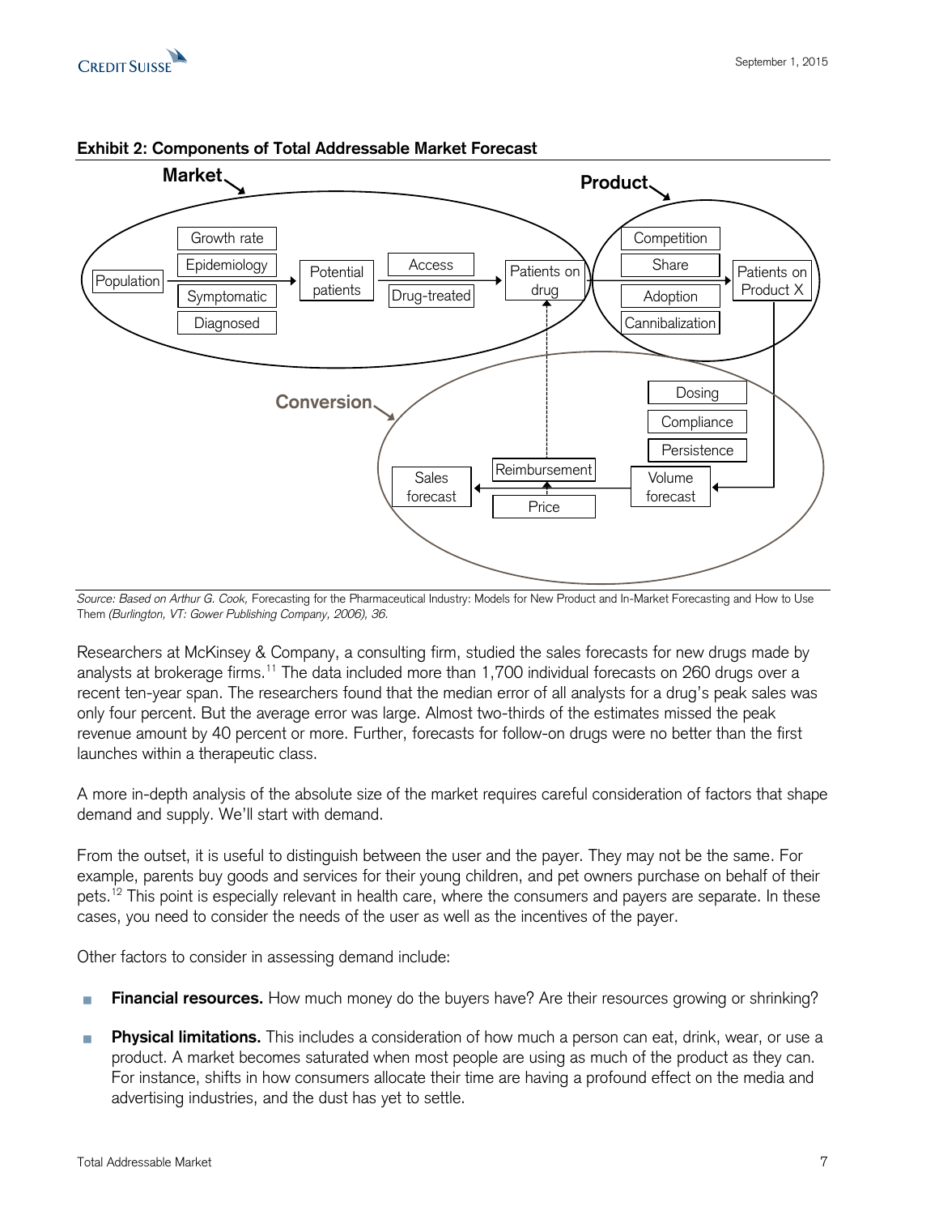**Exhibit 2: Components of Total Addressable Market Forecast**

Market: Population → Growth rate, Epidemiology, Symptomatic, Diagnosed → Potential patients → Access, Drug-treated → Patients on drug

Product: Competition, Share, Adoption, Cannibalization → Patients on Product X

Conversion: Dosing, Compliance, Persistence → Volume forecast → Reimbursement, Price → Sales forecast

*Source: Based on Arthur G. Cook,* Forecasting for the Pharmaceutical Industry: Models for New Product and In-Market Forecasting and How to Use Them *(Burlington, VT: Gower Publishing Company, 2006), 36.*

Researchers at McKinsey & Company, a consulting firm, studied the sales forecasts for new drugs made by analysts at brokerage firms.[11] The data included more than 1,700 individual forecasts on 260 drugs over a recent ten-year span. The researchers found that the median error of all analysts for a drug's peak sales was only four percent. But the average error was large. Almost two-thirds of the estimates missed the peak revenue amount by 40 percent or more. Further, forecasts for follow-on drugs were no better than the first launches within a therapeutic class.

A more in-depth analysis of the absolute size of the market requires careful consideration of factors that shape demand and supply. We'll start with demand.

From the outset, it is useful to distinguish between the user and the payer. They may not be the same. For example, parents buy goods and services for their young children, and pet owners purchase on behalf of their pets.[12] This point is especially relevant in health care, where the consumers and payers are separate. In these cases, you need to consider the needs of the user as well as the incentives of the payer.

Other factors to consider in assessing demand include:

- **Financial resources.** How much money do the buyers have? Are their resources growing or shrinking?
- **Physical limitations.** This includes a consideration of how much a person can eat, drink, wear, or use a product. A market becomes saturated when most people are using as much of the product as they can. For instance, shifts in how consumers allocate their time are having a profound effect on the media and advertising industries, and the dust has yet to settle.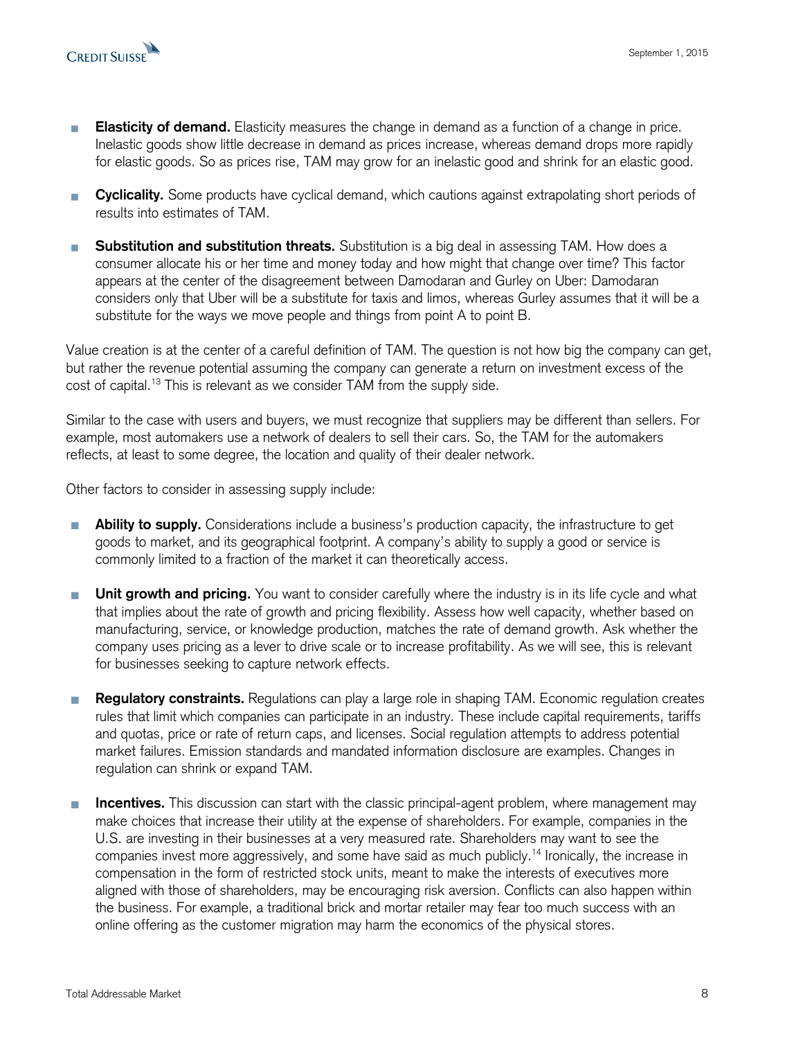- **Elasticity of demand.** Elasticity measures the change in demand as a function of a change in price. Inelastic goods show little decrease in demand as prices increase, whereas demand drops more rapidly for elastic goods. So as prices rise, TAM may grow for an inelastic good and shrink for an elastic good.

- **Cyclicality.** Some products have cyclical demand, which cautions against extrapolating short periods of results into estimates of TAM.

- **Substitution and substitution threats.** Substitution is a big deal in assessing TAM. How does a consumer allocate his or her time and money today and how might that change over time? This factor appears at the center of the disagreement between Damodaran and Gurley on Uber: Damodaran considers only that Uber will be a substitute for taxis and limos, whereas Gurley assumes that it will be a substitute for the ways we move people and things from point A to point B.

Value creation is at the center of a careful definition of TAM. The question is not how big the company can get, but rather the revenue potential assuming the company can generate a return on investment excess of the cost of capital.[13] This is relevant as we consider TAM from the supply side.

Similar to the case with users and buyers, we must recognize that suppliers may be different than sellers. For example, most automakers use a network of dealers to sell their cars. So, the TAM for the automakers reflects, at least to some degree, the location and quality of their dealer network.

Other factors to consider in assessing supply include:

- **Ability to supply.** Considerations include a business's production capacity, the infrastructure to get goods to market, and its geographical footprint. A company's ability to supply a good or service is commonly limited to a fraction of the market it can theoretically access.

- **Unit growth and pricing.** You want to consider carefully where the industry is in its life cycle and what that implies about the rate of growth and pricing flexibility. Assess how well capacity, whether based on manufacturing, service, or knowledge production, matches the rate of demand growth. Ask whether the company uses pricing as a lever to drive scale or to increase profitability. As we will see, this is relevant for businesses seeking to capture network effects.

- **Regulatory constraints.** Regulations can play a large role in shaping TAM. Economic regulation creates rules that limit which companies can participate in an industry. These include capital requirements, tariffs and quotas, price or rate of return caps, and licenses. Social regulation attempts to address potential market failures. Emission standards and mandated information disclosure are examples. Changes in regulation can shrink or expand TAM.

- **Incentives.** This discussion can start with the classic principal-agent problem, where management may make choices that increase their utility at the expense of shareholders. For example, companies in the U.S. are investing in their businesses at a very measured rate. Shareholders may want to see the companies invest more aggressively, and some have said as much publicly.[14] Ironically, the increase in compensation in the form of restricted stock units, meant to make the interests of executives more aligned with those of shareholders, may be encouraging risk aversion. Conflicts can also happen within the business. For example, a traditional brick and mortar retailer may fear too much success with an online offering as the customer migration may harm the economics of the physical stores.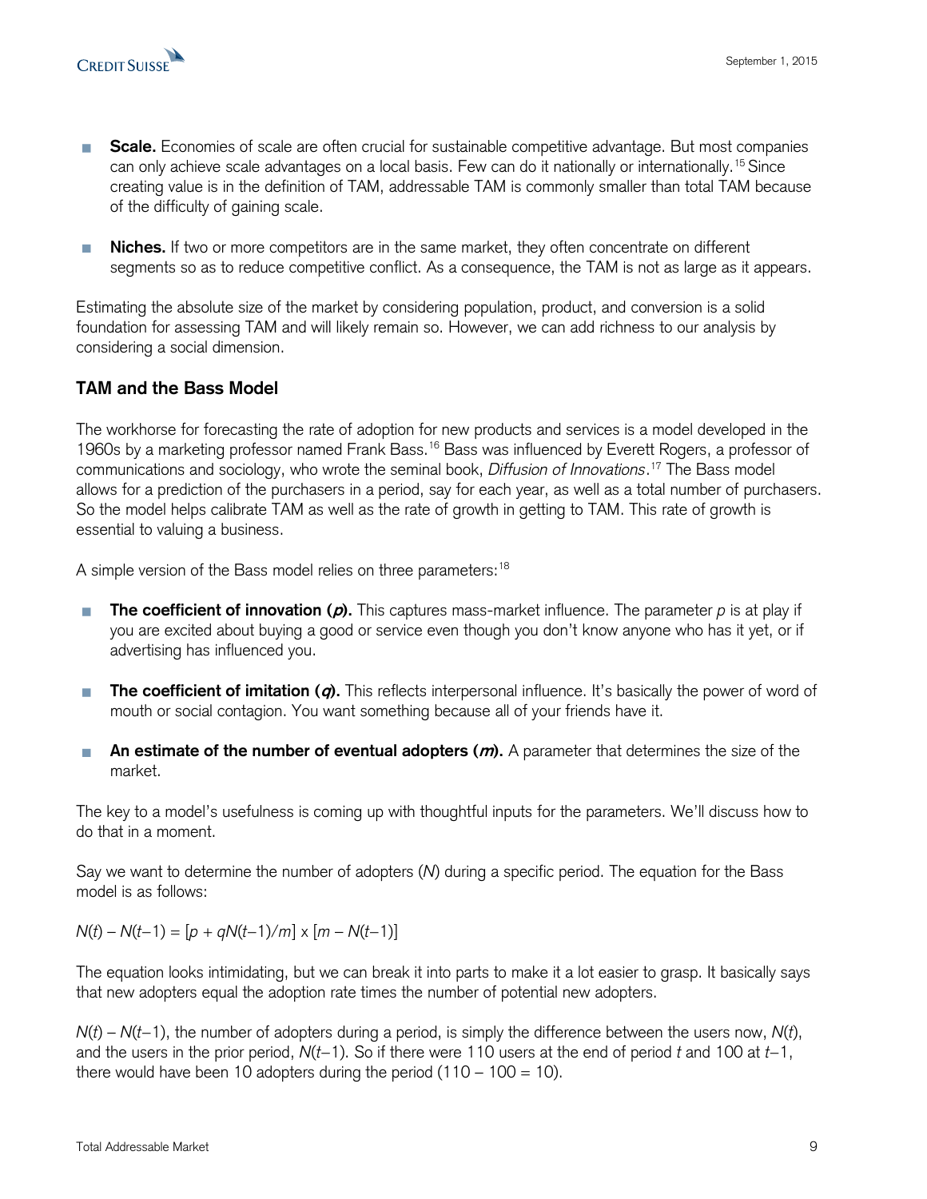- **Scale.** Economies of scale are often crucial for sustainable competitive advantage. But most companies can only achieve scale advantages on a local basis. Few can do it nationally or internationally.[15] Since creating value is in the definition of TAM, addressable TAM is commonly smaller than total TAM because of the difficulty of gaining scale.

- **Niches.** If two or more competitors are in the same market, they often concentrate on different segments so as to reduce competitive conflict. As a consequence, the TAM is not as large as it appears.

Estimating the absolute size of the market by considering population, product, and conversion is a solid foundation for assessing TAM and will likely remain so. However, we can add richness to our analysis by considering a social dimension.

## TAM and the Bass Model

The workhorse for forecasting the rate of adoption for new products and services is a model developed in the 1960s by a marketing professor named Frank Bass.[16] Bass was influenced by Everett Rogers, a professor of communications and sociology, who wrote the seminal book, *Diffusion of Innovations*.[17] The Bass model allows for a prediction of the purchasers in a period, say for each year, as well as a total number of purchasers. So the model helps calibrate TAM as well as the rate of growth in getting to TAM. This rate of growth is essential to valuing a business.

A simple version of the Bass model relies on three parameters:[18]

- **The coefficient of innovation (*p*).** This captures mass-market influence. The parameter $p$ is at play if you are excited about buying a good or service even though you don't know anyone who has it yet, or if advertising has influenced you.

- **The coefficient of imitation (*q*).** This reflects interpersonal influence. It's basically the power of word of mouth or social contagion. You want something because all of your friends have it.

- **An estimate of the number of eventual adopters (*m*).** A parameter that determines the size of the market.

The key to a model's usefulness is coming up with thoughtful inputs for the parameters. We'll discuss how to do that in a moment.

Say we want to determine the number of adopters ($N$) during a specific period. The equation for the Bass model is as follows:

$$N(t) - N(t-1) = [p + qN(t-1)/m] \times [m - N(t-1)]$$

The equation looks intimidating, but we can break it into parts to make it a lot easier to grasp. It basically says that new adopters equal the adoption rate times the number of potential new adopters.

$N(t) - N(t-1)$, the number of adopters during a period, is simply the difference between the users now, $N(t)$, and the users in the prior period, $N(t-1)$. So if there were 110 users at the end of period $t$ and 100 at $t-1$, there would have been 10 adopters during the period (110 – 100 = 10).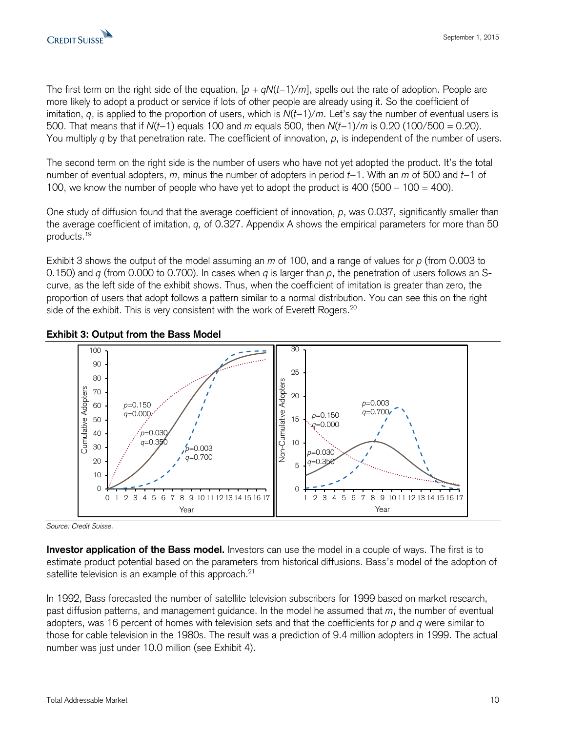The first term on the right side of the equation, $[p + qN(t-1)/m]$, spells out the rate of adoption. People are more likely to adopt a product or service if lots of other people are already using it. So the coefficient of imitation, $q$, is applied to the proportion of users, which is $N(t-1)/m$. Let's say the number of eventual users is 500. That means that if $N(t-1)$ equals 100 and $m$ equals 500, then $N(t-1)/m$ is 0.20 (100/500 = 0.20). You multiply $q$ by that penetration rate. The coefficient of innovation, $p$, is independent of the number of users.

The second term on the right side is the number of users who have not yet adopted the product. It's the total number of eventual adopters, $m$, minus the number of adopters in period $t-1$. With an $m$ of 500 and $t-1$ of 100, we know the number of people who have yet to adopt the product is 400 (500 – 100 = 400).

One study of diffusion found that the average coefficient of innovation, $p$, was 0.037, significantly smaller than the average coefficient of imitation, $q$, of 0.327. Appendix A shows the empirical parameters for more than 50 products.[19]

Exhibit 3 shows the output of the model assuming an $m$ of 100, and a range of values for $p$ (from 0.003 to 0.150) and $q$ (from 0.000 to 0.700). In cases when $q$ is larger than $p$, the penetration of users follows an S-curve, as the left side of the exhibit shows. Thus, when the coefficient of imitation is greater than zero, the proportion of users that adopt follows a pattern similar to a normal distribution. You can see this on the right side of the exhibit. This is very consistent with the work of Everett Rogers.[20]

**Exhibit 3: Output from the Bass Model**

Source: Credit Suisse.

**Investor application of the Bass model.** Investors can use the model in a couple of ways. The first is to estimate product potential based on the parameters from historical diffusions. Bass's model of the adoption of satellite television is an example of this approach.[21]

In 1992, Bass forecasted the number of satellite television subscribers for 1999 based on market research, past diffusion patterns, and management guidance. In the model he assumed that $m$, the number of eventual adopters, was 16 percent of homes with television sets and that the coefficients for $p$ and $q$ were similar to those for cable television in the 1980s. The result was a prediction of 9.4 million adopters in 1999. The actual number was just under 10.0 million (see Exhibit 4).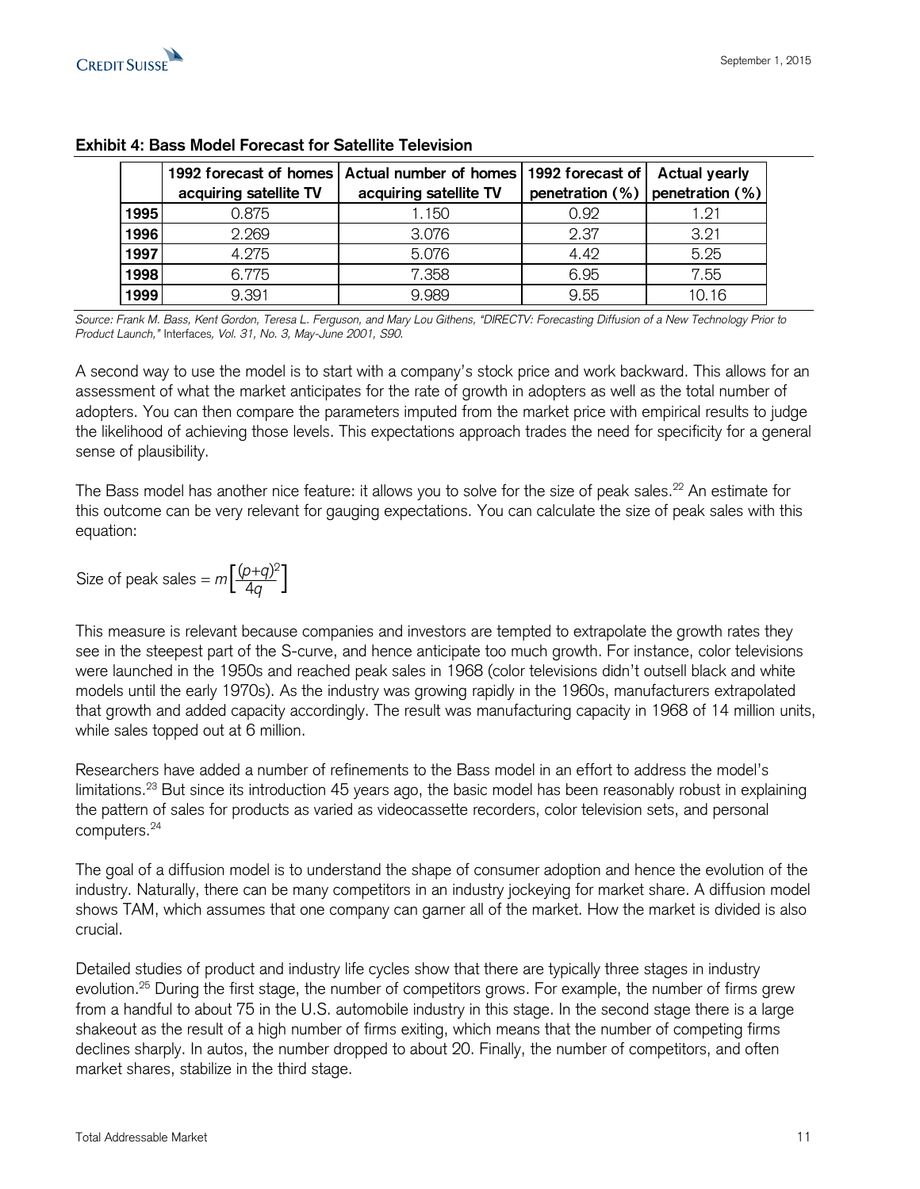**Exhibit 4: Bass Model Forecast for Satellite Television**

| | 1992 forecast of homes acquiring satellite TV | Actual number of homes acquiring satellite TV | 1992 forecast of penetration (%) | Actual yearly penetration (%) |
|---|---|---|---|---|
| **1995** | 0.875 | 1.150 | 0.92 | 1.21 |
| **1996** | 2.269 | 3.076 | 2.37 | 3.21 |
| **1997** | 4.275 | 5.076 | 4.42 | 5.25 |
| **1998** | 6.775 | 7.358 | 6.95 | 7.55 |
| **1999** | 9.391 | 9.989 | 9.55 | 10.16 |

*Source: Frank M. Bass, Kent Gordon, Teresa L. Ferguson, and Mary Lou Githens, "DIRECTV: Forecasting Diffusion of a New Technology Prior to Product Launch,"* Interfaces*, Vol. 31, No. 3, May-June 2001, S90.*

A second way to use the model is to start with a company's stock price and work backward. This allows for an assessment of what the market anticipates for the rate of growth in adopters as well as the total number of adopters. You can then compare the parameters imputed from the market price with empirical results to judge the likelihood of achieving those levels. This expectations approach trades the need for specificity for a general sense of plausibility.

The Bass model has another nice feature: it allows you to solve for the size of peak sales.[22] An estimate for this outcome can be very relevant for gauging expectations. You can calculate the size of peak sales with this equation:

$$\text{Size of peak sales} = m\left[\frac{(p+q)^2}{4q}\right]$$

This measure is relevant because companies and investors are tempted to extrapolate the growth rates they see in the steepest part of the S-curve, and hence anticipate too much growth. For instance, color televisions were launched in the 1950s and reached peak sales in 1968 (color televisions didn't outsell black and white models until the early 1970s). As the industry was growing rapidly in the 1960s, manufacturers extrapolated that growth and added capacity accordingly. The result was manufacturing capacity in 1968 of 14 million units, while sales topped out at 6 million.

Researchers have added a number of refinements to the Bass model in an effort to address the model's limitations.[23] But since its introduction 45 years ago, the basic model has been reasonably robust in explaining the pattern of sales for products as varied as videocassette recorders, color television sets, and personal computers.[24]

The goal of a diffusion model is to understand the shape of consumer adoption and hence the evolution of the industry. Naturally, there can be many competitors in an industry jockeying for market share. A diffusion model shows TAM, which assumes that one company can garner all of the market. How the market is divided is also crucial.

Detailed studies of product and industry life cycles show that there are typically three stages in industry evolution.[25] During the first stage, the number of competitors grows. For example, the number of firms grew from a handful to about 75 in the U.S. automobile industry in this stage. In the second stage there is a large shakeout as the result of a high number of firms exiting, which means that the number of competing firms declines sharply. In autos, the number dropped to about 20. Finally, the number of competitors, and often market shares, stabilize in the third stage.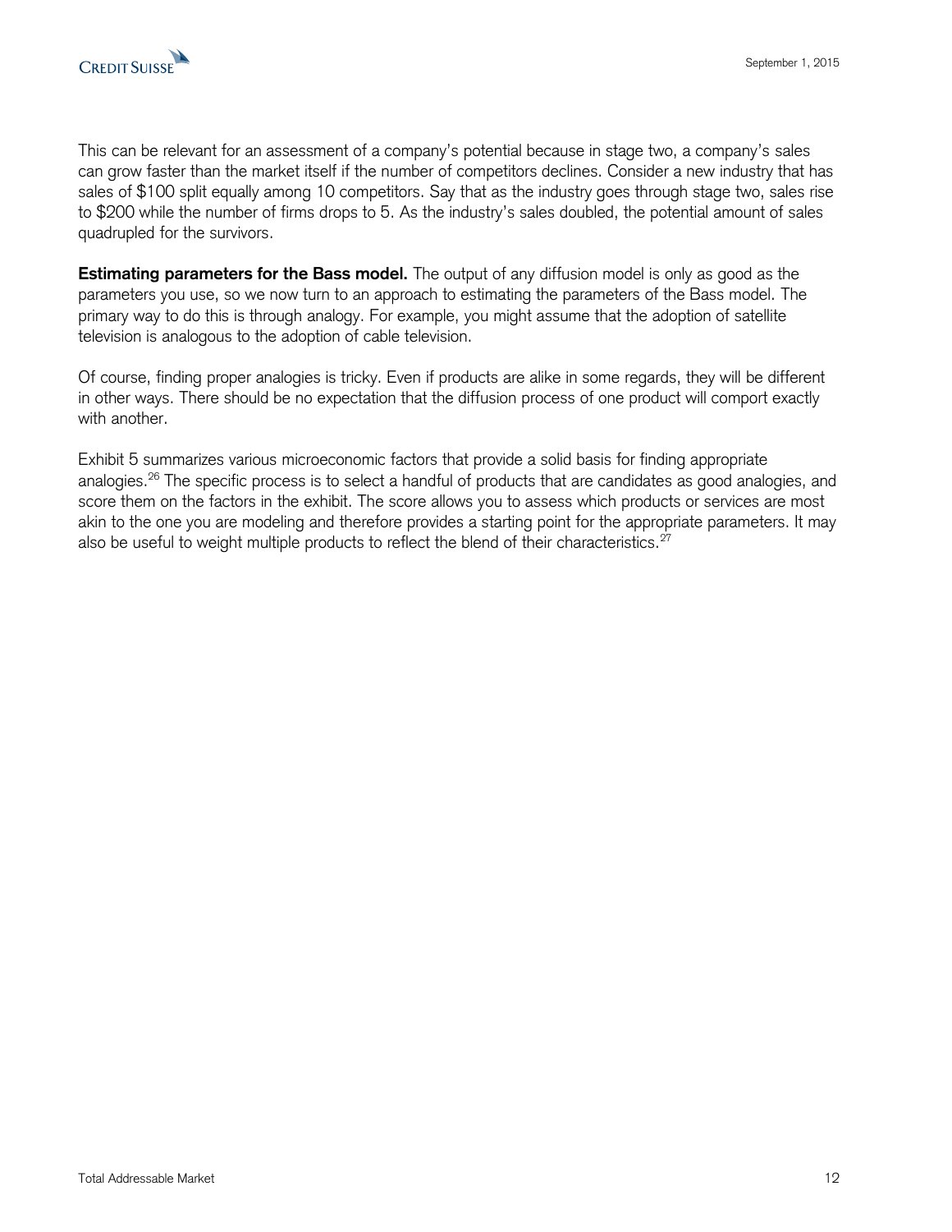This can be relevant for an assessment of a company's potential because in stage two, a company's sales can grow faster than the market itself if the number of competitors declines. Consider a new industry that has sales of $100 split equally among 10 competitors. Say that as the industry goes through stage two, sales rise to $200 while the number of firms drops to 5. As the industry's sales doubled, the potential amount of sales quadrupled for the survivors.

**Estimating parameters for the Bass model.** The output of any diffusion model is only as good as the parameters you use, so we now turn to an approach to estimating the parameters of the Bass model. The primary way to do this is through analogy. For example, you might assume that the adoption of satellite television is analogous to the adoption of cable television.

Of course, finding proper analogies is tricky. Even if products are alike in some regards, they will be different in other ways. There should be no expectation that the diffusion process of one product will comport exactly with another.

Exhibit 5 summarizes various microeconomic factors that provide a solid basis for finding appropriate analogies.[26] The specific process is to select a handful of products that are candidates as good analogies, and score them on the factors in the exhibit. The score allows you to assess which products or services are most akin to the one you are modeling and therefore provides a starting point for the appropriate parameters. It may also be useful to weight multiple products to reflect the blend of their characteristics.[27]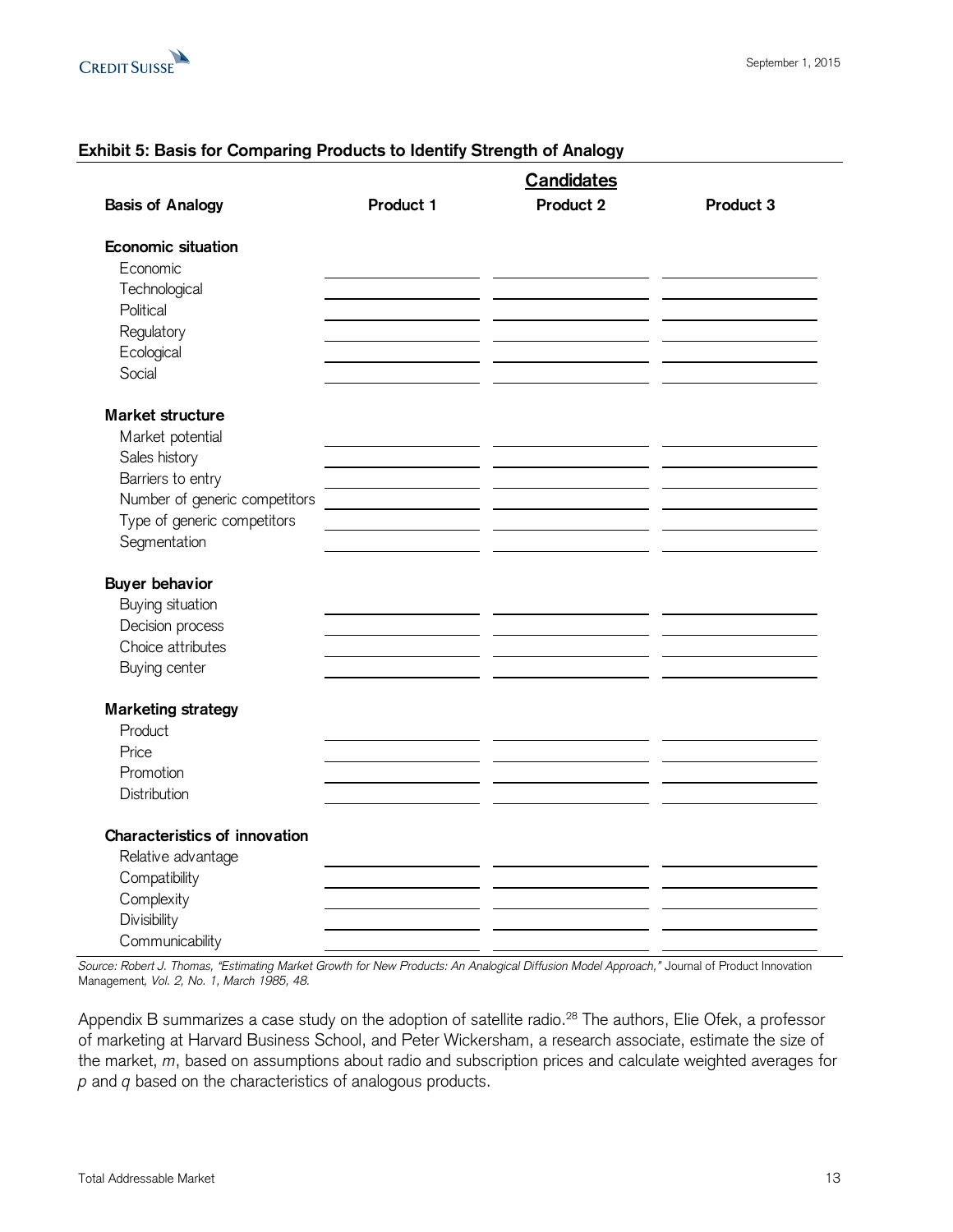**Exhibit 5: Basis for Comparing Products to Identify Strength of Analogy**

| | Candidates | | |
|---|---|---|---|
| **Basis of Analogy** | **Product 1** | **Product 2** | **Product 3** |
| **Economic situation** | | | |
| Economic | | | |
| Technological | | | |
| Political | | | |
| Regulatory | | | |
| Ecological | | | |
| Social | | | |
| **Market structure** | | | |
| Market potential | | | |
| Sales history | | | |
| Barriers to entry | | | |
| Number of generic competitors | | | |
| Type of generic competitors | | | |
| Segmentation | | | |
| **Buyer behavior** | | | |
| Buying situation | | | |
| Decision process | | | |
| Choice attributes | | | |
| Buying center | | | |
| **Marketing strategy** | | | |
| Product | | | |
| Price | | | |
| Promotion | | | |
| Distribution | | | |
| **Characteristics of innovation** | | | |
| Relative advantage | | | |
| Compatibility | | | |
| Complexity | | | |
| Divisibility | | | |
| Communicability | | | |

*Source: Robert J. Thomas, "Estimating Market Growth for New Products: An Analogical Diffusion Model Approach,"* Journal of Product Innovation Management*, Vol. 2, No. 1, March 1985, 48.*

Appendix B summarizes a case study on the adoption of satellite radio.[28] The authors, Elie Ofek, a professor of marketing at Harvard Business School, and Peter Wickersham, a research associate, estimate the size of the market, $m$, based on assumptions about radio and subscription prices and calculate weighted averages for $p$ and $q$ based on the characteristics of analogous products.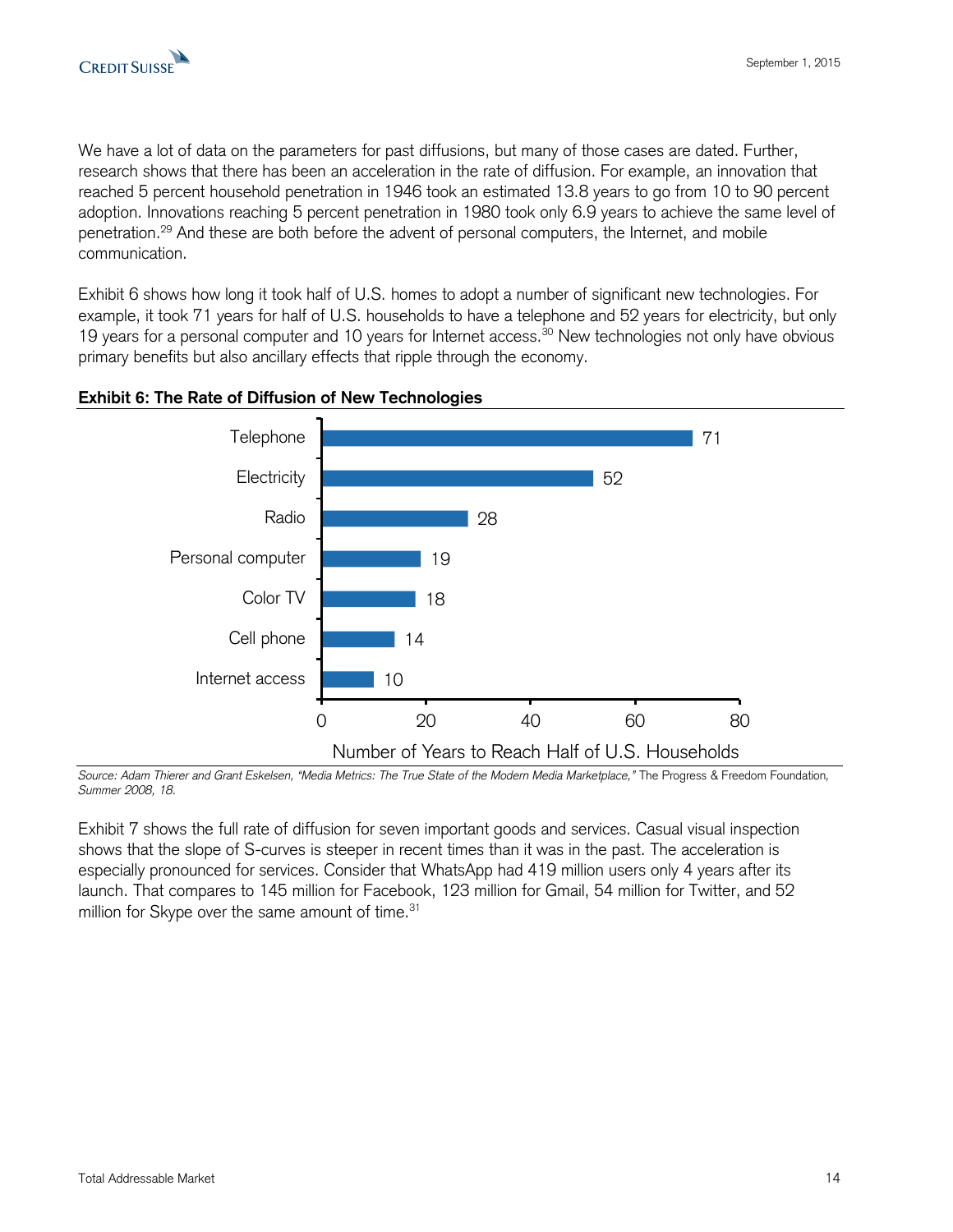We have a lot of data on the parameters for past diffusions, but many of those cases are dated. Further, research shows that there has been an acceleration in the rate of diffusion. For example, an innovation that reached 5 percent household penetration in 1946 took an estimated 13.8 years to go from 10 to 90 percent adoption. Innovations reaching 5 percent penetration in 1980 took only 6.9 years to achieve the same level of penetration.[29] And these are both before the advent of personal computers, the Internet, and mobile communication.

Exhibit 6 shows how long it took half of U.S. homes to adopt a number of significant new technologies. For example, it took 71 years for half of U.S. households to have a telephone and 52 years for electricity, but only 19 years for a personal computer and 10 years for Internet access.[30] New technologies not only have obvious primary benefits but also ancillary effects that ripple through the economy.

**Exhibit 6: The Rate of Diffusion of New Technologies**

| Technology | Number of Years to Reach Half of U.S. Households |
|---|---|
| Telephone | 71 |
| Electricity | 52 |
| Radio | 28 |
| Personal computer | 19 |
| Color TV | 18 |
| Cell phone | 14 |
| Internet access | 10 |

*Source: Adam Thierer and Grant Eskelsen, "Media Metrics: The True State of the Modern Media Marketplace,"* The Progress & Freedom Foundation, *Summer 2008, 18.*

Exhibit 7 shows the full rate of diffusion for seven important goods and services. Casual visual inspection shows that the slope of S-curves is steeper in recent times than it was in the past. The acceleration is especially pronounced for services. Consider that WhatsApp had 419 million users only 4 years after its launch. That compares to 145 million for Facebook, 123 million for Gmail, 54 million for Twitter, and 52 million for Skype over the same amount of time.[31]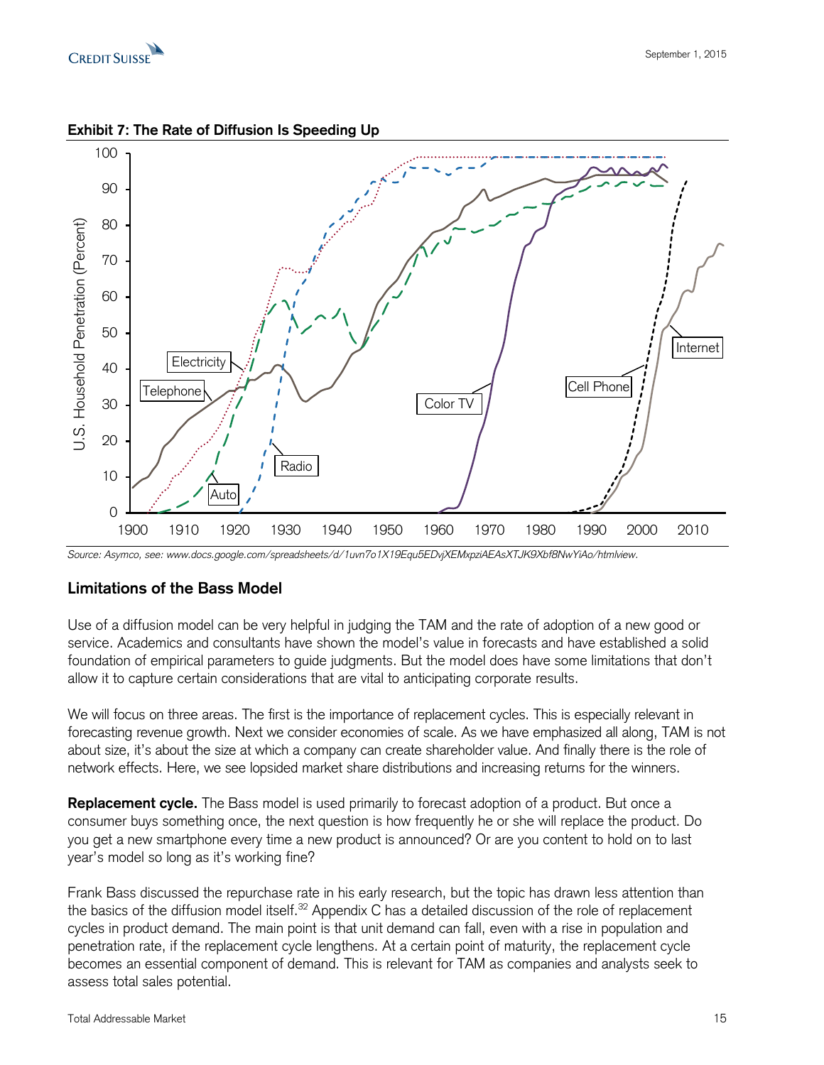**Exhibit 7: The Rate of Diffusion Is Speeding Up**

*Source: Asymco, see: www.docs.google.com/spreadsheets/d/1uvn7o1X19Equ5EDvjXEMxpziAEAsXTJK9Xbf8NwYiAo/htmlview.*

## Limitations of the Bass Model

Use of a diffusion model can be very helpful in judging the TAM and the rate of adoption of a new good or service. Academics and consultants have shown the model's value in forecasts and have established a solid foundation of empirical parameters to guide judgments. But the model does have some limitations that don't allow it to capture certain considerations that are vital to anticipating corporate results.

We will focus on three areas. The first is the importance of replacement cycles. This is especially relevant in forecasting revenue growth. Next we consider economies of scale. As we have emphasized all along, TAM is not about size, it's about the size at which a company can create shareholder value. And finally there is the role of network effects. Here, we see lopsided market share distributions and increasing returns for the winners.

**Replacement cycle.** The Bass model is used primarily to forecast adoption of a product. But once a consumer buys something once, the next question is how frequently he or she will replace the product. Do you get a new smartphone every time a new product is announced? Or are you content to hold on to last year's model so long as it's working fine?

Frank Bass discussed the repurchase rate in his early research, but the topic has drawn less attention than the basics of the diffusion model itself.[32] Appendix C has a detailed discussion of the role of replacement cycles in product demand. The main point is that unit demand can fall, even with a rise in population and penetration rate, if the replacement cycle lengthens. At a certain point of maturity, the replacement cycle becomes an essential component of demand. This is relevant for TAM as companies and analysts seek to assess total sales potential.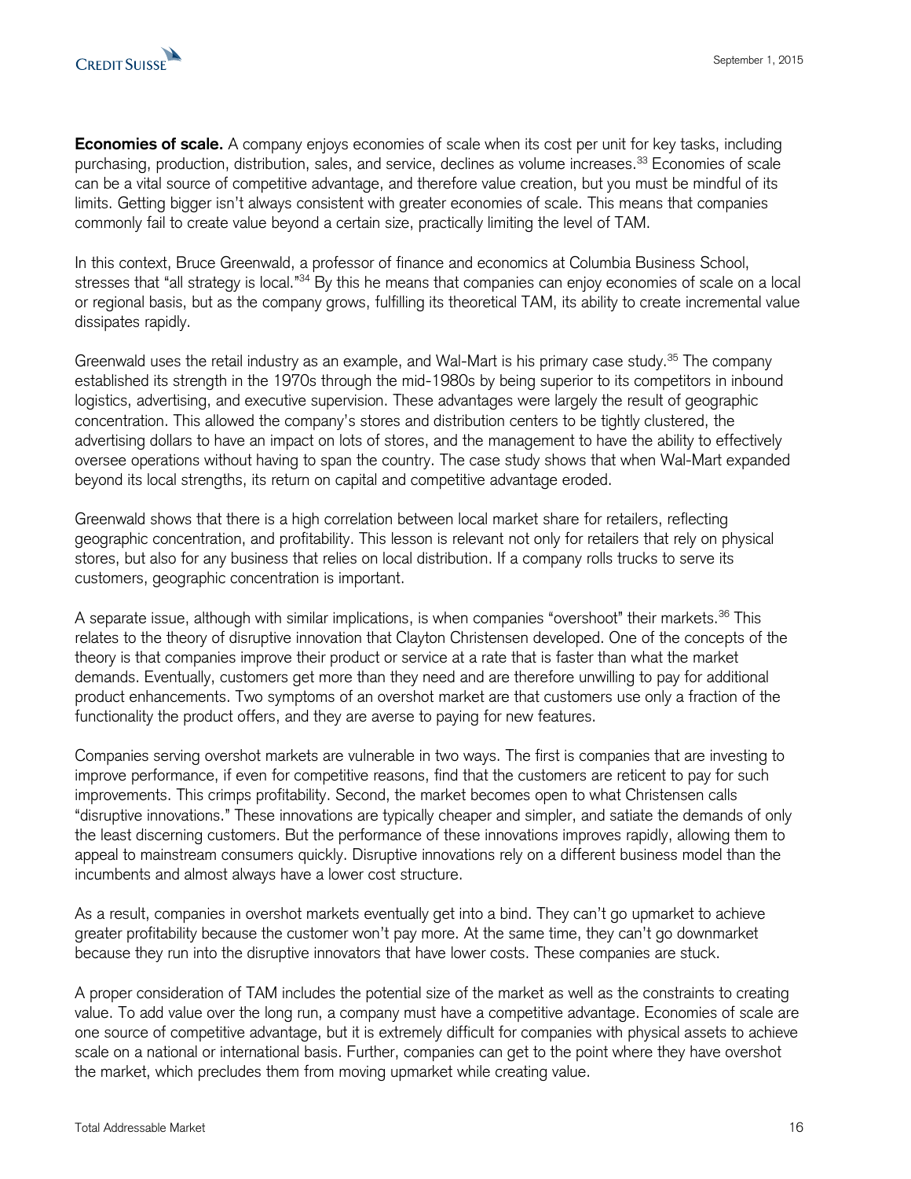**Economies of scale.** A company enjoys economies of scale when its cost per unit for key tasks, including purchasing, production, distribution, sales, and service, declines as volume increases.[33] Economies of scale can be a vital source of competitive advantage, and therefore value creation, but you must be mindful of its limits. Getting bigger isn't always consistent with greater economies of scale. This means that companies commonly fail to create value beyond a certain size, practically limiting the level of TAM.

In this context, Bruce Greenwald, a professor of finance and economics at Columbia Business School, stresses that "all strategy is local."[34] By this he means that companies can enjoy economies of scale on a local or regional basis, but as the company grows, fulfilling its theoretical TAM, its ability to create incremental value dissipates rapidly.

Greenwald uses the retail industry as an example, and Wal-Mart is his primary case study.[35] The company established its strength in the 1970s through the mid-1980s by being superior to its competitors in inbound logistics, advertising, and executive supervision. These advantages were largely the result of geographic concentration. This allowed the company's stores and distribution centers to be tightly clustered, the advertising dollars to have an impact on lots of stores, and the management to have the ability to effectively oversee operations without having to span the country. The case study shows that when Wal-Mart expanded beyond its local strengths, its return on capital and competitive advantage eroded.

Greenwald shows that there is a high correlation between local market share for retailers, reflecting geographic concentration, and profitability. This lesson is relevant not only for retailers that rely on physical stores, but also for any business that relies on local distribution. If a company rolls trucks to serve its customers, geographic concentration is important.

A separate issue, although with similar implications, is when companies "overshoot" their markets.[36] This relates to the theory of disruptive innovation that Clayton Christensen developed. One of the concepts of the theory is that companies improve their product or service at a rate that is faster than what the market demands. Eventually, customers get more than they need and are therefore unwilling to pay for additional product enhancements. Two symptoms of an overshot market are that customers use only a fraction of the functionality the product offers, and they are averse to paying for new features.

Companies serving overshot markets are vulnerable in two ways. The first is companies that are investing to improve performance, if even for competitive reasons, find that the customers are reticent to pay for such improvements. This crimps profitability. Second, the market becomes open to what Christensen calls "disruptive innovations." These innovations are typically cheaper and simpler, and satiate the demands of only the least discerning customers. But the performance of these innovations improves rapidly, allowing them to appeal to mainstream consumers quickly. Disruptive innovations rely on a different business model than the incumbents and almost always have a lower cost structure.

As a result, companies in overshot markets eventually get into a bind. They can't go upmarket to achieve greater profitability because the customer won't pay more. At the same time, they can't go downmarket because they run into the disruptive innovators that have lower costs. These companies are stuck.

A proper consideration of TAM includes the potential size of the market as well as the constraints to creating value. To add value over the long run, a company must have a competitive advantage. Economies of scale are one source of competitive advantage, but it is extremely difficult for companies with physical assets to achieve scale on a national or international basis. Further, companies can get to the point where they have overshot the market, which precludes them from moving upmarket while creating value.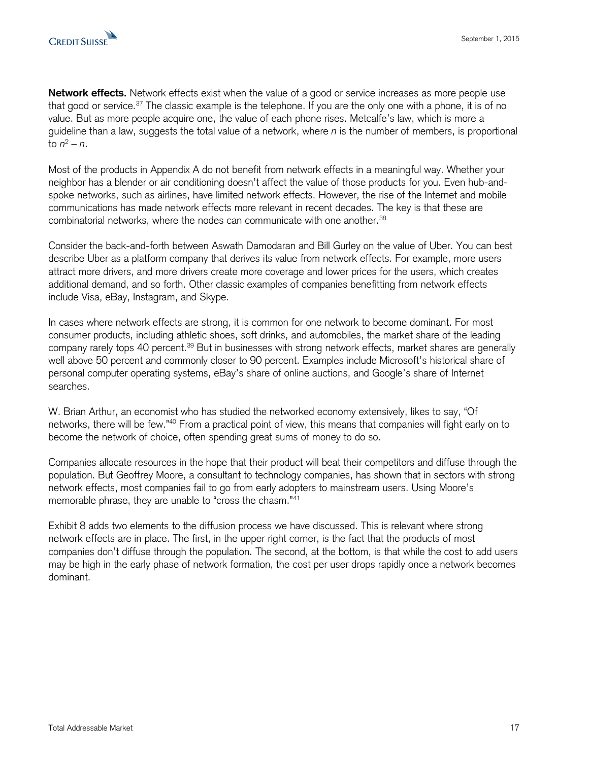**Network effects.** Network effects exist when the value of a good or service increases as more people use that good or service.[37] The classic example is the telephone. If you are the only one with a phone, it is of no value. But as more people acquire one, the value of each phone rises. Metcalfe's law, which is more a guideline than a law, suggests the total value of a network, where $n$ is the number of members, is proportional to $n^2 - n$.

Most of the products in Appendix A do not benefit from network effects in a meaningful way. Whether your neighbor has a blender or air conditioning doesn't affect the value of those products for you. Even hub-and-spoke networks, such as airlines, have limited network effects. However, the rise of the Internet and mobile communications has made network effects more relevant in recent decades. The key is that these are combinatorial networks, where the nodes can communicate with one another.[38]

Consider the back-and-forth between Aswath Damodaran and Bill Gurley on the value of Uber. You can best describe Uber as a platform company that derives its value from network effects. For example, more users attract more drivers, and more drivers create more coverage and lower prices for the users, which creates additional demand, and so forth. Other classic examples of companies benefitting from network effects include Visa, eBay, Instagram, and Skype.

In cases where network effects are strong, it is common for one network to become dominant. For most consumer products, including athletic shoes, soft drinks, and automobiles, the market share of the leading company rarely tops 40 percent.[39] But in businesses with strong network effects, market shares are generally well above 50 percent and commonly closer to 90 percent. Examples include Microsoft's historical share of personal computer operating systems, eBay's share of online auctions, and Google's share of Internet searches.

W. Brian Arthur, an economist who has studied the networked economy extensively, likes to say, "Of networks, there will be few."[40] From a practical point of view, this means that companies will fight early on to become the network of choice, often spending great sums of money to do so.

Companies allocate resources in the hope that their product will beat their competitors and diffuse through the population. But Geoffrey Moore, a consultant to technology companies, has shown that in sectors with strong network effects, most companies fail to go from early adopters to mainstream users. Using Moore's memorable phrase, they are unable to "cross the chasm."[41]

Exhibit 8 adds two elements to the diffusion process we have discussed. This is relevant where strong network effects are in place. The first, in the upper right corner, is the fact that the products of most companies don't diffuse through the population. The second, at the bottom, is that while the cost to add users may be high in the early phase of network formation, the cost per user drops rapidly once a network becomes dominant.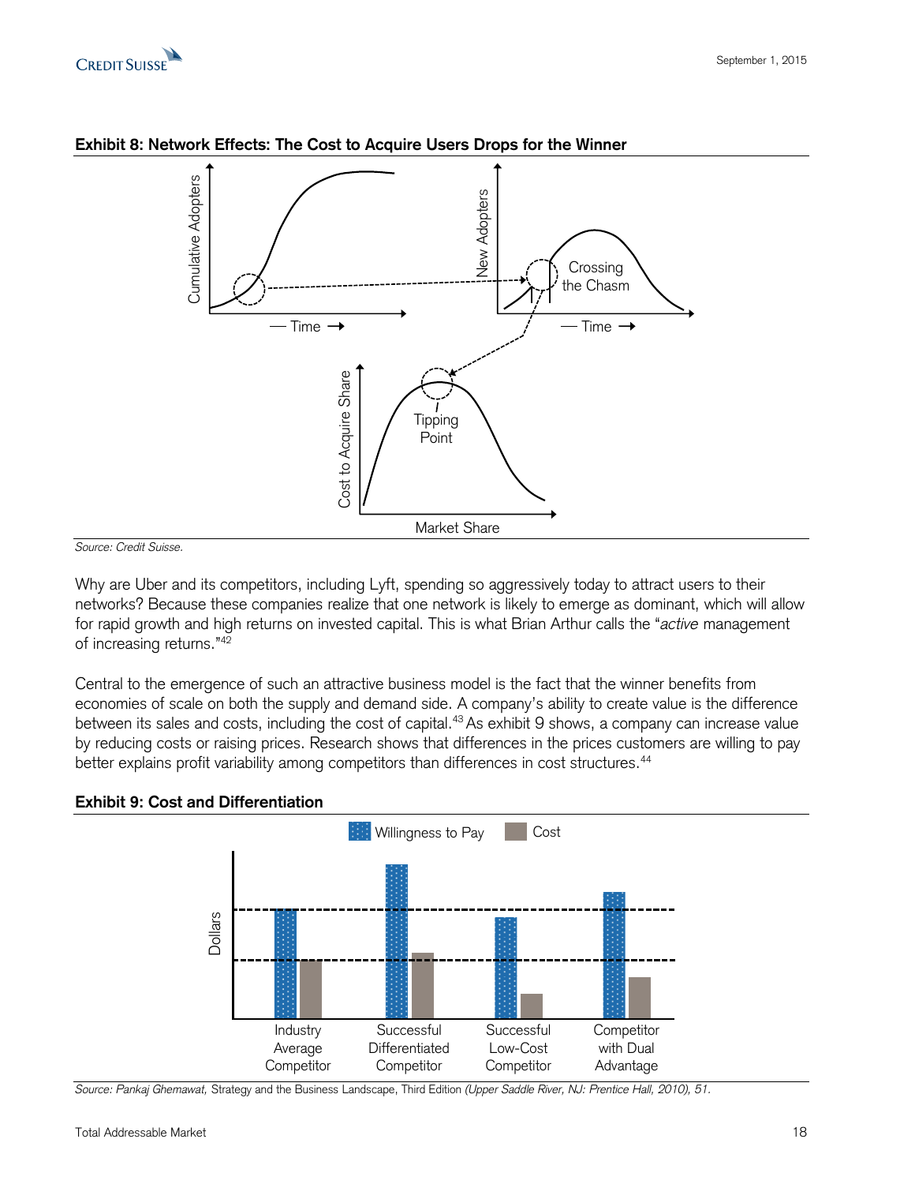**Exhibit 8: Network Effects: The Cost to Acquire Users Drops for the Winner**

Source: Credit Suisse.

Why are Uber and its competitors, including Lyft, spending so aggressively today to attract users to their networks? Because these companies realize that one network is likely to emerge as dominant, which will allow for rapid growth and high returns on invested capital. This is what Brian Arthur calls the "*active* management of increasing returns."[42]

Central to the emergence of such an attractive business model is the fact that the winner benefits from economies of scale on both the supply and demand side. A company's ability to create value is the difference between its sales and costs, including the cost of capital.[43] As exhibit 9 shows, a company can increase value by reducing costs or raising prices. Research shows that differences in the prices customers are willing to pay better explains profit variability among competitors than differences in cost structures.[44]

**Exhibit 9: Cost and Differentiation**

*Source: Pankaj Ghemawat,* Strategy and the Business Landscape, Third Edition *(Upper Saddle River, NJ: Prentice Hall, 2010), 51.*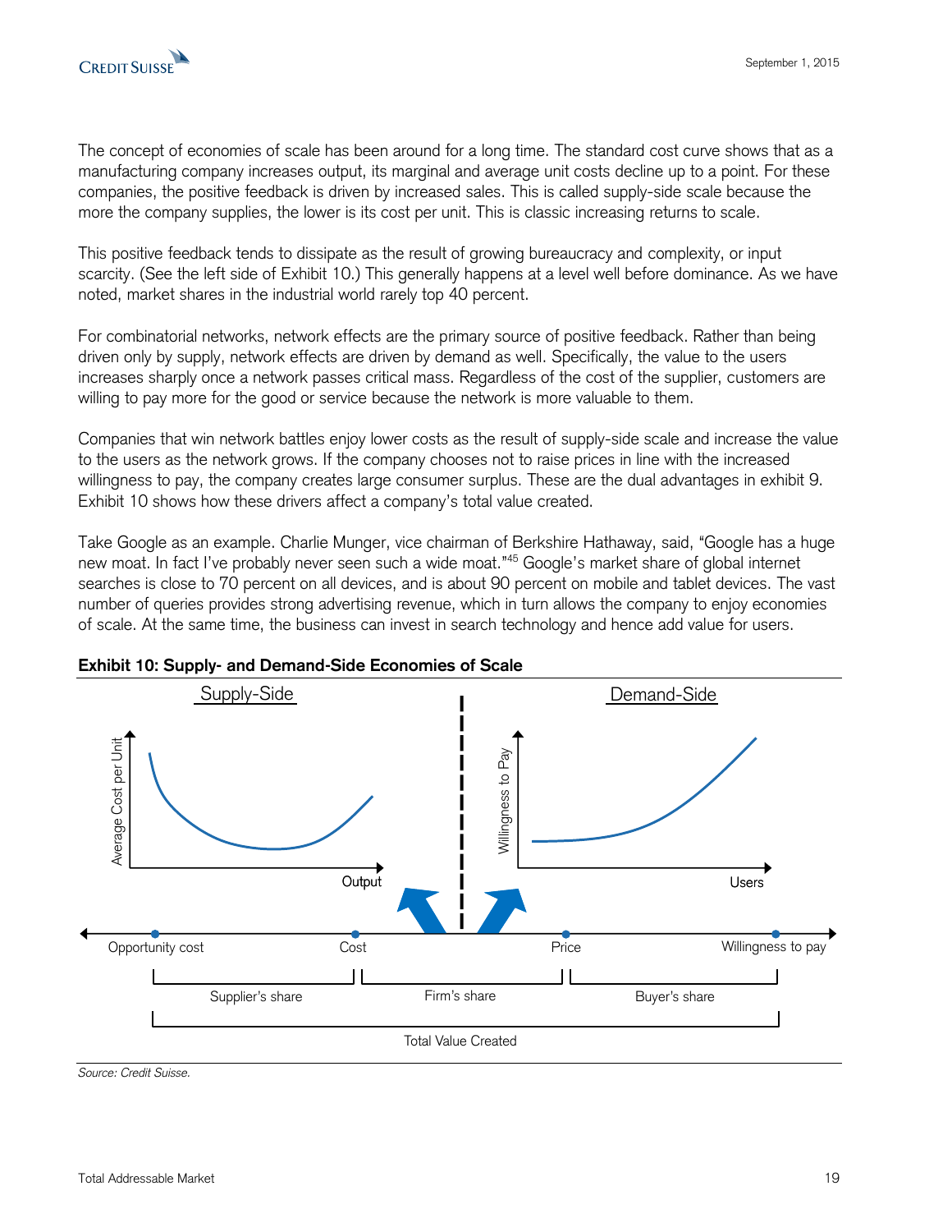The concept of economies of scale has been around for a long time. The standard cost curve shows that as a manufacturing company increases output, its marginal and average unit costs decline up to a point. For these companies, the positive feedback is driven by increased sales. This is called supply-side scale because the more the company supplies, the lower is its cost per unit. This is classic increasing returns to scale.

This positive feedback tends to dissipate as the result of growing bureaucracy and complexity, or input scarcity. (See the left side of Exhibit 10.) This generally happens at a level well before dominance. As we have noted, market shares in the industrial world rarely top 40 percent.

For combinatorial networks, network effects are the primary source of positive feedback. Rather than being driven only by supply, network effects are driven by demand as well. Specifically, the value to the users increases sharply once a network passes critical mass. Regardless of the cost of the supplier, customers are willing to pay more for the good or service because the network is more valuable to them.

Companies that win network battles enjoy lower costs as the result of supply-side scale and increase the value to the users as the network grows. If the company chooses not to raise prices in line with the increased willingness to pay, the company creates large consumer surplus. These are the dual advantages in exhibit 9. Exhibit 10 shows how these drivers affect a company's total value created.

Take Google as an example. Charlie Munger, vice chairman of Berkshire Hathaway, said, "Google has a huge new moat. In fact I've probably never seen such a wide moat."[45] Google's market share of global internet searches is close to 70 percent on all devices, and is about 90 percent on mobile and tablet devices. The vast number of queries provides strong advertising revenue, which in turn allows the company to enjoy economies of scale. At the same time, the business can invest in search technology and hence add value for users.

**Exhibit 10: Supply- and Demand-Side Economies of Scale**

Supply-Side | Demand-Side

Average Cost per Unit / Output | Willingness to Pay / Users

Opportunity cost — Cost — Price — Willingness to pay

Supplier's share | Firm's share | Buyer's share

Total Value Created

*Source: Credit Suisse.*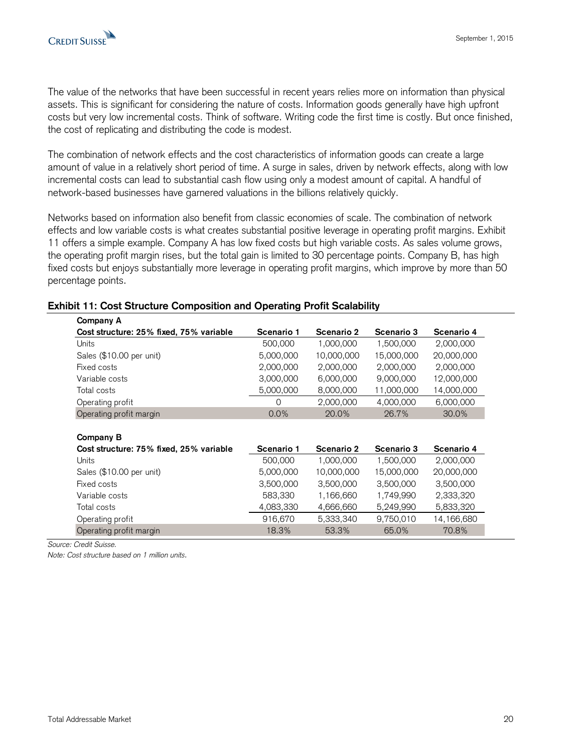The value of the networks that have been successful in recent years relies more on information than physical assets. This is significant for considering the nature of costs. Information goods generally have high upfront costs but very low incremental costs. Think of software. Writing code the first time is costly. But once finished, the cost of replicating and distributing the code is modest.

The combination of network effects and the cost characteristics of information goods can create a large amount of value in a relatively short period of time. A surge in sales, driven by network effects, along with low incremental costs can lead to substantial cash flow using only a modest amount of capital. A handful of network-based businesses have garnered valuations in the billions relatively quickly.

Networks based on information also benefit from classic economies of scale. The combination of network effects and low variable costs is what creates substantial positive leverage in operating profit margins. Exhibit 11 offers a simple example. Company A has low fixed costs but high variable costs. As sales volume grows, the operating profit margin rises, but the total gain is limited to 30 percentage points. Company B, has high fixed costs but enjoys substantially more leverage in operating profit margins, which improve by more than 50 percentage points.

**Exhibit 11: Cost Structure Composition and Operating Profit Scalability**

| **Company A**<br>**Cost structure: 25% fixed, 75% variable** | **Scenario 1** | **Scenario 2** | **Scenario 3** | **Scenario 4** |
|---|---|---|---|---|
| Units | 500,000 | 1,000,000 | 1,500,000 | 2,000,000 |
| Sales ($10.00 per unit) | 5,000,000 | 10,000,000 | 15,000,000 | 20,000,000 |
| Fixed costs | 2,000,000 | 2,000,000 | 2,000,000 | 2,000,000 |
| Variable costs | 3,000,000 | 6,000,000 | 9,000,000 | 12,000,000 |
| Total costs | 5,000,000 | 8,000,000 | 11,000,000 | 14,000,000 |
| Operating profit | 0 | 2,000,000 | 4,000,000 | 6,000,000 |
| Operating profit margin | 0.0% | 20.0% | 26.7% | 30.0% |

| **Company B**<br>**Cost structure: 75% fixed, 25% variable** | **Scenario 1** | **Scenario 2** | **Scenario 3** | **Scenario 4** |
|---|---|---|---|---|
| Units | 500,000 | 1,000,000 | 1,500,000 | 2,000,000 |
| Sales ($10.00 per unit) | 5,000,000 | 10,000,000 | 15,000,000 | 20,000,000 |
| Fixed costs | 3,500,000 | 3,500,000 | 3,500,000 | 3,500,000 |
| Variable costs | 583,330 | 1,166,660 | 1,749,990 | 2,333,320 |
| Total costs | 4,083,330 | 4,666,660 | 5,249,990 | 5,833,320 |
| Operating profit | 916,670 | 5,333,340 | 9,750,010 | 14,166,680 |
| Operating profit margin | 18.3% | 53.3% | 65.0% | 70.8% |

*Source: Credit Suisse.*

*Note: Cost structure based on 1 million units.*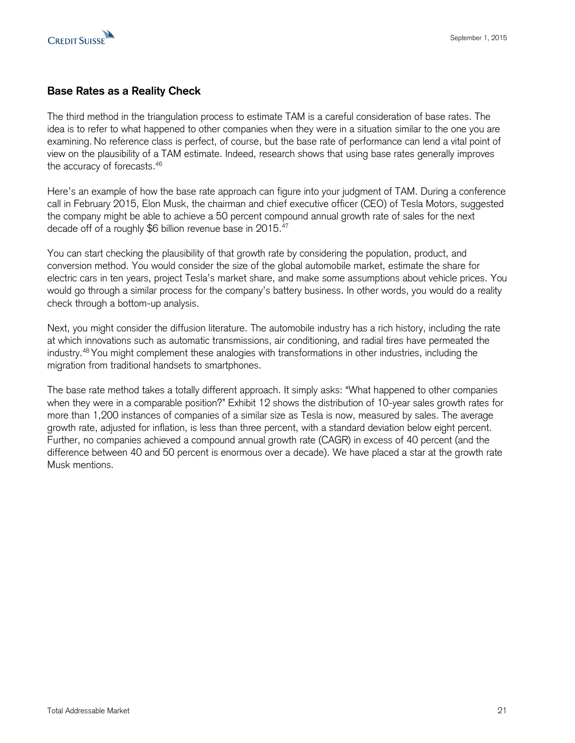## Base Rates as a Reality Check

The third method in the triangulation process to estimate TAM is a careful consideration of base rates. The idea is to refer to what happened to other companies when they were in a situation similar to the one you are examining. No reference class is perfect, of course, but the base rate of performance can lend a vital point of view on the plausibility of a TAM estimate. Indeed, research shows that using base rates generally improves the accuracy of forecasts.[46]

Here's an example of how the base rate approach can figure into your judgment of TAM. During a conference call in February 2015, Elon Musk, the chairman and chief executive officer (CEO) of Tesla Motors, suggested the company might be able to achieve a 50 percent compound annual growth rate of sales for the next decade off of a roughly $6 billion revenue base in 2015.[47]

You can start checking the plausibility of that growth rate by considering the population, product, and conversion method. You would consider the size of the global automobile market, estimate the share for electric cars in ten years, project Tesla's market share, and make some assumptions about vehicle prices. You would go through a similar process for the company's battery business. In other words, you would do a reality check through a bottom-up analysis.

Next, you might consider the diffusion literature. The automobile industry has a rich history, including the rate at which innovations such as automatic transmissions, air conditioning, and radial tires have permeated the industry.[48] You might complement these analogies with transformations in other industries, including the migration from traditional handsets to smartphones.

The base rate method takes a totally different approach. It simply asks: "What happened to other companies when they were in a comparable position?" Exhibit 12 shows the distribution of 10-year sales growth rates for more than 1,200 instances of companies of a similar size as Tesla is now, measured by sales. The average growth rate, adjusted for inflation, is less than three percent, with a standard deviation below eight percent. Further, no companies achieved a compound annual growth rate (CAGR) in excess of 40 percent (and the difference between 40 and 50 percent is enormous over a decade). We have placed a star at the growth rate Musk mentions.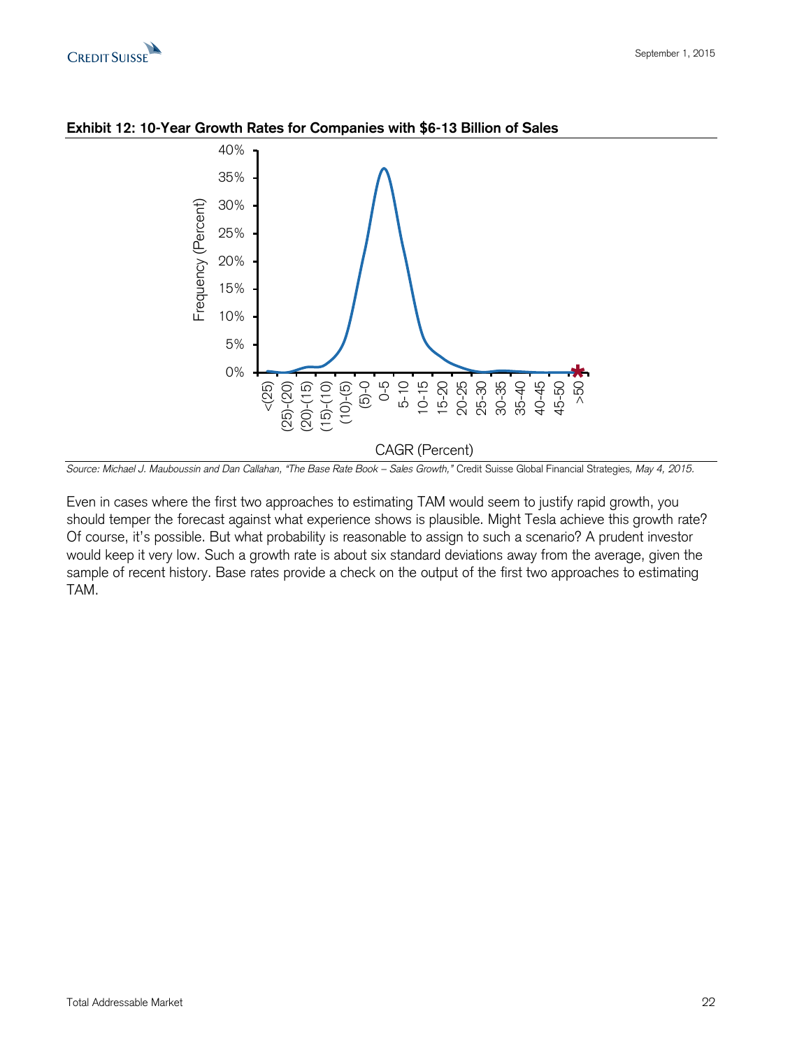**Exhibit 12: 10-Year Growth Rates for Companies with $6-13 Billion of Sales**

*Source: Michael J. Mauboussin and Dan Callahan, "The Base Rate Book – Sales Growth," Credit Suisse Global Financial Strategies, May 4, 2015.*

Even in cases where the first two approaches to estimating TAM would seem to justify rapid growth, you should temper the forecast against what experience shows is plausible. Might Tesla achieve this growth rate? Of course, it's possible. But what probability is reasonable to assign to such a scenario? A prudent investor would keep it very low. Such a growth rate is about six standard deviations away from the average, given the sample of recent history. Base rates provide a check on the output of the first two approaches to estimating TAM.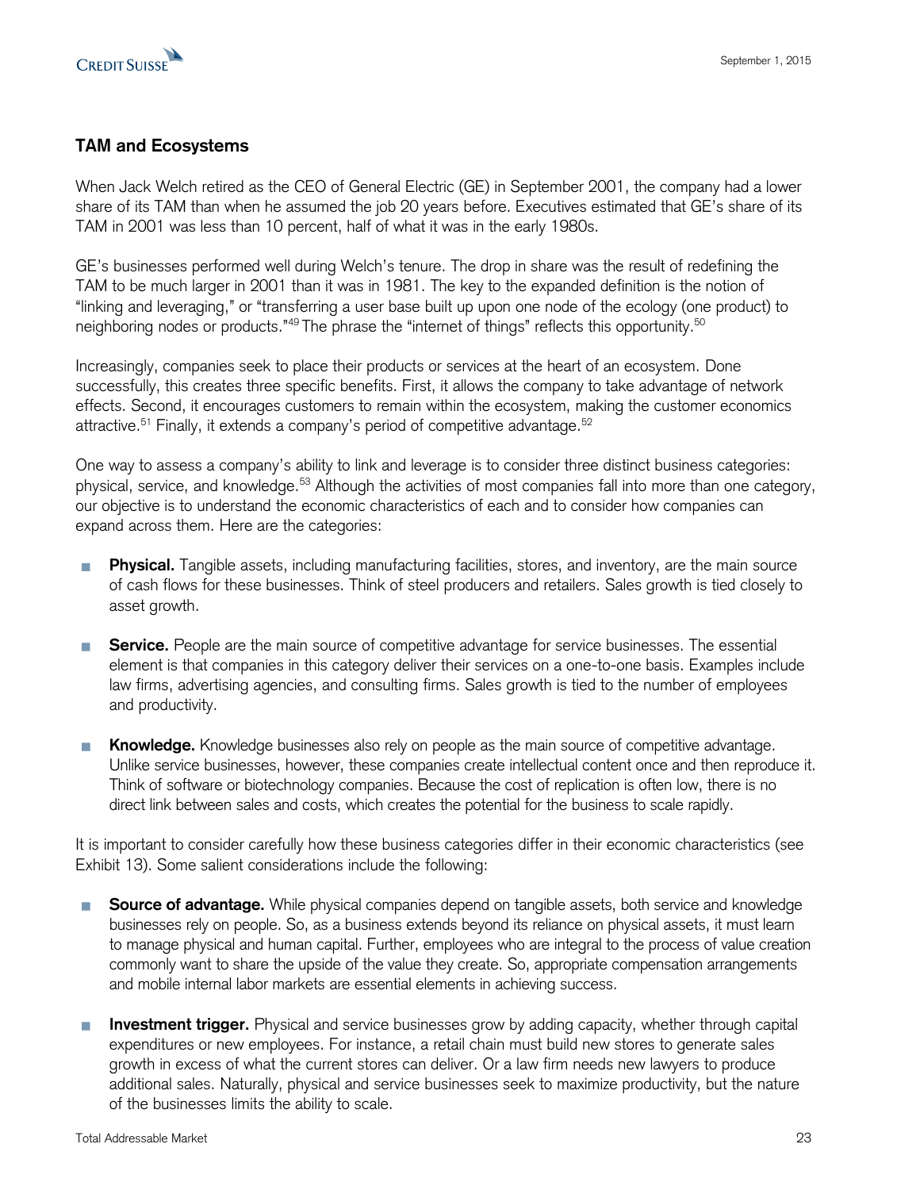## TAM and Ecosystems

When Jack Welch retired as the CEO of General Electric (GE) in September 2001, the company had a lower share of its TAM than when he assumed the job 20 years before. Executives estimated that GE's share of its TAM in 2001 was less than 10 percent, half of what it was in the early 1980s.

GE's businesses performed well during Welch's tenure. The drop in share was the result of redefining the TAM to be much larger in 2001 than it was in 1981. The key to the expanded definition is the notion of "linking and leveraging," or "transferring a user base built up upon one node of the ecology (one product) to neighboring nodes or products."[49] The phrase the "internet of things" reflects this opportunity.[50]

Increasingly, companies seek to place their products or services at the heart of an ecosystem. Done successfully, this creates three specific benefits. First, it allows the company to take advantage of network effects. Second, it encourages customers to remain within the ecosystem, making the customer economics attractive.[51] Finally, it extends a company's period of competitive advantage.[52]

One way to assess a company's ability to link and leverage is to consider three distinct business categories: physical, service, and knowledge.[53] Although the activities of most companies fall into more than one category, our objective is to understand the economic characteristics of each and to consider how companies can expand across them. Here are the categories:

- **Physical.** Tangible assets, including manufacturing facilities, stores, and inventory, are the main source of cash flows for these businesses. Think of steel producers and retailers. Sales growth is tied closely to asset growth.

- **Service.** People are the main source of competitive advantage for service businesses. The essential element is that companies in this category deliver their services on a one-to-one basis. Examples include law firms, advertising agencies, and consulting firms. Sales growth is tied to the number of employees and productivity.

- **Knowledge.** Knowledge businesses also rely on people as the main source of competitive advantage. Unlike service businesses, however, these companies create intellectual content once and then reproduce it. Think of software or biotechnology companies. Because the cost of replication is often low, there is no direct link between sales and costs, which creates the potential for the business to scale rapidly.

It is important to consider carefully how these business categories differ in their economic characteristics (see Exhibit 13). Some salient considerations include the following:

- **Source of advantage.** While physical companies depend on tangible assets, both service and knowledge businesses rely on people. So, as a business extends beyond its reliance on physical assets, it must learn to manage physical and human capital. Further, employees who are integral to the process of value creation commonly want to share the upside of the value they create. So, appropriate compensation arrangements and mobile internal labor markets are essential elements in achieving success.

- **Investment trigger.** Physical and service businesses grow by adding capacity, whether through capital expenditures or new employees. For instance, a retail chain must build new stores to generate sales growth in excess of what the current stores can deliver. Or a law firm needs new lawyers to produce additional sales. Naturally, physical and service businesses seek to maximize productivity, but the nature of the businesses limits the ability to scale.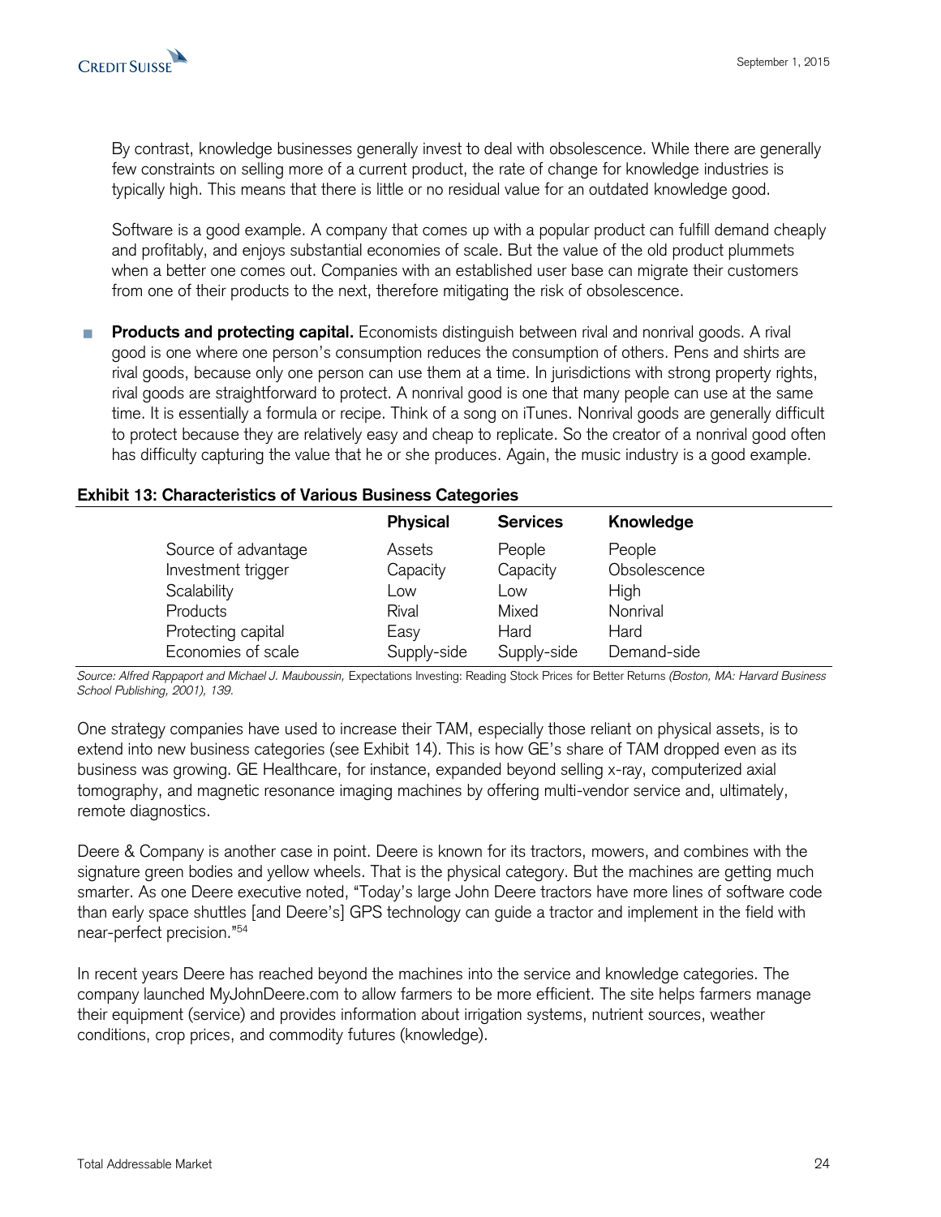By contrast, knowledge businesses generally invest to deal with obsolescence. While there are generally few constraints on selling more of a current product, the rate of change for knowledge industries is typically high. This means that there is little or no residual value for an outdated knowledge good.

Software is a good example. A company that comes up with a popular product can fulfill demand cheaply and profitably, and enjoys substantial economies of scale. But the value of the old product plummets when a better one comes out. Companies with an established user base can migrate their customers from one of their products to the next, therefore mitigating the risk of obsolescence.

- **Products and protecting capital.** Economists distinguish between rival and nonrival goods. A rival good is one where one person's consumption reduces the consumption of others. Pens and shirts are rival goods, because only one person can use them at a time. In jurisdictions with strong property rights, rival goods are straightforward to protect. A nonrival good is one that many people can use at the same time. It is essentially a formula or recipe. Think of a song on iTunes. Nonrival goods are generally difficult to protect because they are relatively easy and cheap to replicate. So the creator of a nonrival good often has difficulty capturing the value that he or she produces. Again, the music industry is a good example.

**Exhibit 13: Characteristics of Various Business Categories**

| | **Physical** | **Services** | **Knowledge** |
|---|---|---|---|
| Source of advantage | Assets | People | People |
| Investment trigger | Capacity | Capacity | Obsolescence |
| Scalability | Low | Low | High |
| Products | Rival | Mixed | Nonrival |
| Protecting capital | Easy | Hard | Hard |
| Economies of scale | Supply-side | Supply-side | Demand-side |

*Source: Alfred Rappaport and Michael J. Mauboussin,* Expectations Investing: Reading Stock Prices for Better Returns *(Boston, MA: Harvard Business School Publishing, 2001), 139.*

One strategy companies have used to increase their TAM, especially those reliant on physical assets, is to extend into new business categories (see Exhibit 14). This is how GE's share of TAM dropped even as its business was growing. GE Healthcare, for instance, expanded beyond selling x-ray, computerized axial tomography, and magnetic resonance imaging machines by offering multi-vendor service and, ultimately, remote diagnostics.

Deere & Company is another case in point. Deere is known for its tractors, mowers, and combines with the signature green bodies and yellow wheels. That is the physical category. But the machines are getting much smarter. As one Deere executive noted, "Today's large John Deere tractors have more lines of software code than early space shuttles [and Deere's] GPS technology can guide a tractor and implement in the field with near-perfect precision."[54]

In recent years Deere has reached beyond the machines into the service and knowledge categories. The company launched MyJohnDeere.com to allow farmers to be more efficient. The site helps farmers manage their equipment (service) and provides information about irrigation systems, nutrient sources, weather conditions, crop prices, and commodity futures (knowledge).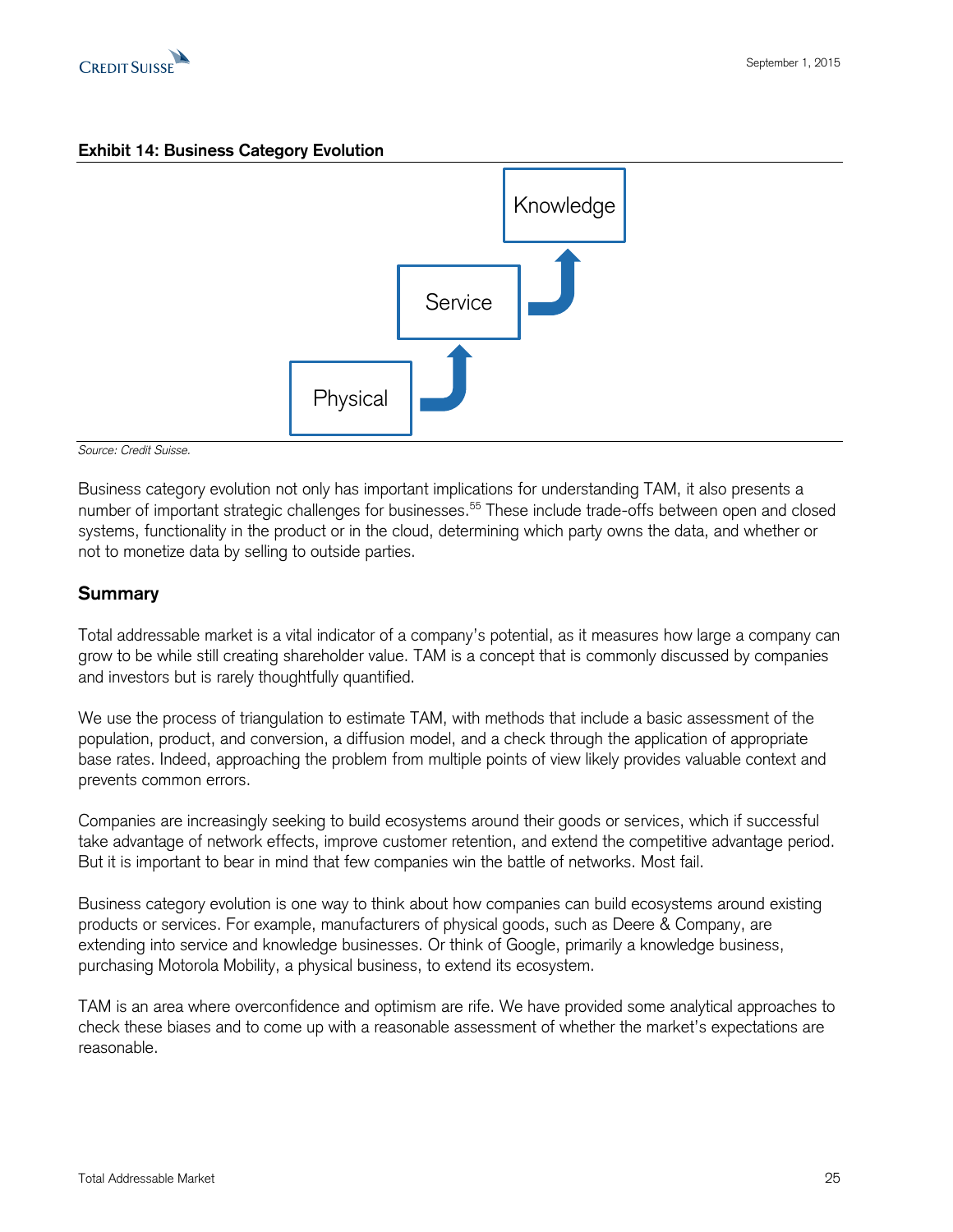**Exhibit 14: Business Category Evolution**

Physical → Service → Knowledge

*Source: Credit Suisse.*

Business category evolution not only has important implications for understanding TAM, it also presents a number of important strategic challenges for businesses.[55] These include trade-offs between open and closed systems, functionality in the product or in the cloud, determining which party owns the data, and whether or not to monetize data by selling to outside parties.

## Summary

Total addressable market is a vital indicator of a company's potential, as it measures how large a company can grow to be while still creating shareholder value. TAM is a concept that is commonly discussed by companies and investors but is rarely thoughtfully quantified.

We use the process of triangulation to estimate TAM, with methods that include a basic assessment of the population, product, and conversion, a diffusion model, and a check through the application of appropriate base rates. Indeed, approaching the problem from multiple points of view likely provides valuable context and prevents common errors.

Companies are increasingly seeking to build ecosystems around their goods or services, which if successful take advantage of network effects, improve customer retention, and extend the competitive advantage period. But it is important to bear in mind that few companies win the battle of networks. Most fail.

Business category evolution is one way to think about how companies can build ecosystems around existing products or services. For example, manufacturers of physical goods, such as Deere & Company, are extending into service and knowledge businesses. Or think of Google, primarily a knowledge business, purchasing Motorola Mobility, a physical business, to extend its ecosystem.

TAM is an area where overconfidence and optimism are rife. We have provided some analytical approaches to check these biases and to come up with a reasonable assessment of whether the market's expectations are reasonable.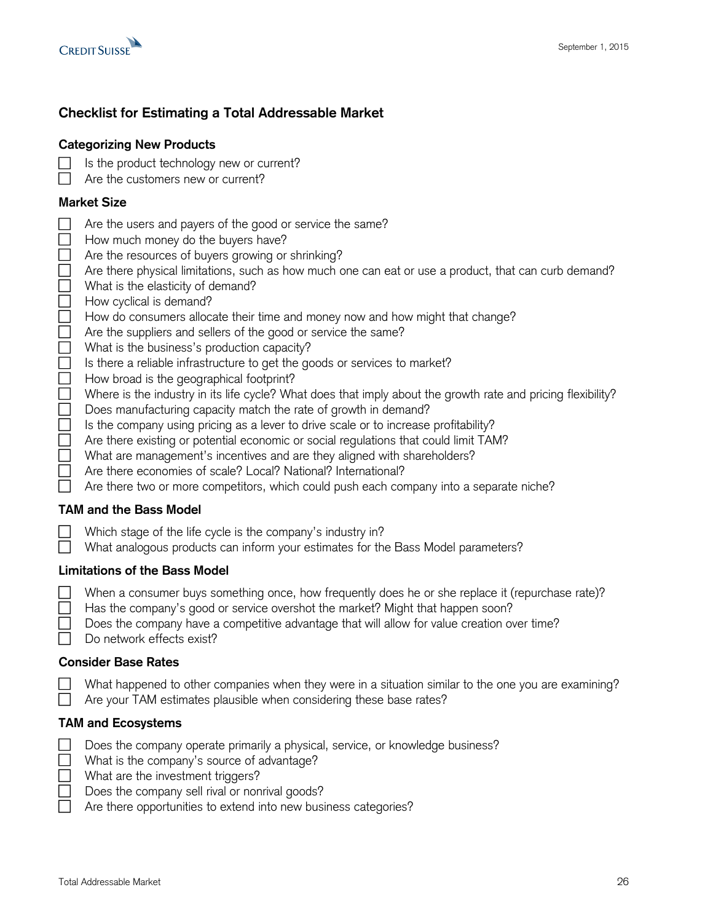## Checklist for Estimating a Total Addressable Market

### Categorizing New Products

- [ ] Is the product technology new or current?
- [ ] Are the customers new or current?

### Market Size

- [ ] Are the users and payers of the good or service the same?
- [ ] How much money do the buyers have?
- [ ] Are the resources of buyers growing or shrinking?
- [ ] Are there physical limitations, such as how much one can eat or use a product, that can curb demand?
- [ ] What is the elasticity of demand?
- [ ] How cyclical is demand?
- [ ] How do consumers allocate their time and money now and how might that change?
- [ ] Are the suppliers and sellers of the good or service the same?
- [ ] What is the business's production capacity?
- [ ] Is there a reliable infrastructure to get the goods or services to market?
- [ ] How broad is the geographical footprint?
- [ ] Where is the industry in its life cycle? What does that imply about the growth rate and pricing flexibility?
- [ ] Does manufacturing capacity match the rate of growth in demand?
- [ ] Is the company using pricing as a lever to drive scale or to increase profitability?
- [ ] Are there existing or potential economic or social regulations that could limit TAM?
- [ ] What are management's incentives and are they aligned with shareholders?
- [ ] Are there economies of scale? Local? National? International?
- [ ] Are there two or more competitors, which could push each company into a separate niche?

### TAM and the Bass Model

- [ ] Which stage of the life cycle is the company's industry in?
- [ ] What analogous products can inform your estimates for the Bass Model parameters?

### Limitations of the Bass Model

- [ ] When a consumer buys something once, how frequently does he or she replace it (repurchase rate)?
- [ ] Has the company's good or service overshot the market? Might that happen soon?
- [ ] Does the company have a competitive advantage that will allow for value creation over time?
- [ ] Do network effects exist?

### Consider Base Rates

- [ ] What happened to other companies when they were in a situation similar to the one you are examining?
- [ ] Are your TAM estimates plausible when considering these base rates?

### TAM and Ecosystems

- [ ] Does the company operate primarily a physical, service, or knowledge business?
- [ ] What is the company's source of advantage?
- [ ] What are the investment triggers?
- [ ] Does the company sell rival or nonrival goods?
- [ ] Are there opportunities to extend into new business categories?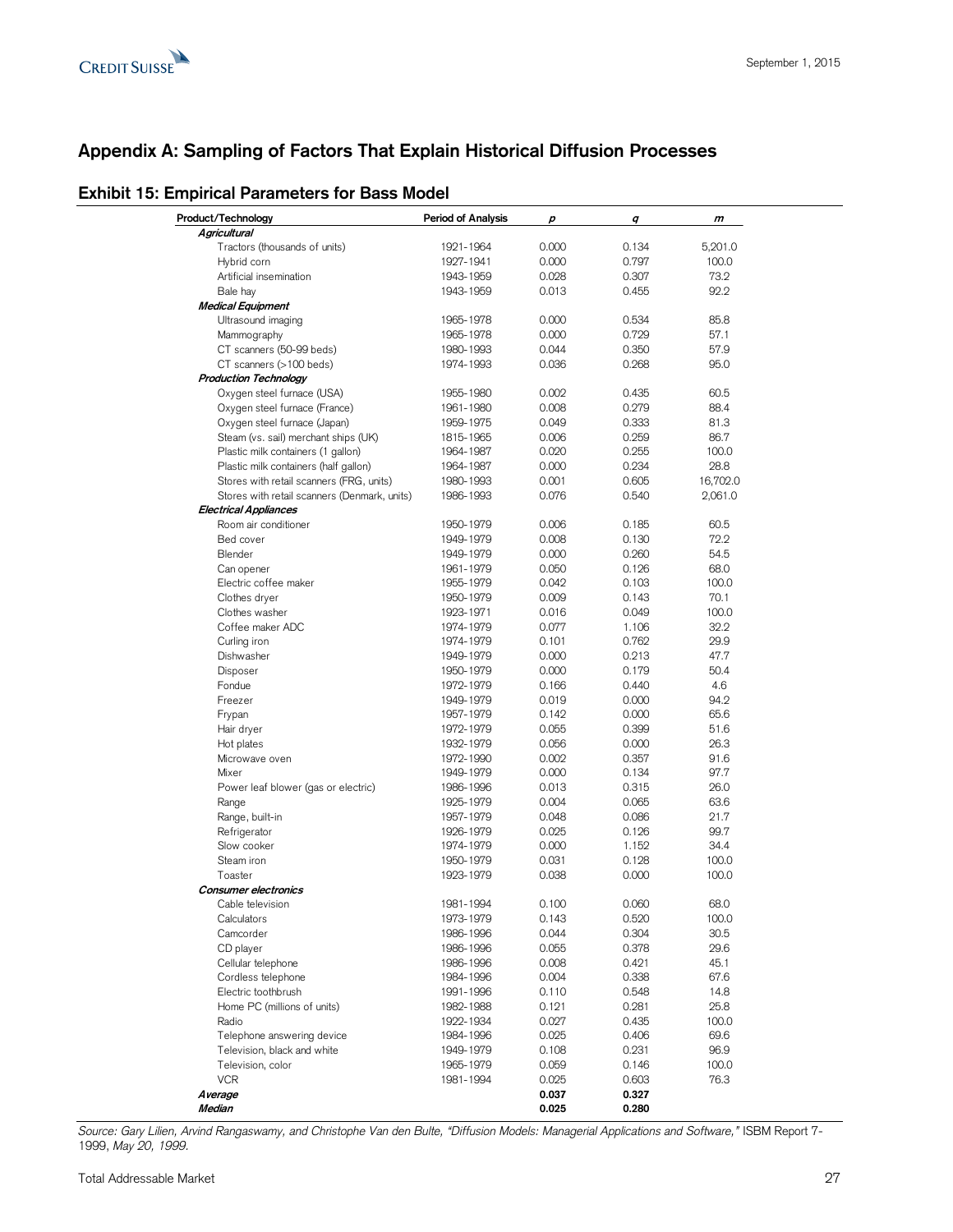## Appendix A: Sampling of Factors That Explain Historical Diffusion Processes

### Exhibit 15: Empirical Parameters for Bass Model

| Product/Technology | Period of Analysis | *p* | *q* | *m* |
|---|---|---|---|---|
| ***Agricultural*** | | | | |
| Tractors (thousands of units) | 1921-1964 | 0.000 | 0.134 | 5,201.0 |
| Hybrid corn | 1927-1941 | 0.000 | 0.797 | 100.0 |
| Artificial insemination | 1943-1959 | 0.028 | 0.307 | 73.2 |
| Bale hay | 1943-1959 | 0.013 | 0.455 | 92.2 |
| ***Medical Equipment*** | | | | |
| Ultrasound imaging | 1965-1978 | 0.000 | 0.534 | 85.8 |
| Mammography | 1965-1978 | 0.000 | 0.729 | 57.1 |
| CT scanners (50-99 beds) | 1980-1993 | 0.044 | 0.350 | 57.9 |
| CT scanners (>100 beds) | 1974-1993 | 0.036 | 0.268 | 95.0 |
| ***Production Technology*** | | | | |
| Oxygen steel furnace (USA) | 1955-1980 | 0.002 | 0.435 | 60.5 |
| Oxygen steel furnace (France) | 1961-1980 | 0.008 | 0.279 | 88.4 |
| Oxygen steel furnace (Japan) | 1959-1975 | 0.049 | 0.333 | 81.3 |
| Steam (vs. sail) merchant ships (UK) | 1815-1965 | 0.006 | 0.259 | 86.7 |
| Plastic milk containers (1 gallon) | 1964-1987 | 0.020 | 0.255 | 100.0 |
| Plastic milk containers (half gallon) | 1964-1987 | 0.000 | 0.234 | 28.8 |
| Stores with retail scanners (FRG, units) | 1980-1993 | 0.001 | 0.605 | 16,702.0 |
| Stores with retail scanners (Denmark, units) | 1986-1993 | 0.076 | 0.540 | 2,061.0 |
| ***Electrical Appliances*** | | | | |
| Room air conditioner | 1950-1979 | 0.006 | 0.185 | 60.5 |
| Bed cover | 1949-1979 | 0.008 | 0.130 | 72.2 |
| Blender | 1949-1979 | 0.000 | 0.260 | 54.5 |
| Can opener | 1961-1979 | 0.050 | 0.126 | 68.0 |
| Electric coffee maker | 1955-1979 | 0.042 | 0.103 | 100.0 |
| Clothes dryer | 1950-1979 | 0.009 | 0.143 | 70.1 |
| Clothes washer | 1923-1971 | 0.016 | 0.049 | 100.0 |
| Coffee maker ADC | 1974-1979 | 0.077 | 1.106 | 32.2 |
| Curling iron | 1974-1979 | 0.101 | 0.762 | 29.9 |
| Dishwasher | 1949-1979 | 0.000 | 0.213 | 47.7 |
| Disposer | 1950-1979 | 0.000 | 0.179 | 50.4 |
| Fondue | 1972-1979 | 0.166 | 0.440 | 4.6 |
| Freezer | 1949-1979 | 0.019 | 0.000 | 94.2 |
| Frypan | 1957-1979 | 0.142 | 0.000 | 65.6 |
| Hair dryer | 1972-1979 | 0.055 | 0.399 | 51.6 |
| Hot plates | 1932-1979 | 0.056 | 0.000 | 26.3 |
| Microwave oven | 1972-1990 | 0.002 | 0.357 | 91.6 |
| Mixer | 1949-1979 | 0.000 | 0.134 | 97.7 |
| Power leaf blower (gas or electric) | 1986-1996 | 0.013 | 0.315 | 26.0 |
| Range | 1925-1979 | 0.004 | 0.065 | 63.6 |
| Range, built-in | 1957-1979 | 0.048 | 0.086 | 21.7 |
| Refrigerator | 1926-1979 | 0.025 | 0.126 | 99.7 |
| Slow cooker | 1974-1979 | 0.000 | 1.152 | 34.4 |
| Steam iron | 1950-1979 | 0.031 | 0.128 | 100.0 |
| Toaster | 1923-1979 | 0.038 | 0.000 | 100.0 |
| ***Consumer electronics*** | | | | |
| Cable television | 1981-1994 | 0.100 | 0.060 | 68.0 |
| Calculators | 1973-1979 | 0.143 | 0.520 | 100.0 |
| Camcorder | 1986-1996 | 0.044 | 0.304 | 30.5 |
| CD player | 1986-1996 | 0.055 | 0.378 | 29.6 |
| Cellular telephone | 1986-1996 | 0.008 | 0.421 | 45.1 |
| Cordless telephone | 1984-1996 | 0.004 | 0.338 | 67.6 |
| Electric toothbrush | 1991-1996 | 0.110 | 0.548 | 14.8 |
| Home PC (millions of units) | 1982-1988 | 0.121 | 0.281 | 25.8 |
| Radio | 1922-1934 | 0.027 | 0.435 | 100.0 |
| Telephone answering device | 1984-1996 | 0.025 | 0.406 | 69.6 |
| Television, black and white | 1949-1979 | 0.108 | 0.231 | 96.9 |
| Television, color | 1965-1979 | 0.059 | 0.146 | 100.0 |
| VCR | 1981-1994 | 0.025 | 0.603 | 76.3 |
| ***Average*** | | **0.037** | **0.327** | |
| ***Median*** | | **0.025** | **0.280** | |

*Source: Gary Lilien, Arvind Rangaswamy, and Christophe Van den Bulte, "Diffusion Models: Managerial Applications and Software,"* ISBM Report 7-1999, *May 20, 1999.*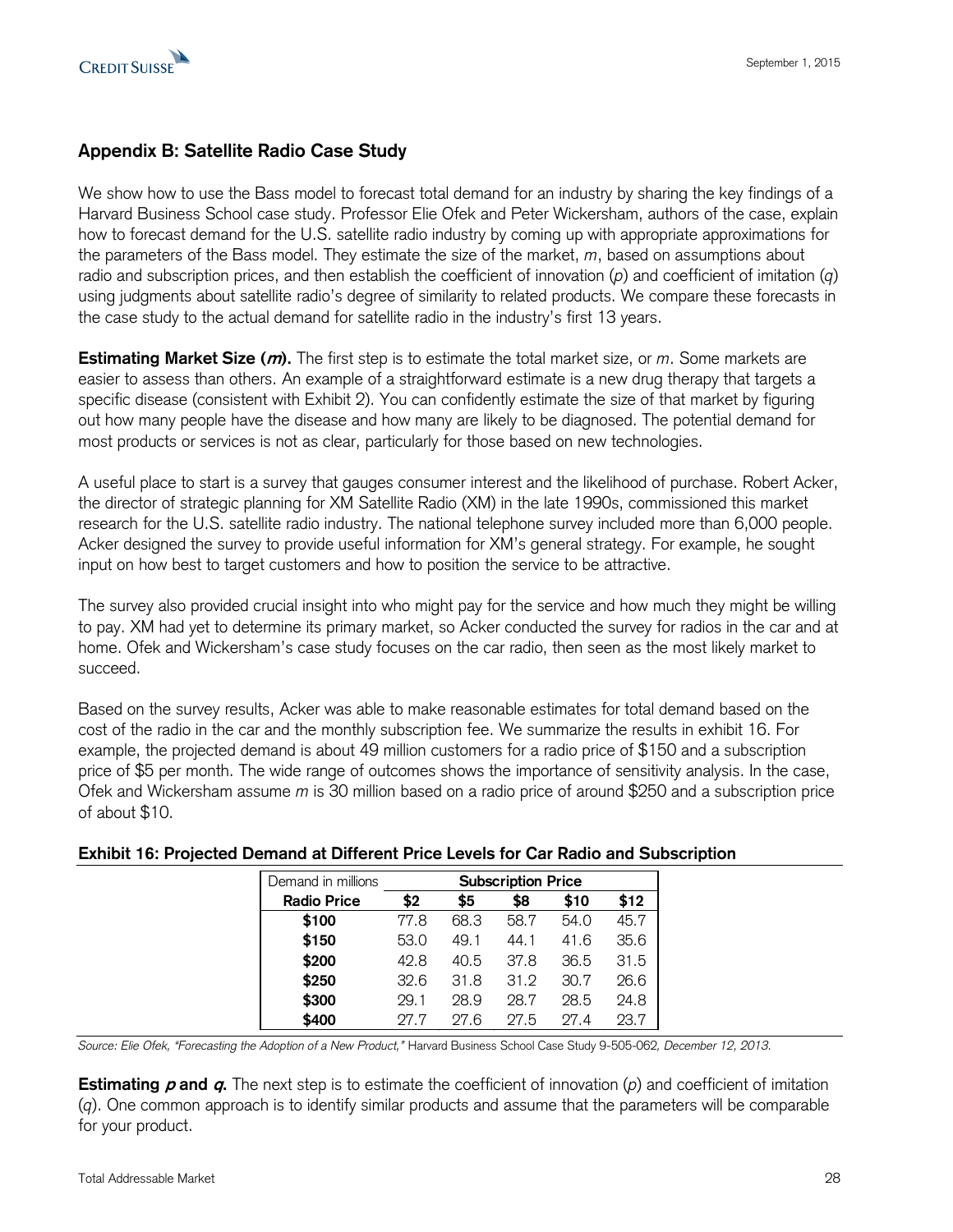## Appendix B: Satellite Radio Case Study

We show how to use the Bass model to forecast total demand for an industry by sharing the key findings of a Harvard Business School case study. Professor Elie Ofek and Peter Wickersham, authors of the case, explain how to forecast demand for the U.S. satellite radio industry by coming up with appropriate approximations for the parameters of the Bass model. They estimate the size of the market, $m$, based on assumptions about radio and subscription prices, and then establish the coefficient of innovation ($p$) and coefficient of imitation ($q$) using judgments about satellite radio's degree of similarity to related products. We compare these forecasts in the case study to the actual demand for satellite radio in the industry's first 13 years.

**Estimating Market Size (*m*).** The first step is to estimate the total market size, or $m$. Some markets are easier to assess than others. An example of a straightforward estimate is a new drug therapy that targets a specific disease (consistent with Exhibit 2). You can confidently estimate the size of that market by figuring out how many people have the disease and how many are likely to be diagnosed. The potential demand for most products or services is not as clear, particularly for those based on new technologies.

A useful place to start is a survey that gauges consumer interest and the likelihood of purchase. Robert Acker, the director of strategic planning for XM Satellite Radio (XM) in the late 1990s, commissioned this market research for the U.S. satellite radio industry. The national telephone survey included more than 6,000 people. Acker designed the survey to provide useful information for XM's general strategy. For example, he sought input on how best to target customers and how to position the service to be attractive.

The survey also provided crucial insight into who might pay for the service and how much they might be willing to pay. XM had yet to determine its primary market, so Acker conducted the survey for radios in the car and at home. Ofek and Wickersham's case study focuses on the car radio, then seen as the most likely market to succeed.

Based on the survey results, Acker was able to make reasonable estimates for total demand based on the cost of the radio in the car and the monthly subscription fee. We summarize the results in exhibit 16. For example, the projected demand is about 49 million customers for a radio price of $150 and a subscription price of $5 per month. The wide range of outcomes shows the importance of sensitivity analysis. In the case, Ofek and Wickersham assume $m$ is 30 million based on a radio price of around $250 and a subscription price of about $10.

**Exhibit 16: Projected Demand at Different Price Levels for Car Radio and Subscription**

| Demand in millions | Subscription Price | | | | |
|---|---|---|---|---|---|
| **Radio Price** | **$2** | **$5** | **$8** | **$10** | **$12** |
| **$100** | 77.8 | 68.3 | 58.7 | 54.0 | 45.7 |
| **$150** | 53.0 | 49.1 | 44.1 | 41.6 | 35.6 |
| **$200** | 42.8 | 40.5 | 37.8 | 36.5 | 31.5 |
| **$250** | 32.6 | 31.8 | 31.2 | 30.7 | 26.6 |
| **$300** | 29.1 | 28.9 | 28.7 | 28.5 | 24.8 |
| **$400** | 27.7 | 27.6 | 27.5 | 27.4 | 23.7 |

*Source: Elie Ofek, "Forecasting the Adoption of a New Product,"* Harvard Business School Case Study 9-505-062, *December 12, 2013.*

**Estimating *p* and *q*.** The next step is to estimate the coefficient of innovation ($p$) and coefficient of imitation ($q$). One common approach is to identify similar products and assume that the parameters will be comparable for your product.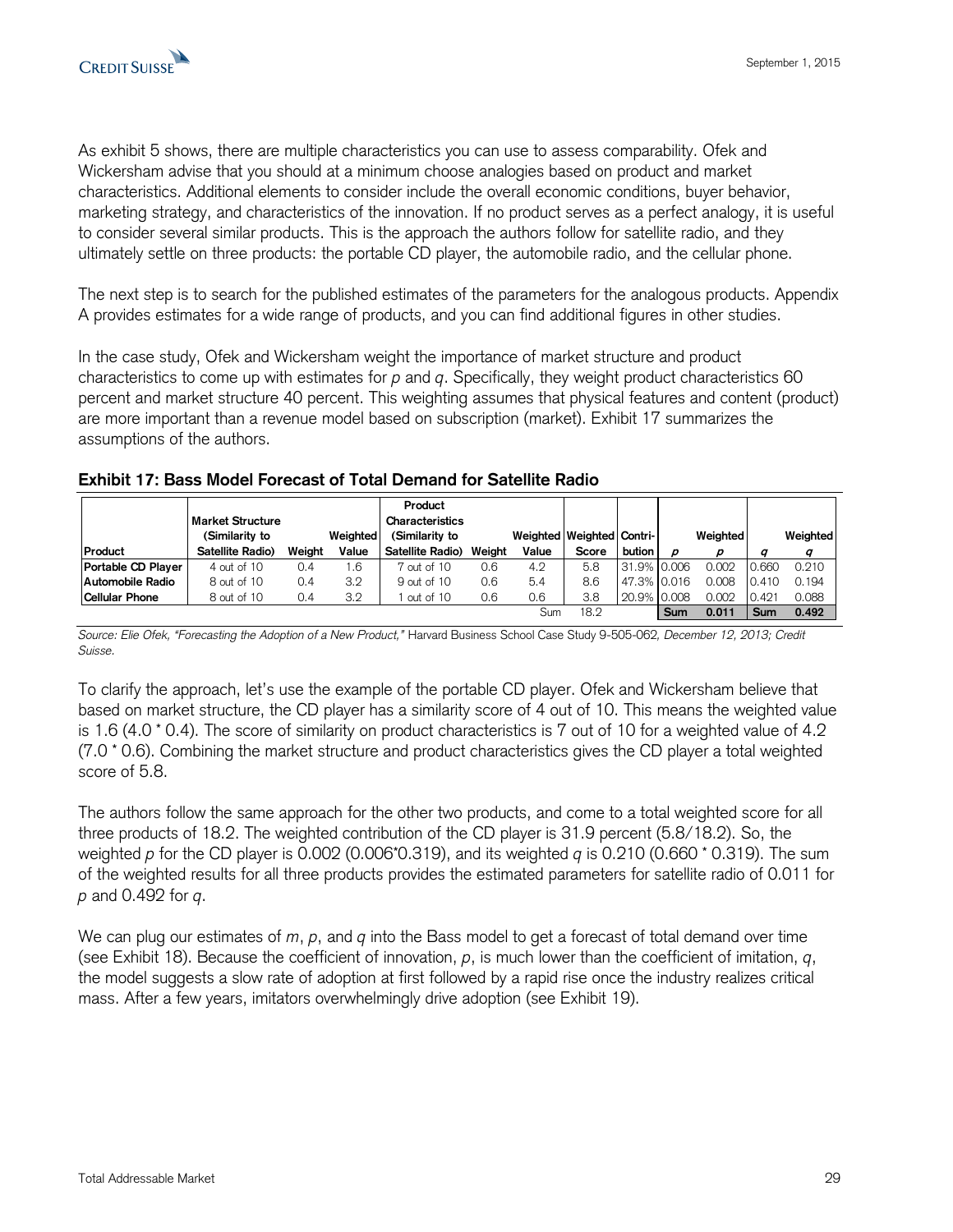As exhibit 5 shows, there are multiple characteristics you can use to assess comparability. Ofek and Wickersham advise that you should at a minimum choose analogies based on product and market characteristics. Additional elements to consider include the overall economic conditions, buyer behavior, marketing strategy, and characteristics of the innovation. If no product serves as a perfect analogy, it is useful to consider several similar products. This is the approach the authors follow for satellite radio, and they ultimately settle on three products: the portable CD player, the automobile radio, and the cellular phone.

The next step is to search for the published estimates of the parameters for the analogous products. Appendix A provides estimates for a wide range of products, and you can find additional figures in other studies.

In the case study, Ofek and Wickersham weight the importance of market structure and product characteristics to come up with estimates for $p$ and $q$. Specifically, they weight product characteristics 60 percent and market structure 40 percent. This weighting assumes that physical features and content (product) are more important than a revenue model based on subscription (market). Exhibit 17 summarizes the assumptions of the authors.

**Exhibit 17: Bass Model Forecast of Total Demand for Satellite Radio**

| Product | Market Structure (Similarity to Satellite Radio) | Weight | Weighted Value | Product Characteristics (Similarity to Satellite Radio) | Weight | Weighted Value | Weighted Score | Contri-bution | $p$ | Weighted $p$ | $q$ | Weighted $q$ |
|---|---|---|---|---|---|---|---|---|---|---|---|---|
| **Portable CD Player** | 4 out of 10 | 0.4 | 1.6 | 7 out of 10 | 0.6 | 4.2 | 5.8 | 31.9% | 0.006 | 0.002 | 0.660 | 0.210 |
| **Automobile Radio** | 8 out of 10 | 0.4 | 3.2 | 9 out of 10 | 0.6 | 5.4 | 8.6 | 47.3% | 0.016 | 0.008 | 0.410 | 0.194 |
| **Cellular Phone** | 8 out of 10 | 0.4 | 3.2 | 1 out of 10 | 0.6 | 0.6 | 3.8 | 20.9% | 0.008 | 0.002 | 0.421 | 0.088 |
| | | | | | | Sum | 18.2 | | **Sum** | **0.011** | **Sum** | **0.492** |

*Source: Elie Ofek, "Forecasting the Adoption of a New Product," Harvard Business School Case Study 9-505-062, December 12, 2013; Credit Suisse.*

To clarify the approach, let's use the example of the portable CD player. Ofek and Wickersham believe that based on market structure, the CD player has a similarity score of 4 out of 10. This means the weighted value is 1.6 (4.0 * 0.4). The score of similarity on product characteristics is 7 out of 10 for a weighted value of 4.2 (7.0 * 0.6). Combining the market structure and product characteristics gives the CD player a total weighted score of 5.8.

The authors follow the same approach for the other two products, and come to a total weighted score for all three products of 18.2. The weighted contribution of the CD player is 31.9 percent (5.8/18.2). So, the weighted $p$ for the CD player is 0.002 (0.006*0.319), and its weighted $q$ is 0.210 (0.660 * 0.319). The sum of the weighted results for all three products provides the estimated parameters for satellite radio of 0.011 for $p$ and 0.492 for $q$.

We can plug our estimates of $m$, $p$, and $q$ into the Bass model to get a forecast of total demand over time (see Exhibit 18). Because the coefficient of innovation, $p$, is much lower than the coefficient of imitation, $q$, the model suggests a slow rate of adoption at first followed by a rapid rise once the industry realizes critical mass. After a few years, imitators overwhelmingly drive adoption (see Exhibit 19).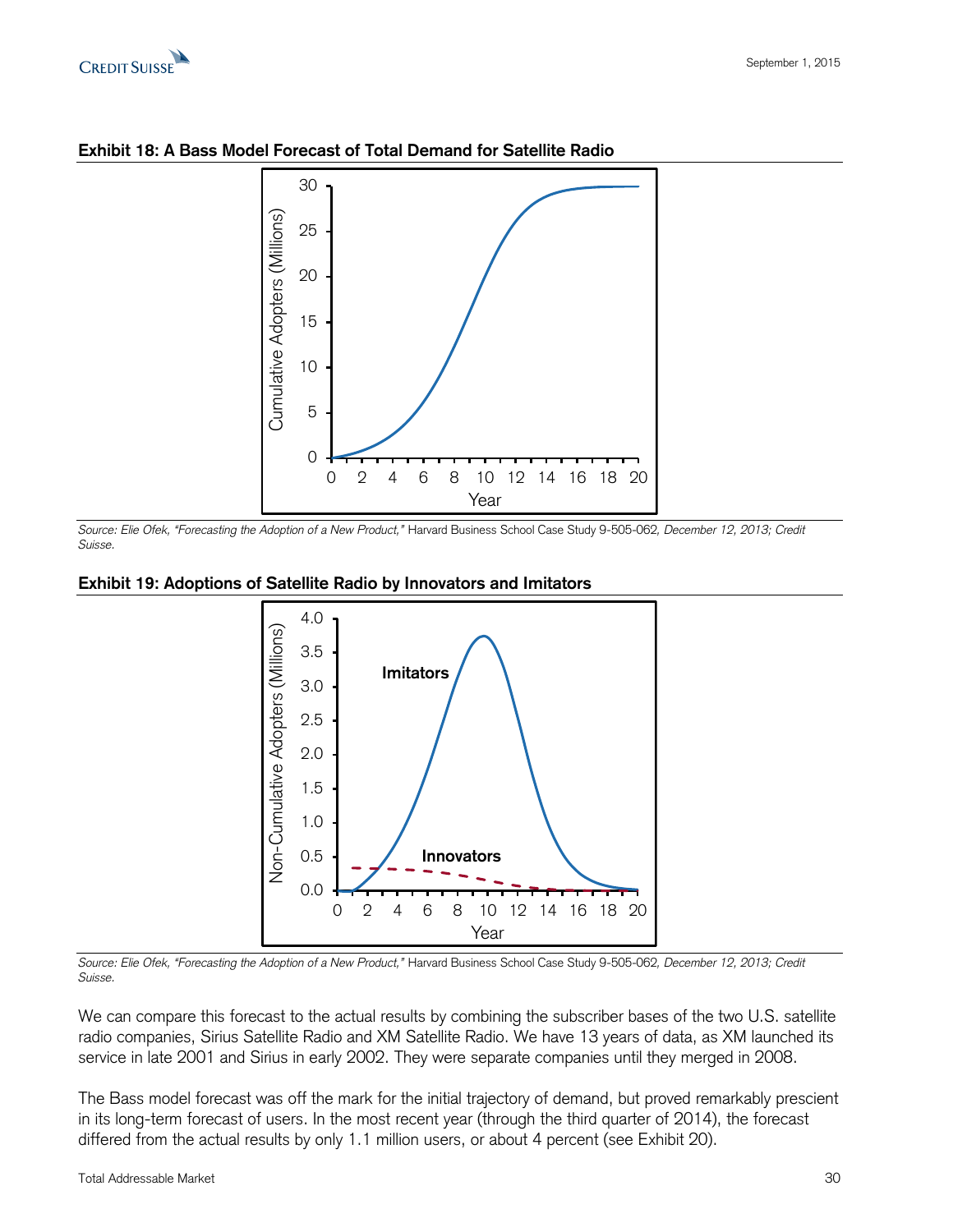**Exhibit 18: A Bass Model Forecast of Total Demand for Satellite Radio**

*Source: Elie Ofek, "Forecasting the Adoption of a New Product,"* Harvard Business School Case Study 9-505-062*, December 12, 2013; Credit Suisse.*

**Exhibit 19: Adoptions of Satellite Radio by Innovators and Imitators**

*Source: Elie Ofek, "Forecasting the Adoption of a New Product,"* Harvard Business School Case Study 9-505-062*, December 12, 2013; Credit Suisse.*

We can compare this forecast to the actual results by combining the subscriber bases of the two U.S. satellite radio companies, Sirius Satellite Radio and XM Satellite Radio. We have 13 years of data, as XM launched its service in late 2001 and Sirius in early 2002. They were separate companies until they merged in 2008.

The Bass model forecast was off the mark for the initial trajectory of demand, but proved remarkably prescient in its long-term forecast of users. In the most recent year (through the third quarter of 2014), the forecast differed from the actual results by only 1.1 million users, or about 4 percent (see Exhibit 20).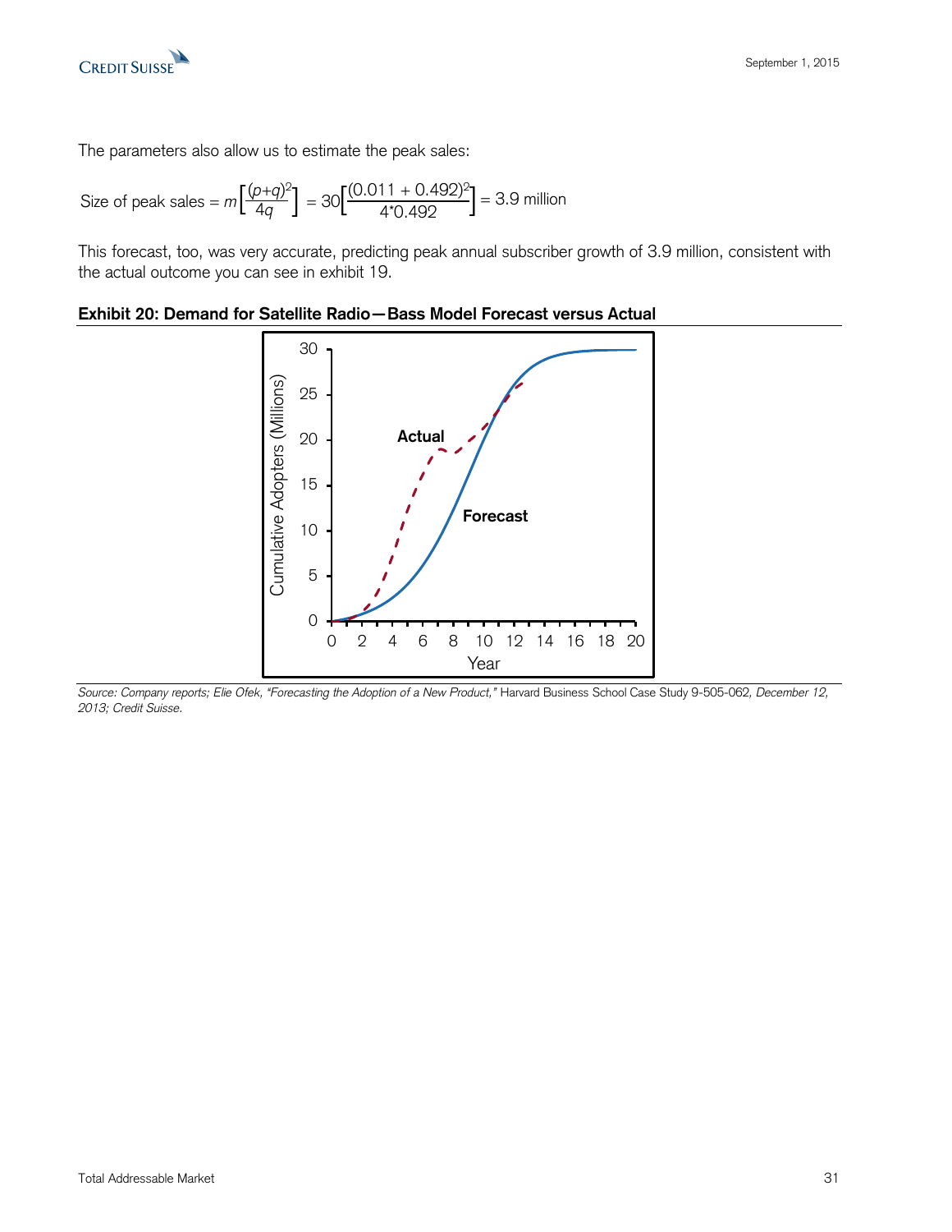The parameters also allow us to estimate the peak sales:

$$\text{Size of peak sales} = m\left[\frac{(p+q)^2}{4q}\right] = 30\left[\frac{(0.011 + 0.492)^2}{4{*}0.492}\right] = 3.9 \text{ million}$$

This forecast, too, was very accurate, predicting peak annual subscriber growth of 3.9 million, consistent with the actual outcome you can see in exhibit 19.

**Exhibit 20: Demand for Satellite Radio—Bass Model Forecast versus Actual**

*Source: Company reports; Elie Ofek, "Forecasting the Adoption of a New Product,"* Harvard Business School Case Study 9-505-062, *December 12, 2013; Credit Suisse.*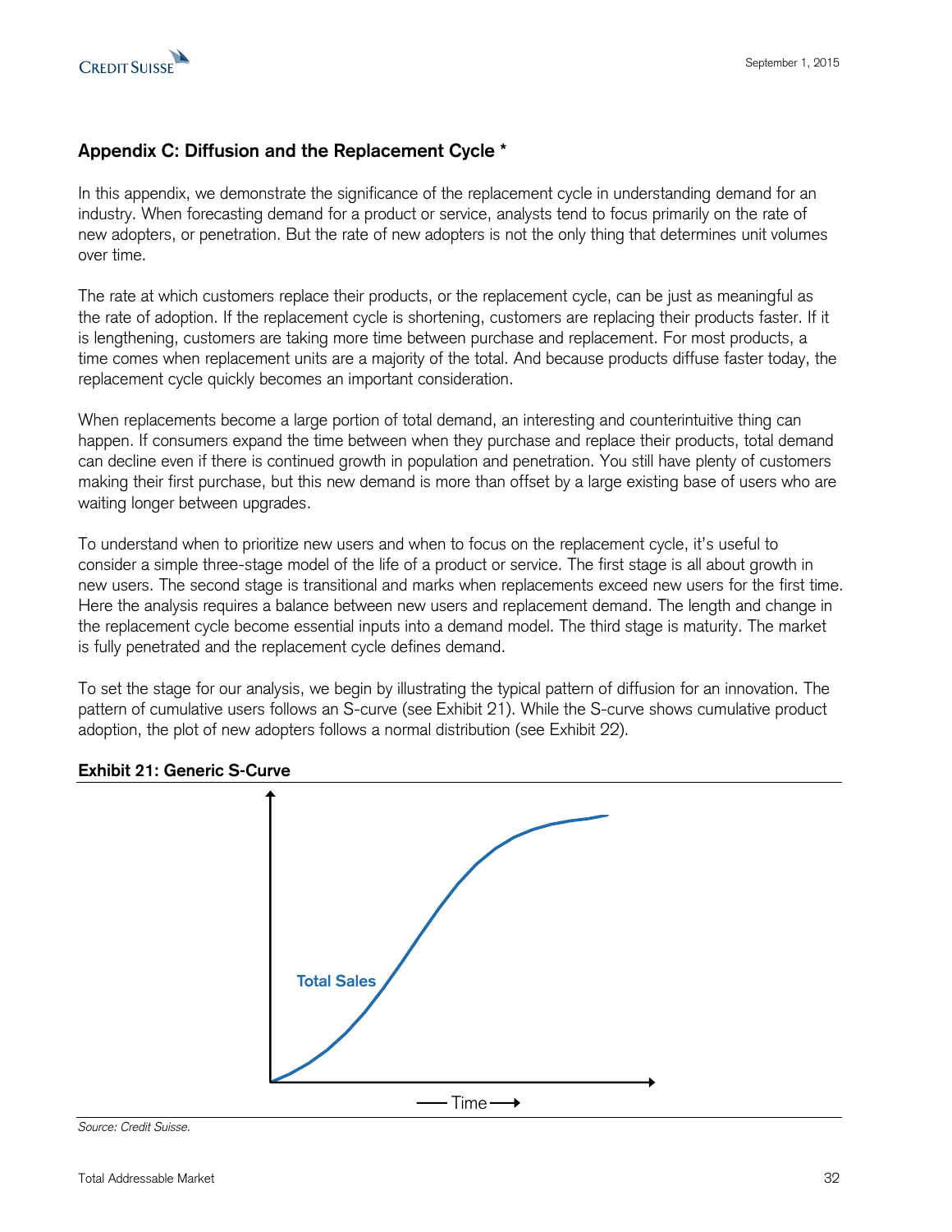## Appendix C: Diffusion and the Replacement Cycle *

In this appendix, we demonstrate the significance of the replacement cycle in understanding demand for an industry. When forecasting demand for a product or service, analysts tend to focus primarily on the rate of new adopters, or penetration. But the rate of new adopters is not the only thing that determines unit volumes over time.

The rate at which customers replace their products, or the replacement cycle, can be just as meaningful as the rate of adoption. If the replacement cycle is shortening, customers are replacing their products faster. If it is lengthening, customers are taking more time between purchase and replacement. For most products, a time comes when replacement units are a majority of the total. And because products diffuse faster today, the replacement cycle quickly becomes an important consideration.

When replacements become a large portion of total demand, an interesting and counterintuitive thing can happen. If consumers expand the time between when they purchase and replace their products, total demand can decline even if there is continued growth in population and penetration. You still have plenty of customers making their first purchase, but this new demand is more than offset by a large existing base of users who are waiting longer between upgrades.

To understand when to prioritize new users and when to focus on the replacement cycle, it's useful to consider a simple three-stage model of the life of a product or service. The first stage is all about growth in new users. The second stage is transitional and marks when replacements exceed new users for the first time. Here the analysis requires a balance between new users and replacement demand. The length and change in the replacement cycle become essential inputs into a demand model. The third stage is maturity. The market is fully penetrated and the replacement cycle defines demand.

To set the stage for our analysis, we begin by illustrating the typical pattern of diffusion for an innovation. The pattern of cumulative users follows an S-curve (see Exhibit 21). While the S-curve shows cumulative product adoption, the plot of new adopters follows a normal distribution (see Exhibit 22).

**Exhibit 21: Generic S-Curve**

Total Sales

Time

*Source: Credit Suisse.*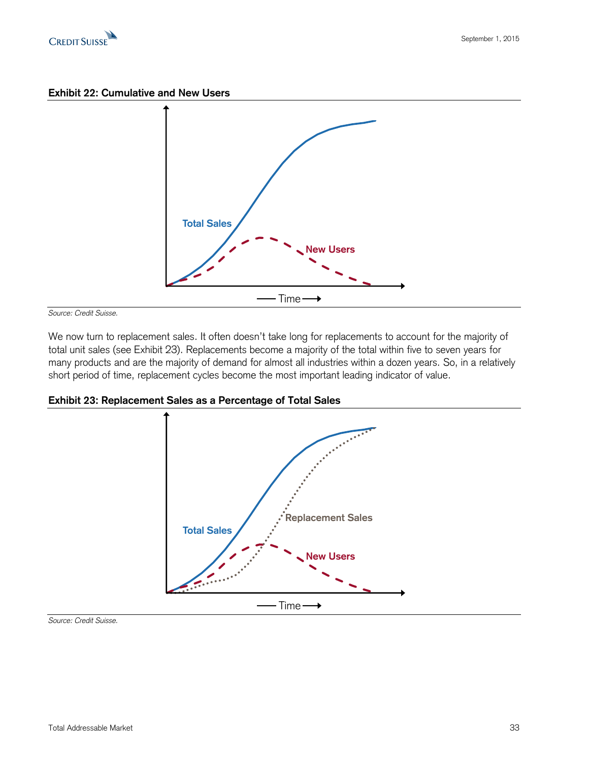**Exhibit 22: Cumulative and New Users**

*Source: Credit Suisse.*

We now turn to replacement sales. It often doesn't take long for replacements to account for the majority of total unit sales (see Exhibit 23). Replacements become a majority of the total within five to seven years for many products and are the majority of demand for almost all industries within a dozen years. So, in a relatively short period of time, replacement cycles become the most important leading indicator of value.

**Exhibit 23: Replacement Sales as a Percentage of Total Sales**

*Source: Credit Suisse.*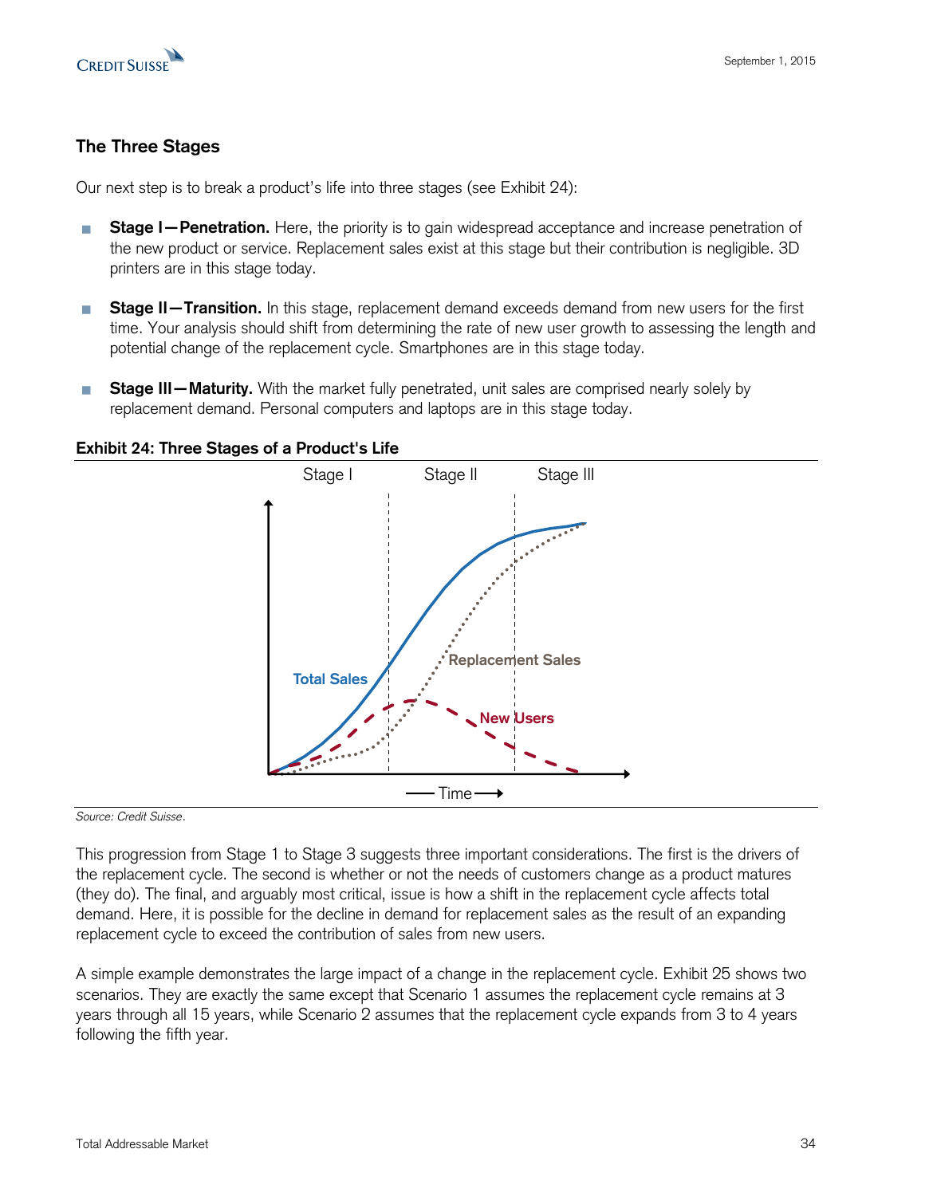## The Three Stages

Our next step is to break a product's life into three stages (see Exhibit 24):

- **Stage I—Penetration.** Here, the priority is to gain widespread acceptance and increase penetration of the new product or service. Replacement sales exist at this stage but their contribution is negligible. 3D printers are in this stage today.
- **Stage II—Transition.** In this stage, replacement demand exceeds demand from new users for the first time. Your analysis should shift from determining the rate of new user growth to assessing the length and potential change of the replacement cycle. Smartphones are in this stage today.
- **Stage III—Maturity.** With the market fully penetrated, unit sales are comprised nearly solely by replacement demand. Personal computers and laptops are in this stage today.

**Exhibit 24: Three Stages of a Product's Life**

Stage I | Stage II | Stage III

Total Sales

Replacement Sales

New Users

Time

*Source: Credit Suisse.*

This progression from Stage 1 to Stage 3 suggests three important considerations. The first is the drivers of the replacement cycle. The second is whether or not the needs of customers change as a product matures (they do). The final, and arguably most critical, issue is how a shift in the replacement cycle affects total demand. Here, it is possible for the decline in demand for replacement sales as the result of an expanding replacement cycle to exceed the contribution of sales from new users.

A simple example demonstrates the large impact of a change in the replacement cycle. Exhibit 25 shows two scenarios. They are exactly the same except that Scenario 1 assumes the replacement cycle remains at 3 years through all 15 years, while Scenario 2 assumes that the replacement cycle expands from 3 to 4 years following the fifth year.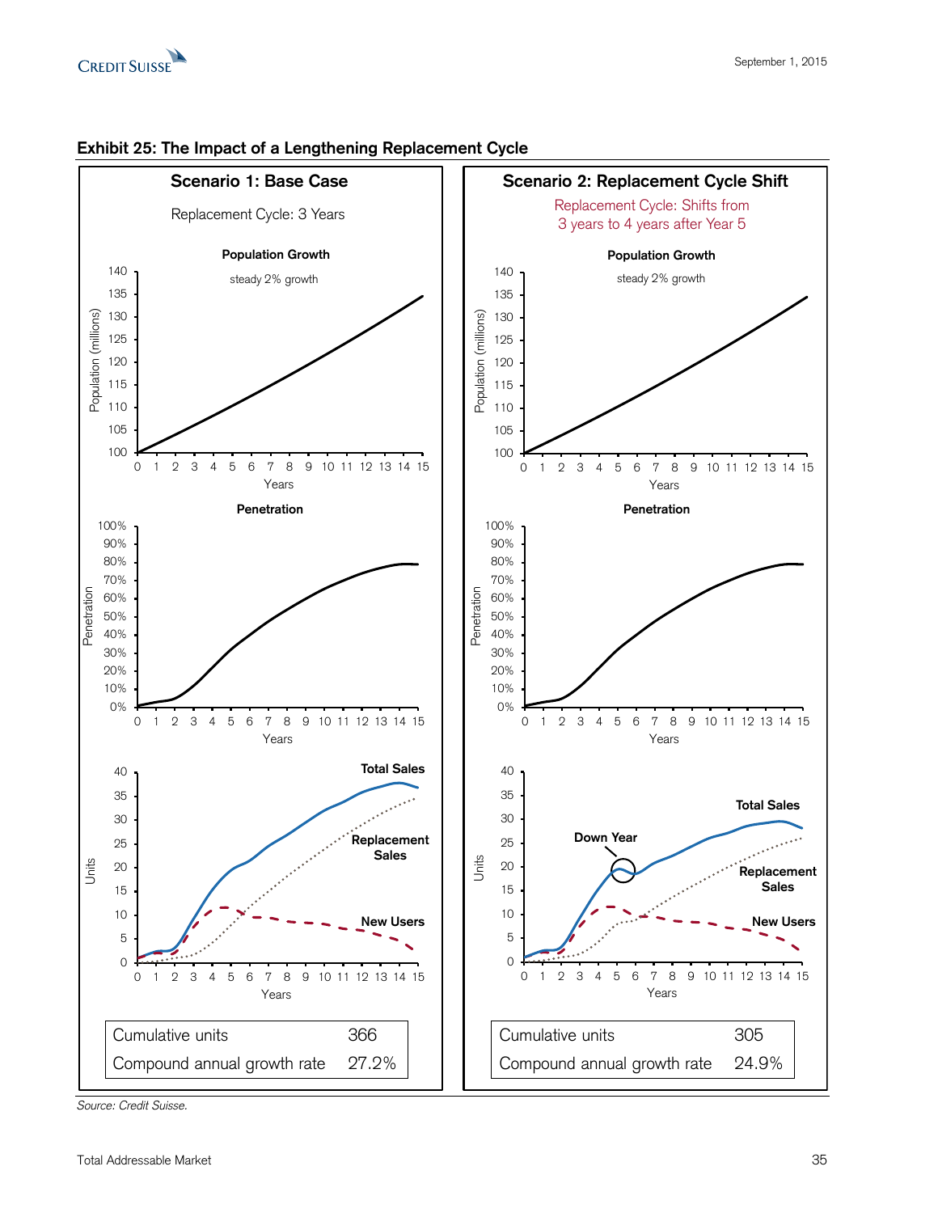**Exhibit 25: The Impact of a Lengthening Replacement Cycle**

### Scenario 1: Base Case

Replacement Cycle: 3 Years

**Population Growth**

steady 2% growth

**Penetration**

**Total Sales**

**Replacement Sales**

**New Users**

| Cumulative units | 366 |
|---|---|
| Compound annual growth rate | 27.2% |

### Scenario 2: Replacement Cycle Shift

Replacement Cycle: Shifts from 3 years to 4 years after Year 5

**Population Growth**

steady 2% growth

**Penetration**

**Down Year**

**Total Sales**

**Replacement Sales**

**New Users**

| Cumulative units | 305 |
|---|---|
| Compound annual growth rate | 24.9% |

*Source: Credit Suisse.*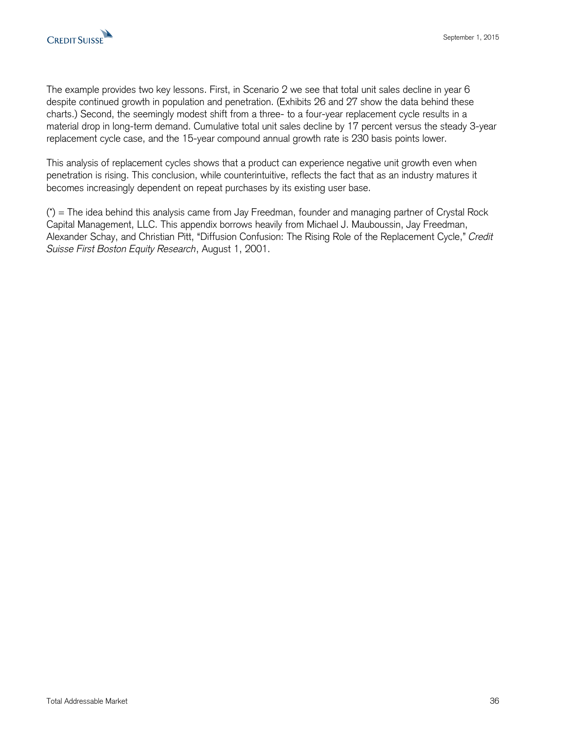The example provides two key lessons. First, in Scenario 2 we see that total unit sales decline in year 6 despite continued growth in population and penetration. (Exhibits 26 and 27 show the data behind these charts.) Second, the seemingly modest shift from a three- to a four-year replacement cycle results in a material drop in long-term demand. Cumulative total unit sales decline by 17 percent versus the steady 3-year replacement cycle case, and the 15-year compound annual growth rate is 230 basis points lower.

This analysis of replacement cycles shows that a product can experience negative unit growth even when penetration is rising. This conclusion, while counterintuitive, reflects the fact that as an industry matures it becomes increasingly dependent on repeat purchases by its existing user base.

(*) = The idea behind this analysis came from Jay Freedman, founder and managing partner of Crystal Rock Capital Management, LLC. This appendix borrows heavily from Michael J. Mauboussin, Jay Freedman, Alexander Schay, and Christian Pitt, "Diffusion Confusion: The Rising Role of the Replacement Cycle," *Credit Suisse First Boston Equity Research*, August 1, 2001.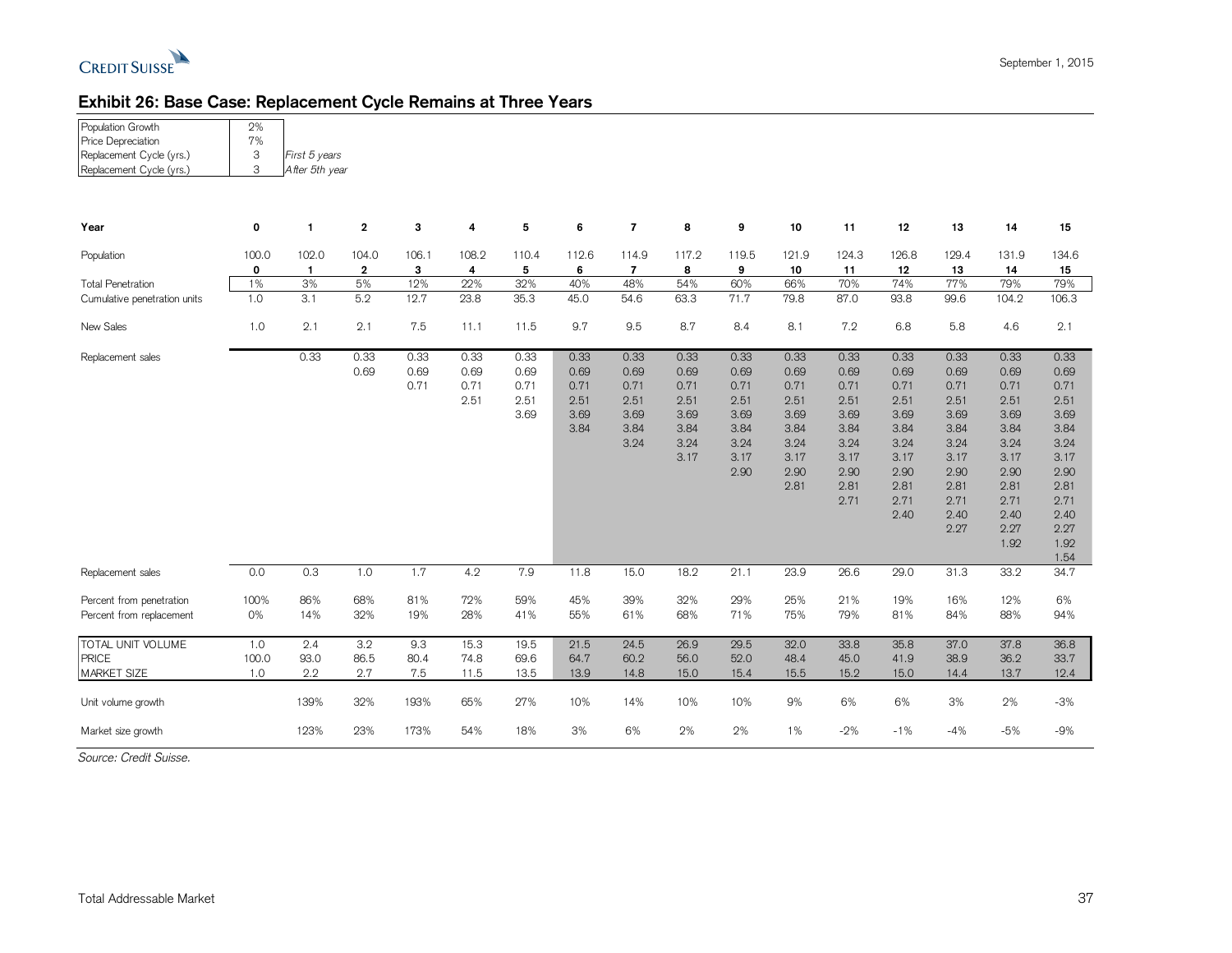# Exhibit 26: Base Case: Replacement Cycle Remains at Three Years

| | | |
|---|---|---|
| Population Growth | 2% | |
| Price Depreciation | 7% | |
| Replacement Cycle (yrs.) | 3 | *First 5 years* |
| Replacement Cycle (yrs.) | 3 | *After 5th year* |

| **Year** | **0** | **1** | **2** | **3** | **4** | **5** | **6** | **7** | **8** | **9** | **10** | **11** | **12** | **13** | **14** | **15** |
|---|---|---|---|---|---|---|---|---|---|---|---|---|---|---|---|---|
| Population | 100.0 | 102.0 | 104.0 | 106.1 | 108.2 | 110.4 | 112.6 | 114.9 | 117.2 | 119.5 | 121.9 | 124.3 | 126.8 | 129.4 | 131.9 | 134.6 |
| | **0** | **1** | **2** | **3** | **4** | **5** | **6** | **7** | **8** | **9** | **10** | **11** | **12** | **13** | **14** | **15** |
| Total Penetration | 1% | 3% | 5% | 12% | 22% | 32% | 40% | 48% | 54% | 60% | 66% | 70% | 74% | 77% | 79% | 79% |
| Cumulative penetration units | 1.0 | 3.1 | 5.2 | 12.7 | 23.8 | 35.3 | 45.0 | 54.6 | 63.3 | 71.7 | 79.8 | 87.0 | 93.8 | 99.6 | 104.2 | 106.3 |
| New Sales | 1.0 | 2.1 | 2.1 | 7.5 | 11.1 | 11.5 | 9.7 | 9.5 | 8.7 | 8.4 | 8.1 | 7.2 | 6.8 | 5.8 | 4.6 | 2.1 |
| Replacement sales | | 0.33 | 0.33 | 0.33 | 0.33 | 0.33 | 0.33 | 0.33 | 0.33 | 0.33 | 0.33 | 0.33 | 0.33 | 0.33 | 0.33 | 0.33 |
| | | | 0.69 | 0.69 | 0.69 | 0.69 | 0.69 | 0.69 | 0.69 | 0.69 | 0.69 | 0.69 | 0.69 | 0.69 | 0.69 | 0.69 |
| | | | | 0.71 | 0.71 | 0.71 | 0.71 | 0.71 | 0.71 | 0.71 | 0.71 | 0.71 | 0.71 | 0.71 | 0.71 | 0.71 |
| | | | | | 2.51 | 2.51 | 2.51 | 2.51 | 2.51 | 2.51 | 2.51 | 2.51 | 2.51 | 2.51 | 2.51 | 2.51 |
| | | | | | | 3.69 | 3.69 | 3.69 | 3.69 | 3.69 | 3.69 | 3.69 | 3.69 | 3.69 | 3.69 | 3.69 |
| | | | | | | | 3.84 | 3.84 | 3.84 | 3.84 | 3.84 | 3.84 | 3.84 | 3.84 | 3.84 | 3.84 |
| | | | | | | | | 3.24 | 3.24 | 3.24 | 3.24 | 3.24 | 3.24 | 3.24 | 3.24 | 3.24 |
| | | | | | | | | | 3.17 | 3.17 | 3.17 | 3.17 | 3.17 | 3.17 | 3.17 | 3.17 |
| | | | | | | | | | | 2.90 | 2.90 | 2.90 | 2.90 | 2.90 | 2.90 | 2.90 |
| | | | | | | | | | | | 2.81 | 2.81 | 2.81 | 2.81 | 2.81 | 2.81 |
| | | | | | | | | | | | | 2.71 | 2.71 | 2.71 | 2.71 | 2.71 |
| | | | | | | | | | | | | | 2.40 | 2.40 | 2.40 | 2.40 |
| | | | | | | | | | | | | | | 2.27 | 2.27 | 2.27 |
| | | | | | | | | | | | | | | | 1.92 | 1.92 |
| | | | | | | | | | | | | | | | | 1.54 |
| Replacement sales | 0.0 | 0.3 | 1.0 | 1.7 | 4.2 | 7.9 | 11.8 | 15.0 | 18.2 | 21.1 | 23.9 | 26.6 | 29.0 | 31.3 | 33.2 | 34.7 |
| Percent from penetration | 100% | 86% | 68% | 81% | 72% | 59% | 45% | 39% | 32% | 29% | 25% | 21% | 19% | 16% | 12% | 6% |
| Percent from replacement | 0% | 14% | 32% | 19% | 28% | 41% | 55% | 61% | 68% | 71% | 75% | 79% | 81% | 84% | 88% | 94% |
| TOTAL UNIT VOLUME | 1.0 | 2.4 | 3.2 | 9.3 | 15.3 | 19.5 | 21.5 | 24.5 | 26.9 | 29.5 | 32.0 | 33.8 | 35.8 | 37.0 | 37.8 | 36.8 |
| PRICE | 100.0 | 93.0 | 86.5 | 80.4 | 74.8 | 69.6 | 64.7 | 60.2 | 56.0 | 52.0 | 48.4 | 45.0 | 41.9 | 38.9 | 36.2 | 33.7 |
| MARKET SIZE | 1.0 | 2.2 | 2.7 | 7.5 | 11.5 | 13.5 | 13.9 | 14.8 | 15.0 | 15.4 | 15.5 | 15.2 | 15.0 | 14.4 | 13.7 | 12.4 |
| Unit volume growth | | 139% | 32% | 193% | 65% | 27% | 10% | 14% | 10% | 10% | 9% | 6% | 6% | 3% | 2% | -3% |
| Market size growth | | 123% | 23% | 173% | 54% | 18% | 3% | 6% | 2% | 2% | 1% | -2% | -1% | -4% | -5% | -9% |

*Source: Credit Suisse.*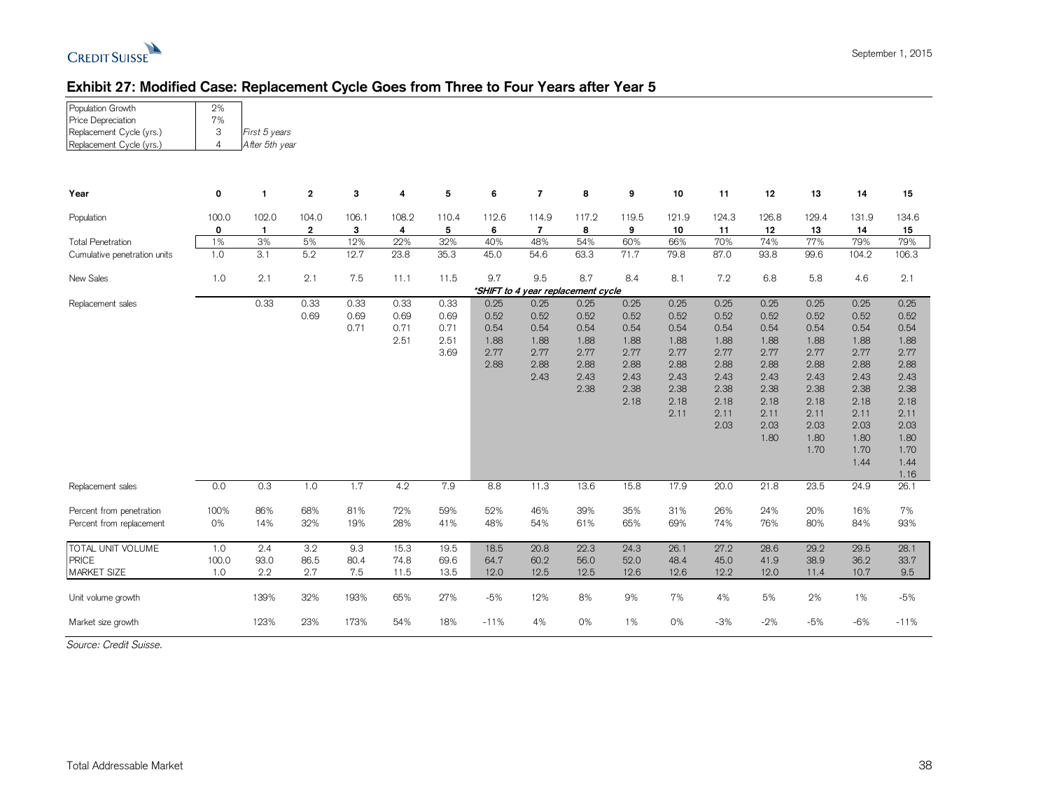## Exhibit 27: Modified Case: Replacement Cycle Goes from Three to Four Years after Year 5

| | | |
|---|---|---|
| Population Growth | 2% | |
| Price Depreciation | 7% | |
| Replacement Cycle (yrs.) | 3 | *First 5 years* |
| Replacement Cycle (yrs.) | 4 | *After 5th year* |

| Year | 0 | 1 | 2 | 3 | 4 | 5 | 6 | 7 | 8 | 9 | 10 | 11 | 12 | 13 | 14 | 15 |
|---|---|---|---|---|---|---|---|---|---|---|---|---|---|---|---|---|
| Population | 100.0 | 102.0 | 104.0 | 106.1 | 108.2 | 110.4 | 112.6 | 114.9 | 117.2 | 119.5 | 121.9 | 124.3 | 126.8 | 129.4 | 131.9 | 134.6 |
| | 0 | 1 | 2 | 3 | 4 | 5 | 6 | 7 | 8 | 9 | 10 | 11 | 12 | 13 | 14 | 15 |
| Total Penetration | 1% | 3% | 5% | 12% | 22% | 32% | 40% | 48% | 54% | 60% | 66% | 70% | 74% | 77% | 79% | 79% |
| Cumulative penetration units | 1.0 | 3.1 | 5.2 | 12.7 | 23.8 | 35.3 | 45.0 | 54.6 | 63.3 | 71.7 | 79.8 | 87.0 | 93.8 | 99.6 | 104.2 | 106.3 |
| New Sales | 1.0 | 2.1 | 2.1 | 7.5 | 11.1 | 11.5 | 9.7 | 9.5 | 8.7 | 8.4 | 8.1 | 7.2 | 6.8 | 5.8 | 4.6 | 2.1 |
| | | | | | | | *\*SHIFT to 4 year replacement cycle* | | | | | | | | | |
| Replacement sales | | 0.33 | 0.33 | 0.33 | 0.33 | 0.33 | 0.25 | 0.25 | 0.25 | 0.25 | 0.25 | 0.25 | 0.25 | 0.25 | 0.25 | 0.25 |
| | | | 0.69 | 0.69 | 0.69 | 0.69 | 0.52 | 0.52 | 0.52 | 0.52 | 0.52 | 0.52 | 0.52 | 0.52 | 0.52 | 0.52 |
| | | | | 0.71 | 0.71 | 0.71 | 0.54 | 0.54 | 0.54 | 0.54 | 0.54 | 0.54 | 0.54 | 0.54 | 0.54 | 0.54 |
| | | | | | 2.51 | 2.51 | 1.88 | 1.88 | 1.88 | 1.88 | 1.88 | 1.88 | 1.88 | 1.88 | 1.88 | 1.88 |
| | | | | | | 3.69 | 2.77 | 2.77 | 2.77 | 2.77 | 2.77 | 2.77 | 2.77 | 2.77 | 2.77 | 2.77 |
| | | | | | | | 2.88 | 2.88 | 2.88 | 2.88 | 2.88 | 2.88 | 2.88 | 2.88 | 2.88 | 2.88 |
| | | | | | | | | 2.43 | 2.43 | 2.43 | 2.43 | 2.43 | 2.43 | 2.43 | 2.43 | 2.43 |
| | | | | | | | | | 2.38 | 2.38 | 2.38 | 2.38 | 2.38 | 2.38 | 2.38 | 2.38 |
| | | | | | | | | | | 2.18 | 2.18 | 2.18 | 2.18 | 2.18 | 2.18 | 2.18 |
| | | | | | | | | | | | 2.11 | 2.11 | 2.11 | 2.11 | 2.11 | 2.11 |
| | | | | | | | | | | | | 2.03 | 2.03 | 2.03 | 2.03 | 2.03 |
| | | | | | | | | | | | | | 1.80 | 1.80 | 1.80 | 1.80 |
| | | | | | | | | | | | | | | 1.70 | 1.70 | 1.70 |
| | | | | | | | | | | | | | | | 1.44 | 1.44 |
| | | | | | | | | | | | | | | | | 1.16 |
| Replacement sales | 0.0 | 0.3 | 1.0 | 1.7 | 4.2 | 7.9 | 8.8 | 11.3 | 13.6 | 15.8 | 17.9 | 20.0 | 21.8 | 23.5 | 24.9 | 26.1 |
| Percent from penetration | 100% | 86% | 68% | 81% | 72% | 59% | 52% | 46% | 39% | 35% | 31% | 26% | 24% | 20% | 16% | 7% |
| Percent from replacement | 0% | 14% | 32% | 19% | 28% | 41% | 48% | 54% | 61% | 65% | 69% | 74% | 76% | 80% | 84% | 93% |
| TOTAL UNIT VOLUME | 1.0 | 2.4 | 3.2 | 9.3 | 15.3 | 19.5 | 18.5 | 20.8 | 22.3 | 24.3 | 26.1 | 27.2 | 28.6 | 29.2 | 29.5 | 28.1 |
| PRICE | 100.0 | 93.0 | 86.5 | 80.4 | 74.8 | 69.6 | 64.7 | 60.2 | 56.0 | 52.0 | 48.4 | 45.0 | 41.9 | 38.9 | 36.2 | 33.7 |
| MARKET SIZE | 1.0 | 2.2 | 2.7 | 7.5 | 11.5 | 13.5 | 12.0 | 12.5 | 12.5 | 12.6 | 12.6 | 12.2 | 12.0 | 11.4 | 10.7 | 9.5 |
| Unit volume growth | | 139% | 32% | 193% | 65% | 27% | -5% | 12% | 8% | 9% | 7% | 4% | 5% | 2% | 1% | -5% |
| Market size growth | | 123% | 23% | 173% | 54% | 18% | -11% | 4% | 0% | 1% | 0% | -3% | -2% | -5% | -6% | -11% |

*Source: Credit Suisse.*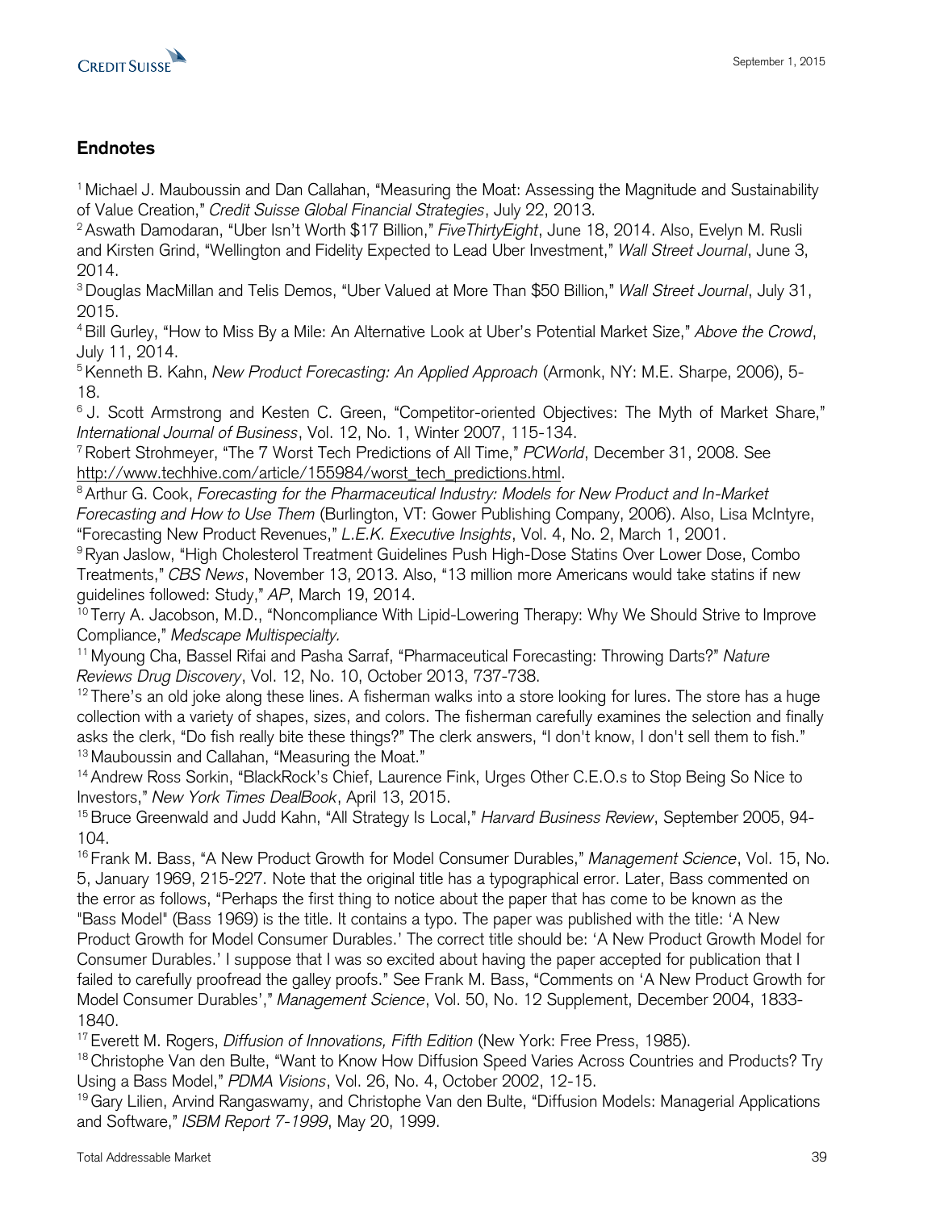## Endnotes

[1] Michael J. Mauboussin and Dan Callahan, "Measuring the Moat: Assessing the Magnitude and Sustainability of Value Creation," *Credit Suisse Global Financial Strategies*, July 22, 2013.
[2] Aswath Damodaran, "Uber Isn't Worth $17 Billion," *FiveThirtyEight*, June 18, 2014. Also, Evelyn M. Rusli and Kirsten Grind, "Wellington and Fidelity Expected to Lead Uber Investment," *Wall Street Journal*, June 3, 2014.
[3] Douglas MacMillan and Telis Demos, "Uber Valued at More Than $50 Billion," *Wall Street Journal*, July 31, 2015.
[4] Bill Gurley, "How to Miss By a Mile: An Alternative Look at Uber's Potential Market Size," *Above the Crowd*, July 11, 2014.
[5] Kenneth B. Kahn, *New Product Forecasting: An Applied Approach* (Armonk, NY: M.E. Sharpe, 2006), 5-18.
[6] J. Scott Armstrong and Kesten C. Green, "Competitor-oriented Objectives: The Myth of Market Share," *International Journal of Business*, Vol. 12, No. 1, Winter 2007, 115-134.
[7] Robert Strohmeyer, "The 7 Worst Tech Predictions of All Time," *PCWorld*, December 31, 2008. See http://www.techhive.com/article/155984/worst_tech_predictions.html.
[8] Arthur G. Cook, *Forecasting for the Pharmaceutical Industry: Models for New Product and In-Market Forecasting and How to Use Them* (Burlington, VT: Gower Publishing Company, 2006). Also, Lisa McIntyre, "Forecasting New Product Revenues," *L.E.K. Executive Insights*, Vol. 4, No. 2, March 1, 2001.
[9] Ryan Jaslow, "High Cholesterol Treatment Guidelines Push High-Dose Statins Over Lower Dose, Combo Treatments," *CBS News*, November 13, 2013. Also, "13 million more Americans would take statins if new guidelines followed: Study," *AP*, March 19, 2014.
[10] Terry A. Jacobson, M.D., "Noncompliance With Lipid-Lowering Therapy: Why We Should Strive to Improve Compliance," *Medscape Multispecialty.*
[11] Myoung Cha, Bassel Rifai and Pasha Sarraf, "Pharmaceutical Forecasting: Throwing Darts?" *Nature Reviews Drug Discovery*, Vol. 12, No. 10, October 2013, 737-738.
[12] There's an old joke along these lines. A fisherman walks into a store looking for lures. The store has a huge collection with a variety of shapes, sizes, and colors. The fisherman carefully examines the selection and finally asks the clerk, "Do fish really bite these things?" The clerk answers, "I don't know, I don't sell them to fish."
[13] Mauboussin and Callahan, "Measuring the Moat."
[14] Andrew Ross Sorkin, "BlackRock's Chief, Laurence Fink, Urges Other C.E.O.s to Stop Being So Nice to Investors," *New York Times DealBook*, April 13, 2015.
[15] Bruce Greenwald and Judd Kahn, "All Strategy Is Local," *Harvard Business Review*, September 2005, 94-104.
[16] Frank M. Bass, "A New Product Growth for Model Consumer Durables," *Management Science*, Vol. 15, No. 5, January 1969, 215-227. Note that the original title has a typographical error. Later, Bass commented on the error as follows, "Perhaps the first thing to notice about the paper that has come to be known as the "Bass Model" (Bass 1969) is the title. It contains a typo. The paper was published with the title: 'A New Product Growth for Model Consumer Durables.' The correct title should be: 'A New Product Growth Model for Consumer Durables.' I suppose that I was so excited about having the paper accepted for publication that I failed to carefully proofread the galley proofs." See Frank M. Bass, "Comments on 'A New Product Growth for Model Consumer Durables'," *Management Science*, Vol. 50, No. 12 Supplement, December 2004, 1833-1840.
[17] Everett M. Rogers, *Diffusion of Innovations, Fifth Edition* (New York: Free Press, 1985).
[18] Christophe Van den Bulte, "Want to Know How Diffusion Speed Varies Across Countries and Products? Try Using a Bass Model," *PDMA Visions*, Vol. 26, No. 4, October 2002, 12-15.
[19] Gary Lilien, Arvind Rangaswamy, and Christophe Van den Bulte, "Diffusion Models: Managerial Applications and Software," *ISBM Report 7-1999*, May 20, 1999.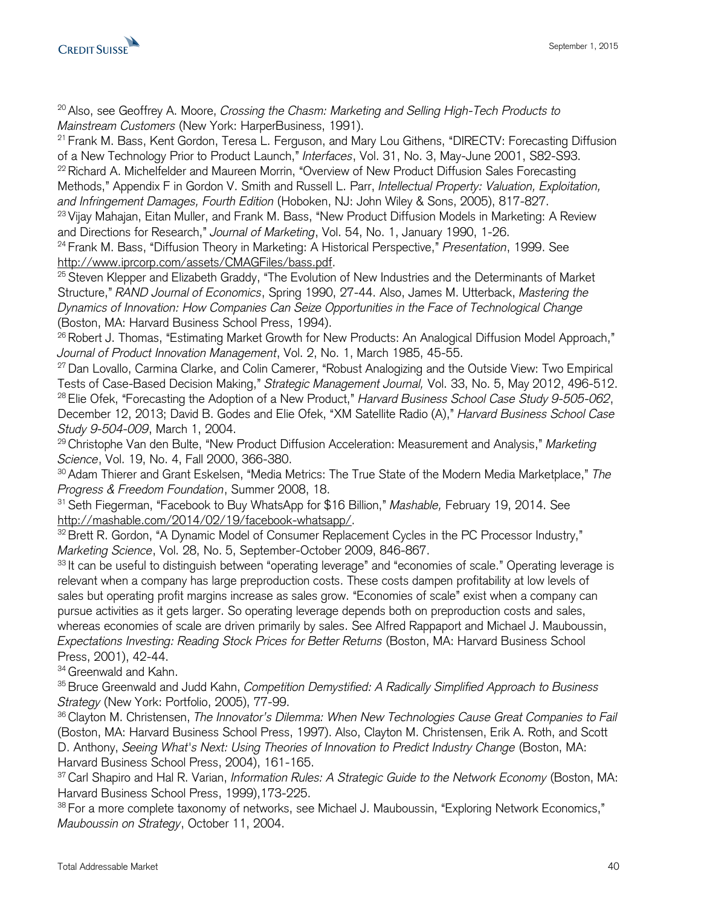[20] Also, see Geoffrey A. Moore, *Crossing the Chasm: Marketing and Selling High-Tech Products to Mainstream Customers* (New York: HarperBusiness, 1991).

[21] Frank M. Bass, Kent Gordon, Teresa L. Ferguson, and Mary Lou Githens, "DIRECTV: Forecasting Diffusion of a New Technology Prior to Product Launch," *Interfaces*, Vol. 31, No. 3, May-June 2001, S82-S93.

[22] Richard A. Michelfelder and Maureen Morrin, "Overview of New Product Diffusion Sales Forecasting Methods," Appendix F in Gordon V. Smith and Russell L. Parr, *Intellectual Property: Valuation, Exploitation, and Infringement Damages, Fourth Edition* (Hoboken, NJ: John Wiley & Sons, 2005), 817-827.

[23] Vijay Mahajan, Eitan Muller, and Frank M. Bass, "New Product Diffusion Models in Marketing: A Review and Directions for Research," *Journal of Marketing*, Vol. 54, No. 1, January 1990, 1-26.

[24] Frank M. Bass, "Diffusion Theory in Marketing: A Historical Perspective," *Presentation*, 1999. See http://www.iprcorp.com/assets/CMAGFiles/bass.pdf.

[25] Steven Klepper and Elizabeth Graddy, "The Evolution of New Industries and the Determinants of Market Structure," *RAND Journal of Economics*, Spring 1990, 27-44. Also, James M. Utterback, *Mastering the Dynamics of Innovation: How Companies Can Seize Opportunities in the Face of Technological Change* (Boston, MA: Harvard Business School Press, 1994).

[26] Robert J. Thomas, "Estimating Market Growth for New Products: An Analogical Diffusion Model Approach," *Journal of Product Innovation Management*, Vol. 2, No. 1, March 1985, 45-55.

[27] Dan Lovallo, Carmina Clarke, and Colin Camerer, "Robust Analogizing and the Outside View: Two Empirical Tests of Case-Based Decision Making," *Strategic Management Journal,* Vol. 33, No. 5, May 2012, 496-512.

[28] Elie Ofek, "Forecasting the Adoption of a New Product," *Harvard Business School Case Study 9-505-062*, December 12, 2013; David B. Godes and Elie Ofek, "XM Satellite Radio (A)," *Harvard Business School Case Study 9-504-009*, March 1, 2004.

[29] Christophe Van den Bulte, "New Product Diffusion Acceleration: Measurement and Analysis," *Marketing Science*, Vol. 19, No. 4, Fall 2000, 366-380.

[30] Adam Thierer and Grant Eskelsen, "Media Metrics: The True State of the Modern Media Marketplace," *The Progress & Freedom Foundation*, Summer 2008, 18.

[31] Seth Fiegerman, "Facebook to Buy WhatsApp for $16 Billion," *Mashable,* February 19, 2014. See http://mashable.com/2014/02/19/facebook-whatsapp/.

[32] Brett R. Gordon, "A Dynamic Model of Consumer Replacement Cycles in the PC Processor Industry," *Marketing Science*, Vol. 28, No. 5, September-October 2009, 846-867.

[33] It can be useful to distinguish between "operating leverage" and "economies of scale." Operating leverage is relevant when a company has large preproduction costs. These costs dampen profitability at low levels of sales but operating profit margins increase as sales grow. "Economies of scale" exist when a company can pursue activities as it gets larger. So operating leverage depends both on preproduction costs and sales, whereas economies of scale are driven primarily by sales. See Alfred Rappaport and Michael J. Mauboussin, *Expectations Investing: Reading Stock Prices for Better Returns* (Boston, MA: Harvard Business School Press, 2001), 42-44.

[34] Greenwald and Kahn.

[35] Bruce Greenwald and Judd Kahn, *Competition Demystified: A Radically Simplified Approach to Business Strategy* (New York: Portfolio, 2005), 77-99.

[36] Clayton M. Christensen, *The Innovator's Dilemma: When New Technologies Cause Great Companies to Fail* (Boston, MA: Harvard Business School Press, 1997). Also, Clayton M. Christensen, Erik A. Roth, and Scott D. Anthony, *Seeing What's Next: Using Theories of Innovation to Predict Industry Change* (Boston, MA: Harvard Business School Press, 2004), 161-165.

[37] Carl Shapiro and Hal R. Varian, *Information Rules: A Strategic Guide to the Network Economy* (Boston, MA: Harvard Business School Press, 1999),173-225.

[38] For a more complete taxonomy of networks, see Michael J. Mauboussin, "Exploring Network Economics," *Mauboussin on Strategy*, October 11, 2004.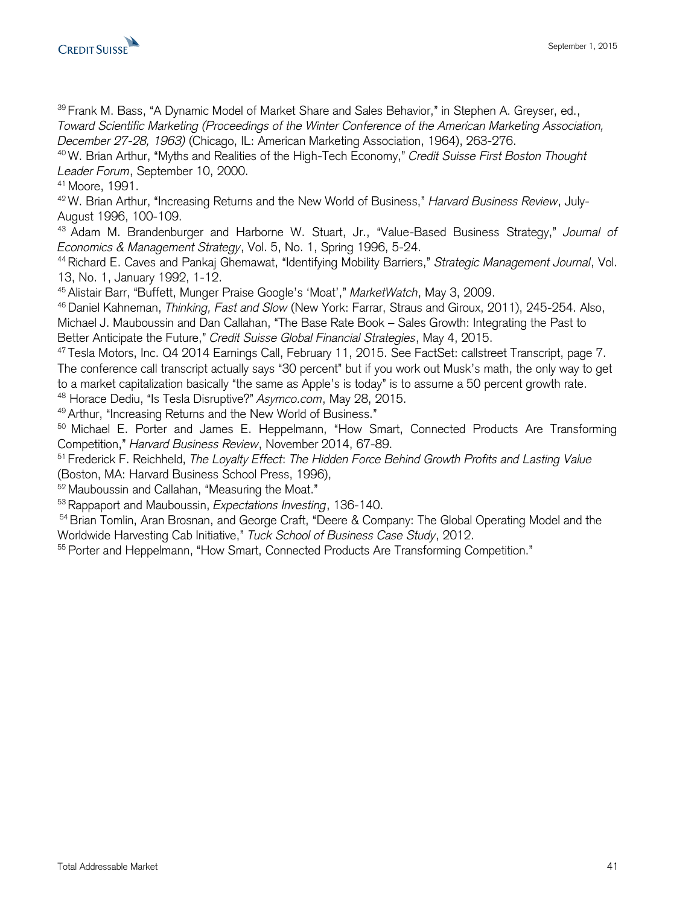[39] Frank M. Bass, "A Dynamic Model of Market Share and Sales Behavior," in Stephen A. Greyser, ed., *Toward Scientific Marketing (Proceedings of the Winter Conference of the American Marketing Association, December 27-28, 1963)* (Chicago, IL: American Marketing Association, 1964), 263-276.
[40] W. Brian Arthur, "Myths and Realities of the High-Tech Economy," *Credit Suisse First Boston Thought Leader Forum*, September 10, 2000.
[41] Moore, 1991.
[42] W. Brian Arthur, "Increasing Returns and the New World of Business," *Harvard Business Review*, July-August 1996, 100-109.
[43] Adam M. Brandenburger and Harborne W. Stuart, Jr., "Value-Based Business Strategy," *Journal of Economics & Management Strategy*, Vol. 5, No. 1, Spring 1996, 5-24.
[44] Richard E. Caves and Pankaj Ghemawat, "Identifying Mobility Barriers," *Strategic Management Journal*, Vol. 13, No. 1, January 1992, 1-12.
[45] Alistair Barr, "Buffett, Munger Praise Google's 'Moat'," *MarketWatch*, May 3, 2009.
[46] Daniel Kahneman, *Thinking, Fast and Slow* (New York: Farrar, Straus and Giroux, 2011), 245-254. Also, Michael J. Mauboussin and Dan Callahan, "The Base Rate Book – Sales Growth: Integrating the Past to Better Anticipate the Future," *Credit Suisse Global Financial Strategies*, May 4, 2015.
[47] Tesla Motors, Inc. Q4 2014 Earnings Call, February 11, 2015. See FactSet: callstreet Transcript, page 7. The conference call transcript actually says "30 percent" but if you work out Musk's math, the only way to get to a market capitalization basically "the same as Apple's is today" is to assume a 50 percent growth rate.
[48] Horace Dediu, "Is Tesla Disruptive?" *Asymco.com*, May 28, 2015.
[49] Arthur, "Increasing Returns and the New World of Business."
[50] Michael E. Porter and James E. Heppelmann, "How Smart, Connected Products Are Transforming Competition," *Harvard Business Review*, November 2014, 67-89.
[51] Frederick F. Reichheld, *The Loyalty Effect: The Hidden Force Behind Growth Profits and Lasting Value* (Boston, MA: Harvard Business School Press, 1996),
[52] Mauboussin and Callahan, "Measuring the Moat."
[53] Rappaport and Mauboussin, *Expectations Investing*, 136-140.
[54] Brian Tomlin, Aran Brosnan, and George Craft, "Deere & Company: The Global Operating Model and the Worldwide Harvesting Cab Initiative," *Tuck School of Business Case Study*, 2012.
[55] Porter and Heppelmann, "How Smart, Connected Products Are Transforming Competition."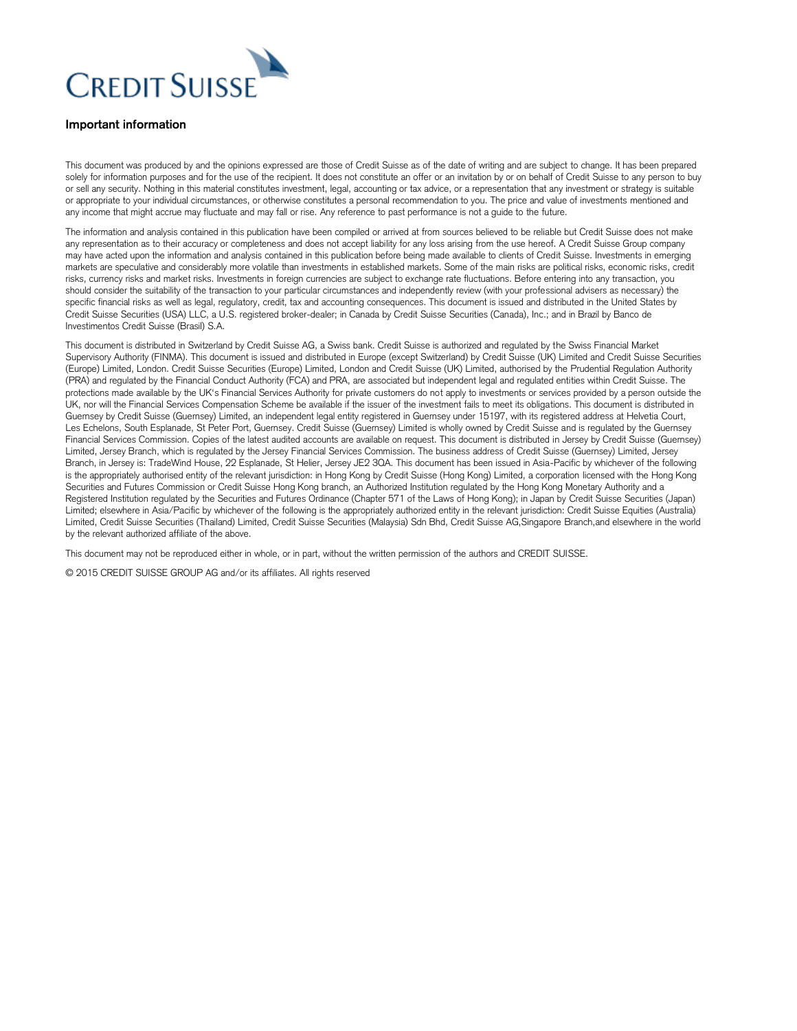CREDIT SUISSE

## Important information

This document was produced by and the opinions expressed are those of Credit Suisse as of the date of writing and are subject to change. It has been prepared solely for information purposes and for the use of the recipient. It does not constitute an offer or an invitation by or on behalf of Credit Suisse to any person to buy or sell any security. Nothing in this material constitutes investment, legal, accounting or tax advice, or a representation that any investment or strategy is suitable or appropriate to your individual circumstances, or otherwise constitutes a personal recommendation to you. The price and value of investments mentioned and any income that might accrue may fluctuate and may fall or rise. Any reference to past performance is not a guide to the future.

The information and analysis contained in this publication have been compiled or arrived at from sources believed to be reliable but Credit Suisse does not make any representation as to their accuracy or completeness and does not accept liability for any loss arising from the use hereof. A Credit Suisse Group company may have acted upon the information and analysis contained in this publication before being made available to clients of Credit Suisse. Investments in emerging markets are speculative and considerably more volatile than investments in established markets. Some of the main risks are political risks, economic risks, credit risks, currency risks and market risks. Investments in foreign currencies are subject to exchange rate fluctuations. Before entering into any transaction, you should consider the suitability of the transaction to your particular circumstances and independently review (with your professional advisers as necessary) the specific financial risks as well as legal, regulatory, credit, tax and accounting consequences. This document is issued and distributed in the United States by Credit Suisse Securities (USA) LLC, a U.S. registered broker-dealer; in Canada by Credit Suisse Securities (Canada), Inc.; and in Brazil by Banco de Investimentos Credit Suisse (Brasil) S.A.

This document is distributed in Switzerland by Credit Suisse AG, a Swiss bank. Credit Suisse is authorized and regulated by the Swiss Financial Market Supervisory Authority (FINMA). This document is issued and distributed in Europe (except Switzerland) by Credit Suisse (UK) Limited and Credit Suisse Securities (Europe) Limited, London. Credit Suisse Securities (Europe) Limited, London and Credit Suisse (UK) Limited, authorised by the Prudential Regulation Authority (PRA) and regulated by the Financial Conduct Authority (FCA) and PRA, are associated but independent legal and regulated entities within Credit Suisse. The protections made available by the UK's Financial Services Authority for private customers do not apply to investments or services provided by a person outside the UK, nor will the Financial Services Compensation Scheme be available if the issuer of the investment fails to meet its obligations. This document is distributed in Guernsey by Credit Suisse (Guernsey) Limited, an independent legal entity registered in Guernsey under 15197, with its registered address at Helvetia Court, Les Echelons, South Esplanade, St Peter Port, Guernsey. Credit Suisse (Guernsey) Limited is wholly owned by Credit Suisse and is regulated by the Guernsey Financial Services Commission. Copies of the latest audited accounts are available on request. This document is distributed in Jersey by Credit Suisse (Guernsey) Limited, Jersey Branch, which is regulated by the Jersey Financial Services Commission. The business address of Credit Suisse (Guernsey) Limited, Jersey Branch, in Jersey is: TradeWind House, 22 Esplanade, St Helier, Jersey JE2 3QA. This document has been issued in Asia-Pacific by whichever of the following is the appropriately authorised entity of the relevant jurisdiction: in Hong Kong by Credit Suisse (Hong Kong) Limited, a corporation licensed with the Hong Kong Securities and Futures Commission or Credit Suisse Hong Kong branch, an Authorized Institution regulated by the Hong Kong Monetary Authority and a Registered Institution regulated by the Securities and Futures Ordinance (Chapter 571 of the Laws of Hong Kong); in Japan by Credit Suisse Securities (Japan) Limited; elsewhere in Asia/Pacific by whichever of the following is the appropriately authorized entity in the relevant jurisdiction: Credit Suisse Equities (Australia) Limited, Credit Suisse Securities (Thailand) Limited, Credit Suisse Securities (Malaysia) Sdn Bhd, Credit Suisse AG,Singapore Branch,and elsewhere in the world by the relevant authorized affiliate of the above.

This document may not be reproduced either in whole, or in part, without the written permission of the authors and CREDIT SUISSE.

© 2015 CREDIT SUISSE GROUP AG and/or its affiliates. All rights reserved